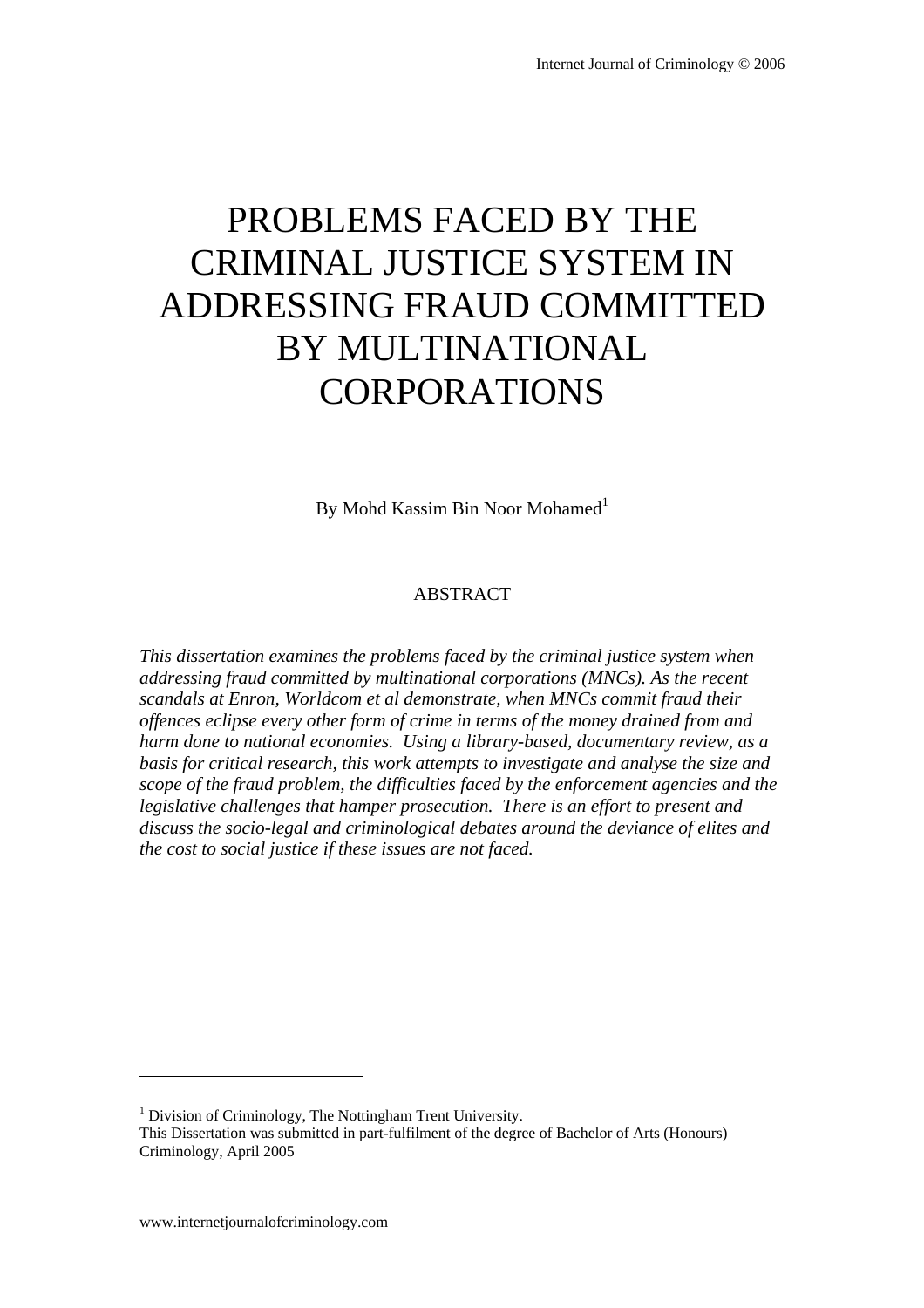# PROBLEMS FACED BY THE CRIMINAL JUSTICE SYSTEM IN ADDRESSING FRAUD COMMITTED BY MULTINATIONAL CORPORATIONS

By Mohd Kassim Bin Noor Mohamed[1]

## ABSTRACT

*This dissertation examines the problems faced by the criminal justice system when addressing fraud committed by multinational corporations (MNCs). As the recent scandals at Enron, Worldcom et al demonstrate, when MNCs commit fraud their offences eclipse every other form of crime in terms of the money drained from and harm done to national economies. Using a library-based, documentary review, as a basis for critical research, this work attempts to investigate and analyse the size and scope of the fraud problem, the difficulties faced by the enforcement agencies and the legislative challenges that hamper prosecution. There is an effort to present and discuss the socio-legal and criminological debates around the deviance of elites and the cost to social justice if these issues are not faced.*

---

[1] Division of Criminology, The Nottingham Trent University.
This Dissertation was submitted in part-fulfilment of the degree of Bachelor of Arts (Honours) Criminology, April 2005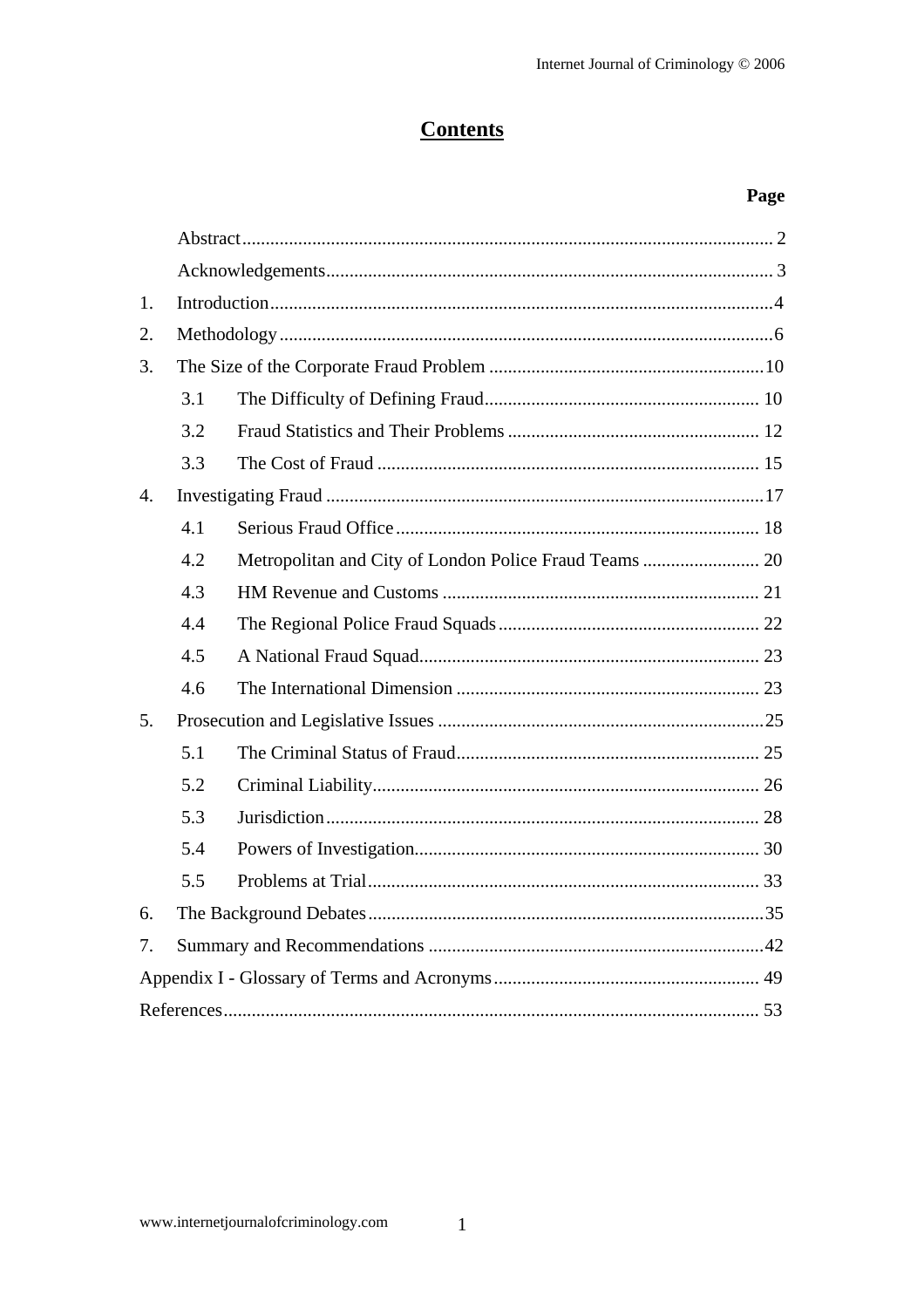# Contents

| | | Page |
|---|---|---|
| | Abstract | 2 |
| | Acknowledgements | 3 |
| 1. | Introduction | 4 |
| 2. | Methodology | 6 |
| 3. | The Size of the Corporate Fraud Problem | 10 |
| 3.1 | The Difficulty of Defining Fraud | 10 |
| 3.2 | Fraud Statistics and Their Problems | 12 |
| 3.3 | The Cost of Fraud | 15 |
| 4. | Investigating Fraud | 17 |
| 4.1 | Serious Fraud Office | 18 |
| 4.2 | Metropolitan and City of London Police Fraud Teams | 20 |
| 4.3 | HM Revenue and Customs | 21 |
| 4.4 | The Regional Police Fraud Squads | 22 |
| 4.5 | A National Fraud Squad | 23 |
| 4.6 | The International Dimension | 23 |
| 5. | Prosecution and Legislative Issues | 25 |
| 5.1 | The Criminal Status of Fraud | 25 |
| 5.2 | Criminal Liability | 26 |
| 5.3 | Jurisdiction | 28 |
| 5.4 | Powers of Investigation | 30 |
| 5.5 | Problems at Trial | 33 |
| 6. | The Background Debates | 35 |
| 7. | Summary and Recommendations | 42 |
| | Appendix I - Glossary of Terms and Acronyms | 49 |
| | References | 53 |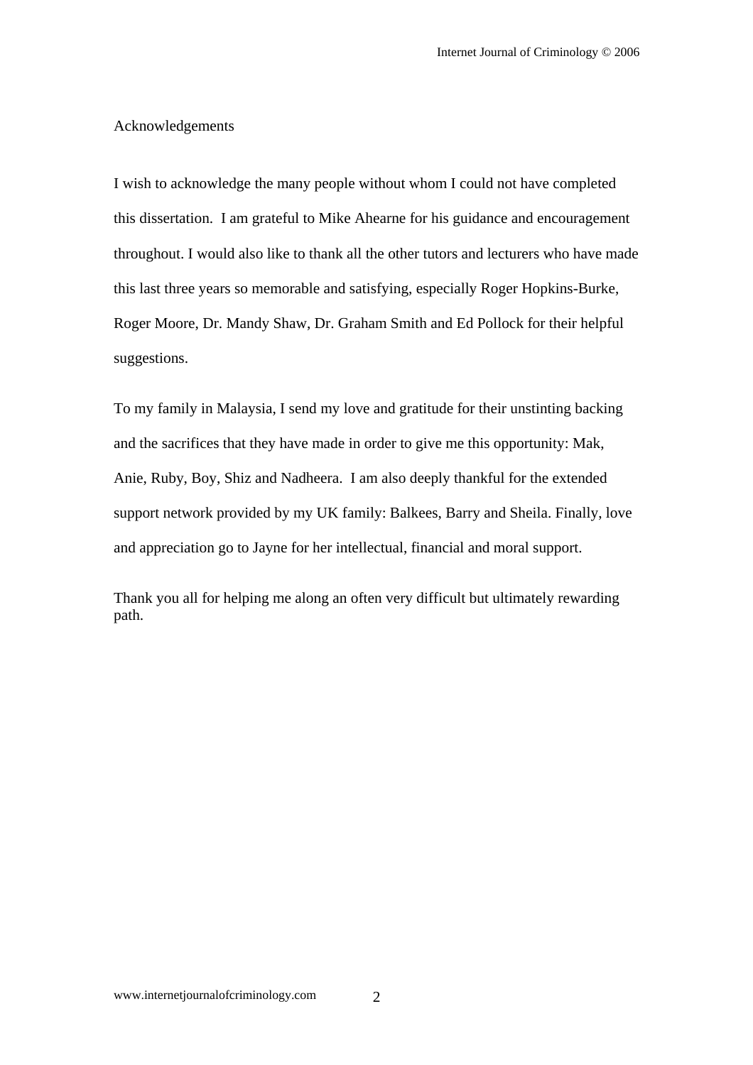# Acknowledgements

I wish to acknowledge the many people without whom I could not have completed this dissertation. I am grateful to Mike Ahearne for his guidance and encouragement throughout. I would also like to thank all the other tutors and lecturers who have made this last three years so memorable and satisfying, especially Roger Hopkins-Burke, Roger Moore, Dr. Mandy Shaw, Dr. Graham Smith and Ed Pollock for their helpful suggestions.

To my family in Malaysia, I send my love and gratitude for their unstinting backing and the sacrifices that they have made in order to give me this opportunity: Mak, Anie, Ruby, Boy, Shiz and Nadheera. I am also deeply thankful for the extended support network provided by my UK family: Balkees, Barry and Sheila. Finally, love and appreciation go to Jayne for her intellectual, financial and moral support.

Thank you all for helping me along an often very difficult but ultimately rewarding path.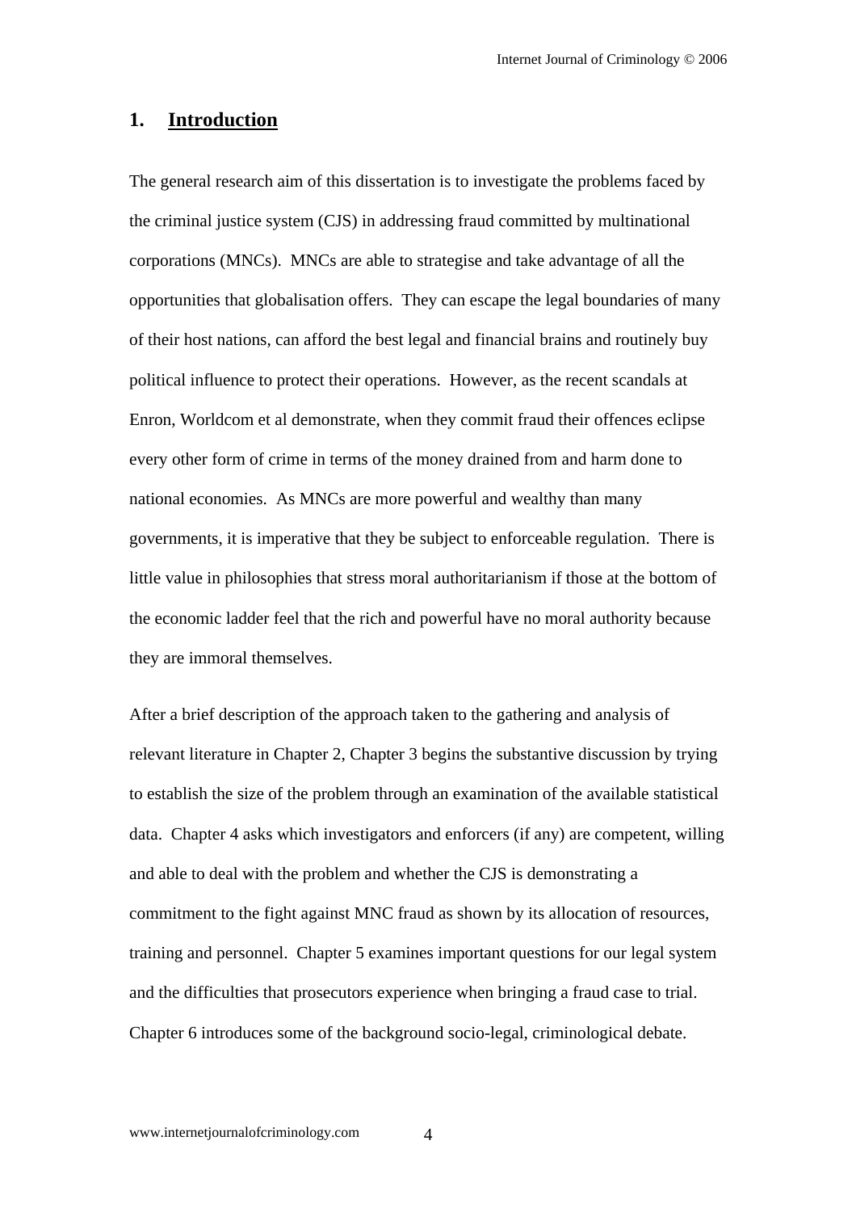# 1. Introduction

The general research aim of this dissertation is to investigate the problems faced by the criminal justice system (CJS) in addressing fraud committed by multinational corporations (MNCs). MNCs are able to strategise and take advantage of all the opportunities that globalisation offers. They can escape the legal boundaries of many of their host nations, can afford the best legal and financial brains and routinely buy political influence to protect their operations. However, as the recent scandals at Enron, Worldcom et al demonstrate, when they commit fraud their offences eclipse every other form of crime in terms of the money drained from and harm done to national economies. As MNCs are more powerful and wealthy than many governments, it is imperative that they be subject to enforceable regulation. There is little value in philosophies that stress moral authoritarianism if those at the bottom of the economic ladder feel that the rich and powerful have no moral authority because they are immoral themselves.

After a brief description of the approach taken to the gathering and analysis of relevant literature in Chapter 2, Chapter 3 begins the substantive discussion by trying to establish the size of the problem through an examination of the available statistical data. Chapter 4 asks which investigators and enforcers (if any) are competent, willing and able to deal with the problem and whether the CJS is demonstrating a commitment to the fight against MNC fraud as shown by its allocation of resources, training and personnel. Chapter 5 examines important questions for our legal system and the difficulties that prosecutors experience when bringing a fraud case to trial. Chapter 6 introduces some of the background socio-legal, criminological debate.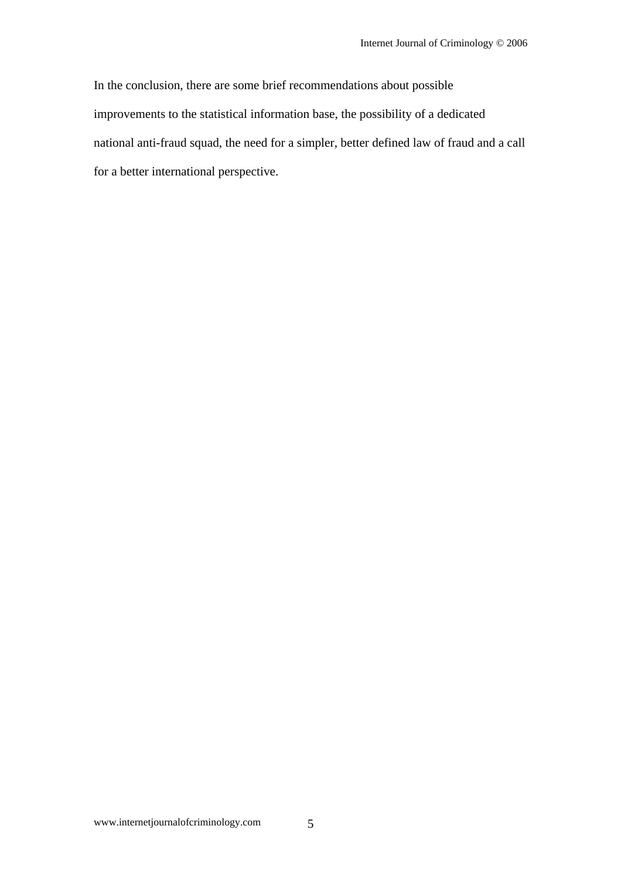In the conclusion, there are some brief recommendations about possible improvements to the statistical information base, the possibility of a dedicated national anti-fraud squad, the need for a simpler, better defined law of fraud and a call for a better international perspective.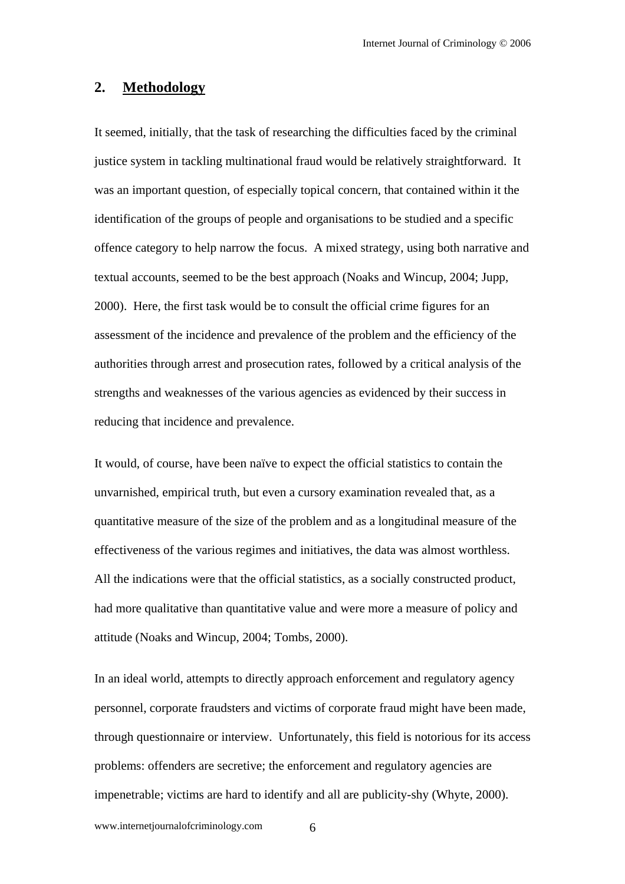## 2. Methodology

It seemed, initially, that the task of researching the difficulties faced by the criminal justice system in tackling multinational fraud would be relatively straightforward. It was an important question, of especially topical concern, that contained within it the identification of the groups of people and organisations to be studied and a specific offence category to help narrow the focus. A mixed strategy, using both narrative and textual accounts, seemed to be the best approach (Noaks and Wincup, 2004; Jupp, 2000). Here, the first task would be to consult the official crime figures for an assessment of the incidence and prevalence of the problem and the efficiency of the authorities through arrest and prosecution rates, followed by a critical analysis of the strengths and weaknesses of the various agencies as evidenced by their success in reducing that incidence and prevalence.

It would, of course, have been naïve to expect the official statistics to contain the unvarnished, empirical truth, but even a cursory examination revealed that, as a quantitative measure of the size of the problem and as a longitudinal measure of the effectiveness of the various regimes and initiatives, the data was almost worthless. All the indications were that the official statistics, as a socially constructed product, had more qualitative than quantitative value and were more a measure of policy and attitude (Noaks and Wincup, 2004; Tombs, 2000).

In an ideal world, attempts to directly approach enforcement and regulatory agency personnel, corporate fraudsters and victims of corporate fraud might have been made, through questionnaire or interview. Unfortunately, this field is notorious for its access problems: offenders are secretive; the enforcement and regulatory agencies are impenetrable; victims are hard to identify and all are publicity-shy (Whyte, 2000).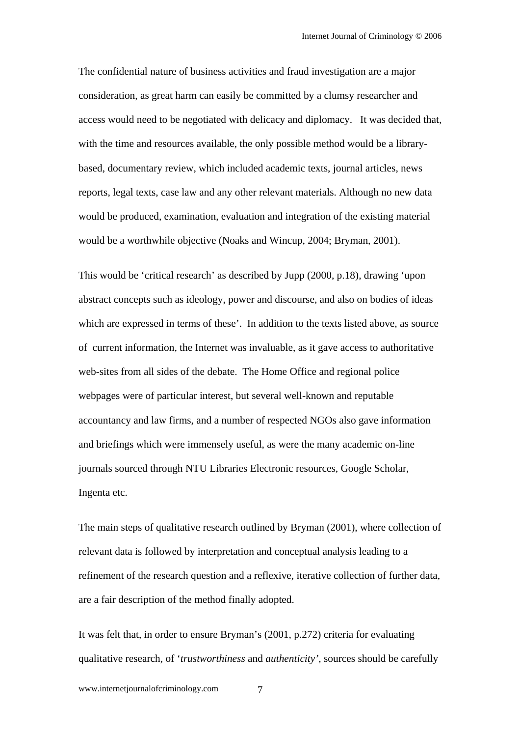The confidential nature of business activities and fraud investigation are a major consideration, as great harm can easily be committed by a clumsy researcher and access would need to be negotiated with delicacy and diplomacy. It was decided that, with the time and resources available, the only possible method would be a library-based, documentary review, which included academic texts, journal articles, news reports, legal texts, case law and any other relevant materials. Although no new data would be produced, examination, evaluation and integration of the existing material would be a worthwhile objective (Noaks and Wincup, 2004; Bryman, 2001).

This would be 'critical research' as described by Jupp (2000, p.18), drawing 'upon abstract concepts such as ideology, power and discourse, and also on bodies of ideas which are expressed in terms of these'. In addition to the texts listed above, as source of current information, the Internet was invaluable, as it gave access to authoritative web-sites from all sides of the debate. The Home Office and regional police webpages were of particular interest, but several well-known and reputable accountancy and law firms, and a number of respected NGOs also gave information and briefings which were immensely useful, as were the many academic on-line journals sourced through NTU Libraries Electronic resources, Google Scholar, Ingenta etc.

The main steps of qualitative research outlined by Bryman (2001), where collection of relevant data is followed by interpretation and conceptual analysis leading to a refinement of the research question and a reflexive, iterative collection of further data, are a fair description of the method finally adopted.

It was felt that, in order to ensure Bryman's (2001, p.272) criteria for evaluating qualitative research, of '*trustworthiness* and *authenticity*', sources should be carefully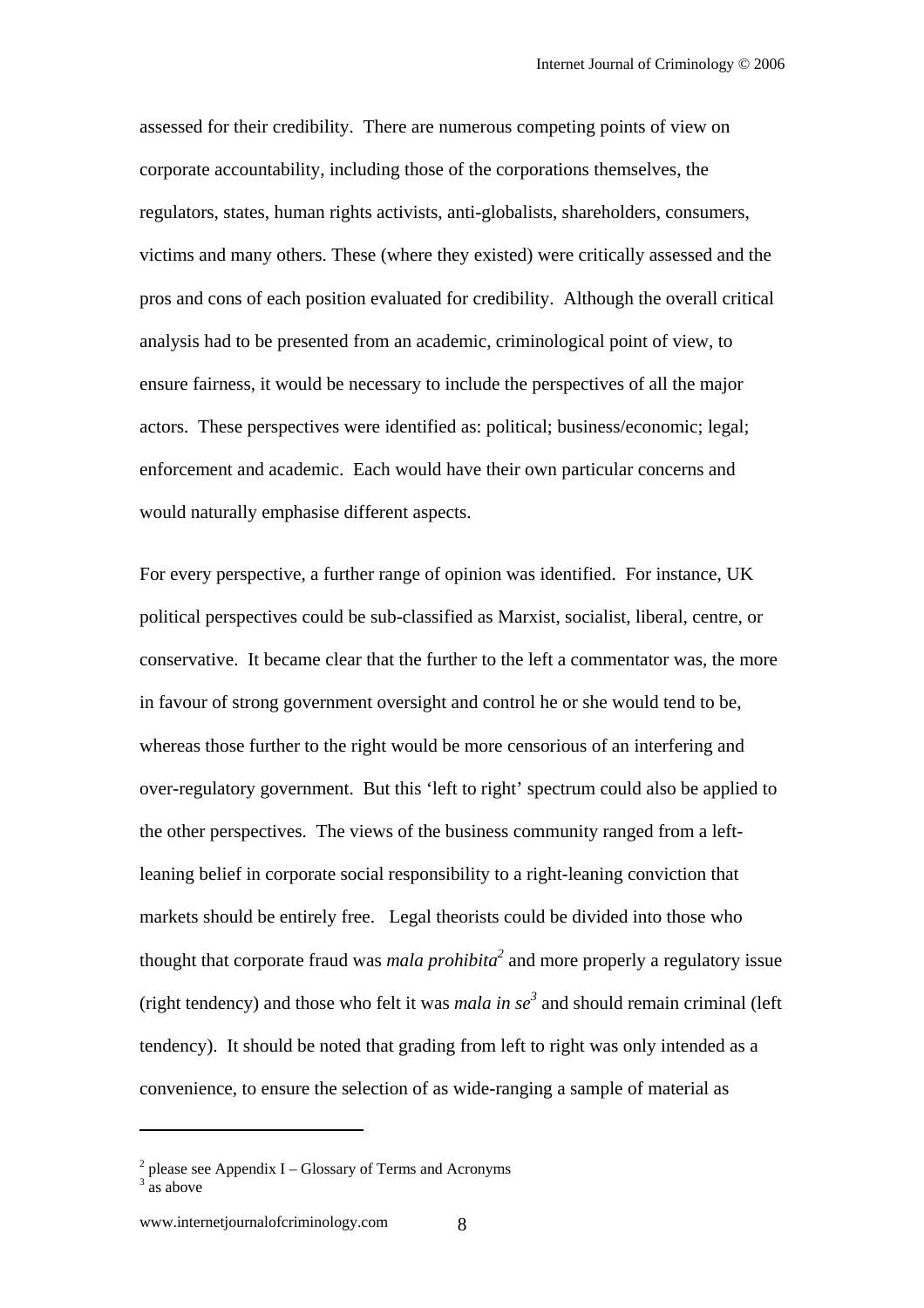assessed for their credibility. There are numerous competing points of view on corporate accountability, including those of the corporations themselves, the regulators, states, human rights activists, anti-globalists, shareholders, consumers, victims and many others. These (where they existed) were critically assessed and the pros and cons of each position evaluated for credibility. Although the overall critical analysis had to be presented from an academic, criminological point of view, to ensure fairness, it would be necessary to include the perspectives of all the major actors. These perspectives were identified as: political; business/economic; legal; enforcement and academic. Each would have their own particular concerns and would naturally emphasise different aspects.

For every perspective, a further range of opinion was identified. For instance, UK political perspectives could be sub-classified as Marxist, socialist, liberal, centre, or conservative. It became clear that the further to the left a commentator was, the more in favour of strong government oversight and control he or she would tend to be, whereas those further to the right would be more censorious of an interfering and over-regulatory government. But this 'left to right' spectrum could also be applied to the other perspectives. The views of the business community ranged from a left-leaning belief in corporate social responsibility to a right-leaning conviction that markets should be entirely free. Legal theorists could be divided into those who thought that corporate fraud was *mala prohibita*[2] and more properly a regulatory issue (right tendency) and those who felt it was *mala in se*[3] and should remain criminal (left tendency). It should be noted that grading from left to right was only intended as a convenience, to ensure the selection of as wide-ranging a sample of material as

[2] please see Appendix I – Glossary of Terms and Acronyms
[3] as above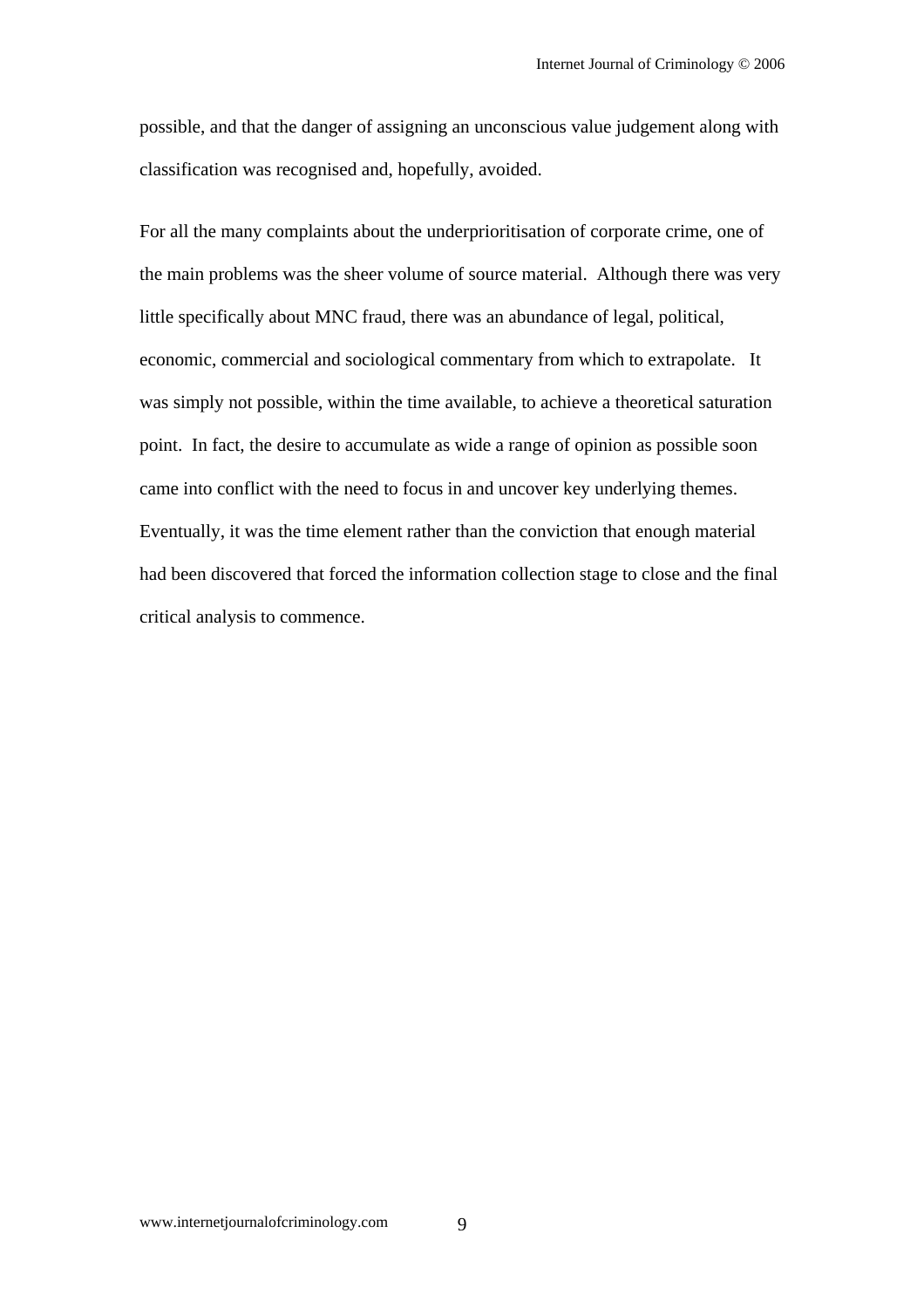possible, and that the danger of assigning an unconscious value judgement along with classification was recognised and, hopefully, avoided.

For all the many complaints about the underprioritisation of corporate crime, one of the main problems was the sheer volume of source material. Although there was very little specifically about MNC fraud, there was an abundance of legal, political, economic, commercial and sociological commentary from which to extrapolate. It was simply not possible, within the time available, to achieve a theoretical saturation point. In fact, the desire to accumulate as wide a range of opinion as possible soon came into conflict with the need to focus in and uncover key underlying themes. Eventually, it was the time element rather than the conviction that enough material had been discovered that forced the information collection stage to close and the final critical analysis to commence.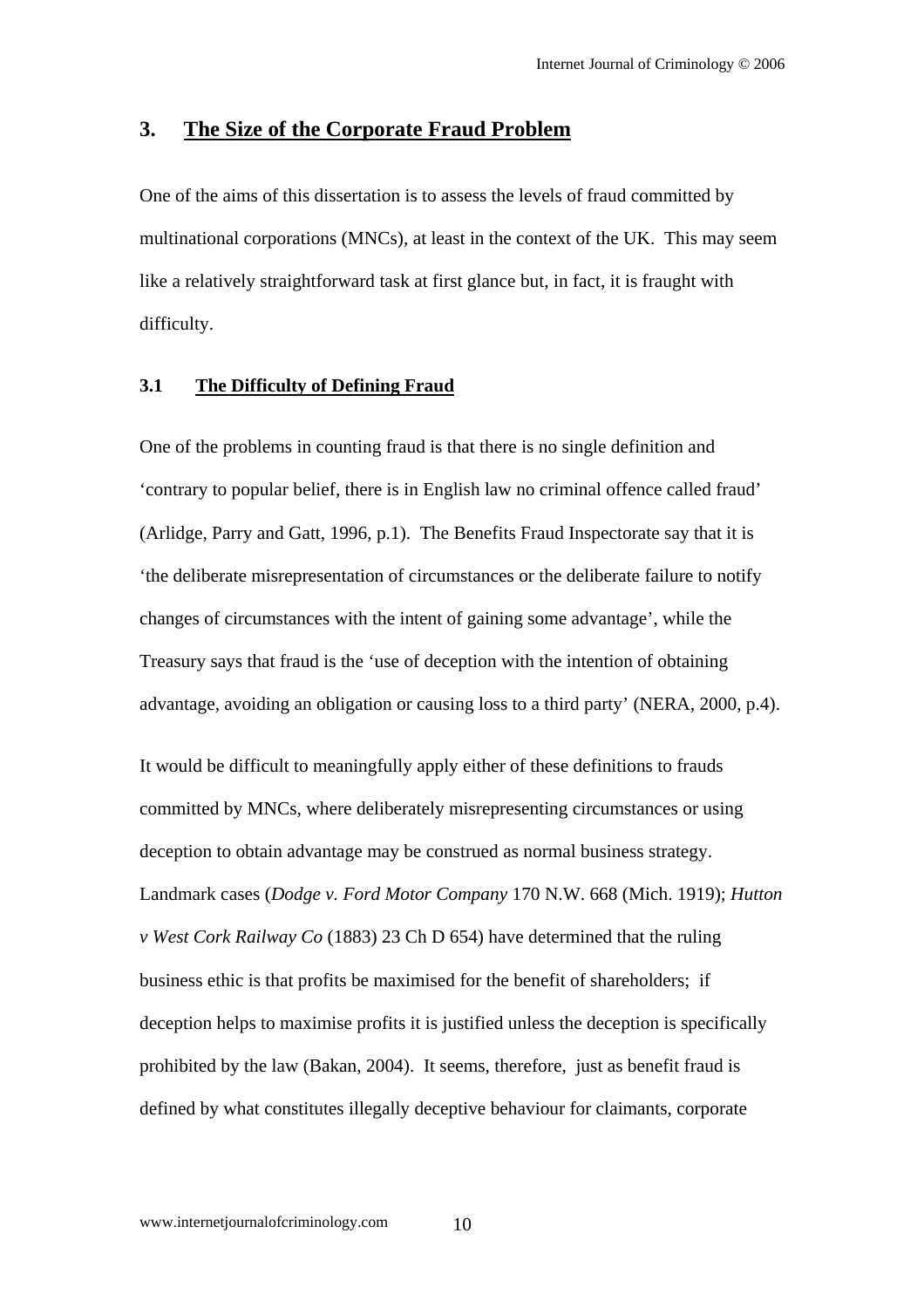## 3. The Size of the Corporate Fraud Problem

One of the aims of this dissertation is to assess the levels of fraud committed by multinational corporations (MNCs), at least in the context of the UK. This may seem like a relatively straightforward task at first glance but, in fact, it is fraught with difficulty.

### 3.1 The Difficulty of Defining Fraud

One of the problems in counting fraud is that there is no single definition and 'contrary to popular belief, there is in English law no criminal offence called fraud' (Arlidge, Parry and Gatt, 1996, p.1). The Benefits Fraud Inspectorate say that it is 'the deliberate misrepresentation of circumstances or the deliberate failure to notify changes of circumstances with the intent of gaining some advantage', while the Treasury says that fraud is the 'use of deception with the intention of obtaining advantage, avoiding an obligation or causing loss to a third party' (NERA, 2000, p.4).

It would be difficult to meaningfully apply either of these definitions to frauds committed by MNCs, where deliberately misrepresenting circumstances or using deception to obtain advantage may be construed as normal business strategy. Landmark cases (*Dodge v. Ford Motor Company* 170 N.W. 668 (Mich. 1919); *Hutton v West Cork Railway Co* (1883) 23 Ch D 654) have determined that the ruling business ethic is that profits be maximised for the benefit of shareholders; if deception helps to maximise profits it is justified unless the deception is specifically prohibited by the law (Bakan, 2004). It seems, therefore, just as benefit fraud is defined by what constitutes illegally deceptive behaviour for claimants, corporate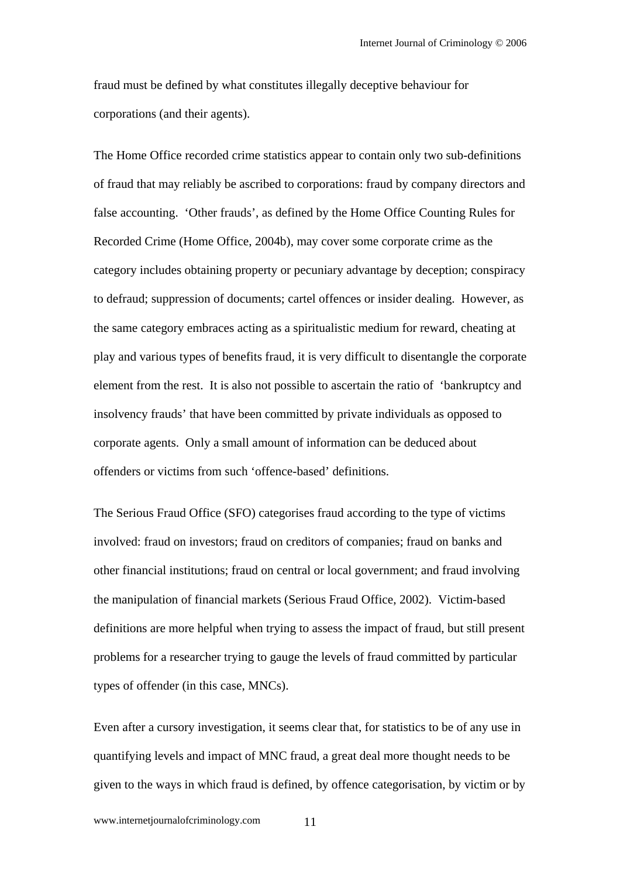fraud must be defined by what constitutes illegally deceptive behaviour for corporations (and their agents).

The Home Office recorded crime statistics appear to contain only two sub-definitions of fraud that may reliably be ascribed to corporations: fraud by company directors and false accounting. 'Other frauds', as defined by the Home Office Counting Rules for Recorded Crime (Home Office, 2004b), may cover some corporate crime as the category includes obtaining property or pecuniary advantage by deception; conspiracy to defraud; suppression of documents; cartel offences or insider dealing. However, as the same category embraces acting as a spiritualistic medium for reward, cheating at play and various types of benefits fraud, it is very difficult to disentangle the corporate element from the rest. It is also not possible to ascertain the ratio of 'bankruptcy and insolvency frauds' that have been committed by private individuals as opposed to corporate agents. Only a small amount of information can be deduced about offenders or victims from such 'offence-based' definitions.

The Serious Fraud Office (SFO) categorises fraud according to the type of victims involved: fraud on investors; fraud on creditors of companies; fraud on banks and other financial institutions; fraud on central or local government; and fraud involving the manipulation of financial markets (Serious Fraud Office, 2002). Victim-based definitions are more helpful when trying to assess the impact of fraud, but still present problems for a researcher trying to gauge the levels of fraud committed by particular types of offender (in this case, MNCs).

Even after a cursory investigation, it seems clear that, for statistics to be of any use in quantifying levels and impact of MNC fraud, a great deal more thought needs to be given to the ways in which fraud is defined, by offence categorisation, by victim or by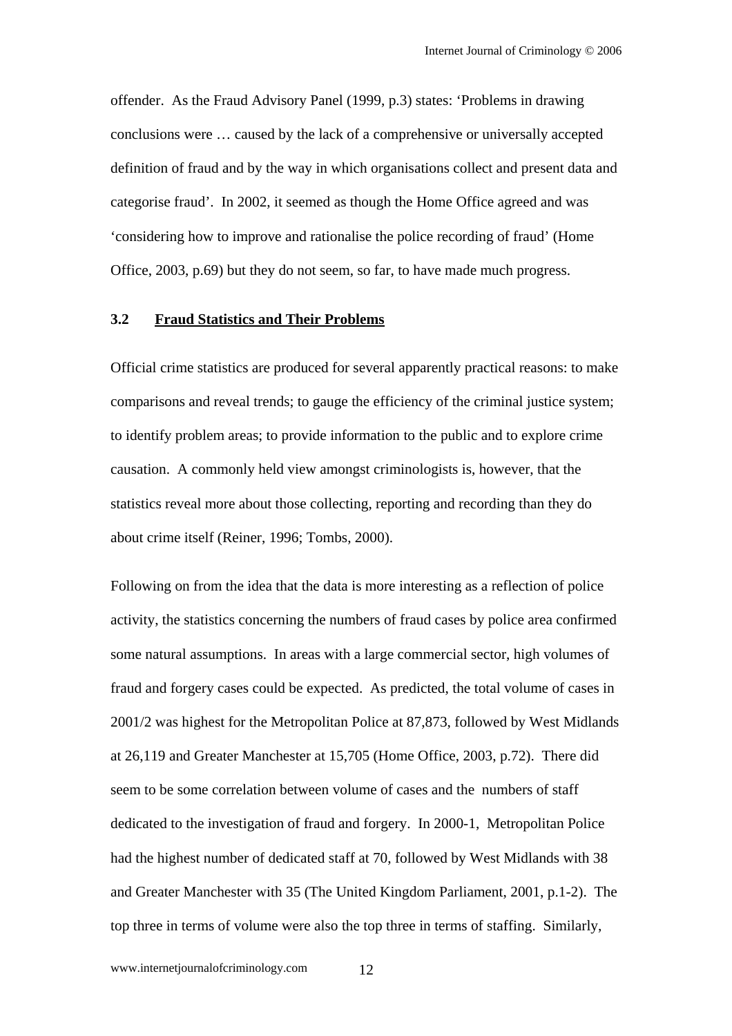offender. As the Fraud Advisory Panel (1999, p.3) states: 'Problems in drawing conclusions were … caused by the lack of a comprehensive or universally accepted definition of fraud and by the way in which organisations collect and present data and categorise fraud'. In 2002, it seemed as though the Home Office agreed and was 'considering how to improve and rationalise the police recording of fraud' (Home Office, 2003, p.69) but they do not seem, so far, to have made much progress.

### 3.2 Fraud Statistics and Their Problems

Official crime statistics are produced for several apparently practical reasons: to make comparisons and reveal trends; to gauge the efficiency of the criminal justice system; to identify problem areas; to provide information to the public and to explore crime causation. A commonly held view amongst criminologists is, however, that the statistics reveal more about those collecting, reporting and recording than they do about crime itself (Reiner, 1996; Tombs, 2000).

Following on from the idea that the data is more interesting as a reflection of police activity, the statistics concerning the numbers of fraud cases by police area confirmed some natural assumptions. In areas with a large commercial sector, high volumes of fraud and forgery cases could be expected. As predicted, the total volume of cases in 2001/2 was highest for the Metropolitan Police at 87,873, followed by West Midlands at 26,119 and Greater Manchester at 15,705 (Home Office, 2003, p.72). There did seem to be some correlation between volume of cases and the numbers of staff dedicated to the investigation of fraud and forgery. In 2000-1, Metropolitan Police had the highest number of dedicated staff at 70, followed by West Midlands with 38 and Greater Manchester with 35 (The United Kingdom Parliament, 2001, p.1-2). The top three in terms of volume were also the top three in terms of staffing. Similarly,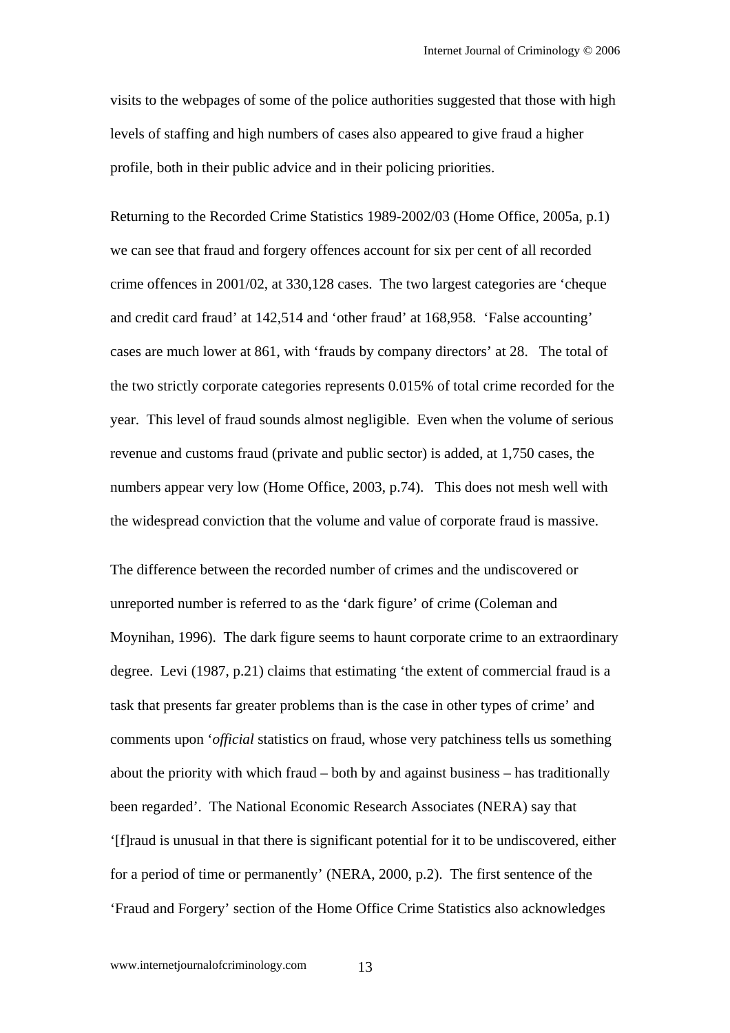visits to the webpages of some of the police authorities suggested that those with high levels of staffing and high numbers of cases also appeared to give fraud a higher profile, both in their public advice and in their policing priorities.

Returning to the Recorded Crime Statistics 1989-2002/03 (Home Office, 2005a, p.1) we can see that fraud and forgery offences account for six per cent of all recorded crime offences in 2001/02, at 330,128 cases. The two largest categories are 'cheque and credit card fraud' at 142,514 and 'other fraud' at 168,958. 'False accounting' cases are much lower at 861, with 'frauds by company directors' at 28. The total of the two strictly corporate categories represents 0.015% of total crime recorded for the year. This level of fraud sounds almost negligible. Even when the volume of serious revenue and customs fraud (private and public sector) is added, at 1,750 cases, the numbers appear very low (Home Office, 2003, p.74). This does not mesh well with the widespread conviction that the volume and value of corporate fraud is massive.

The difference between the recorded number of crimes and the undiscovered or unreported number is referred to as the 'dark figure' of crime (Coleman and Moynihan, 1996). The dark figure seems to haunt corporate crime to an extraordinary degree. Levi (1987, p.21) claims that estimating 'the extent of commercial fraud is a task that presents far greater problems than is the case in other types of crime' and comments upon '*official* statistics on fraud, whose very patchiness tells us something about the priority with which fraud – both by and against business – has traditionally been regarded'. The National Economic Research Associates (NERA) say that '[f]raud is unusual in that there is significant potential for it to be undiscovered, either for a period of time or permanently' (NERA, 2000, p.2). The first sentence of the 'Fraud and Forgery' section of the Home Office Crime Statistics also acknowledges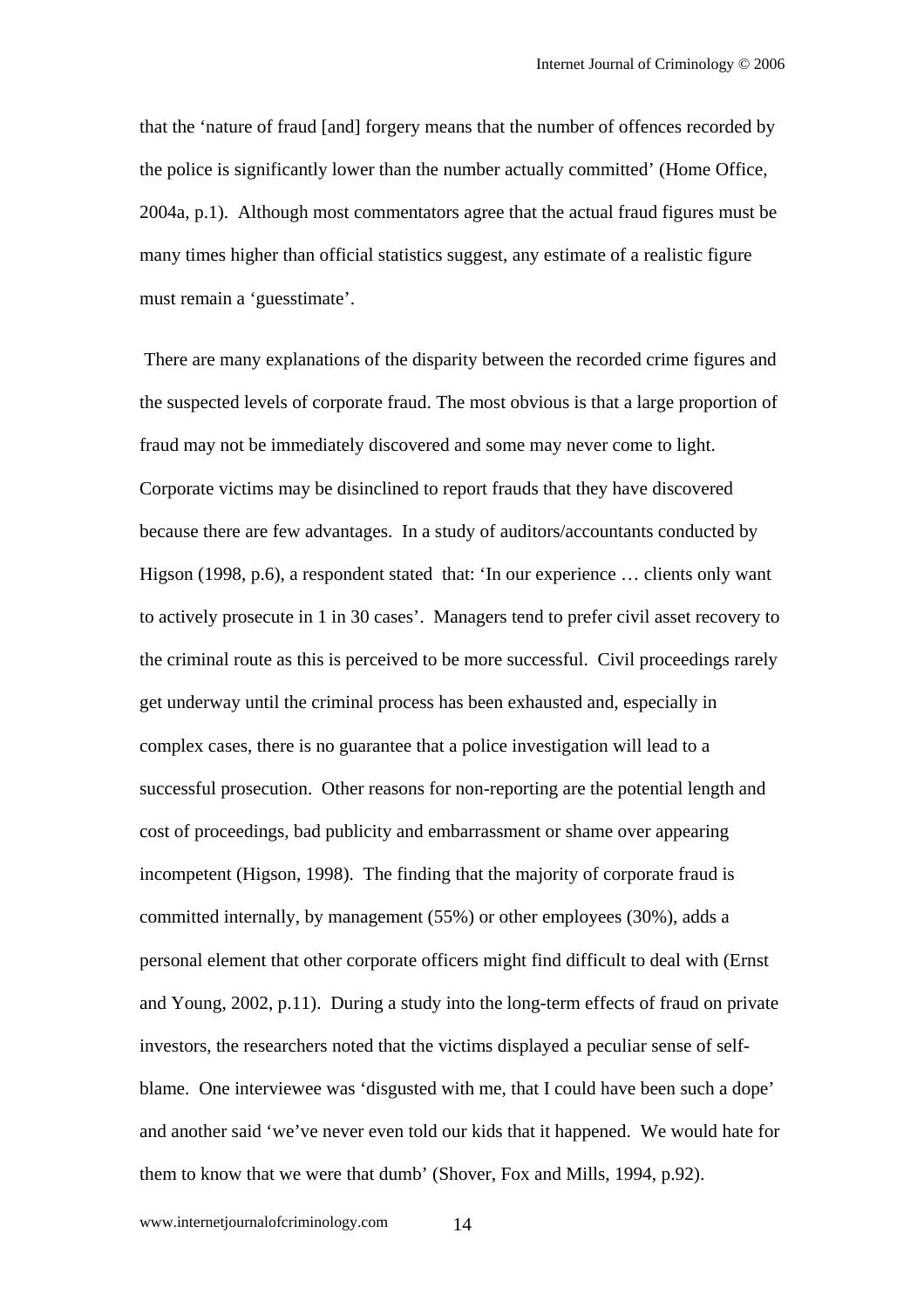that the 'nature of fraud [and] forgery means that the number of offences recorded by the police is significantly lower than the number actually committed' (Home Office, 2004a, p.1). Although most commentators agree that the actual fraud figures must be many times higher than official statistics suggest, any estimate of a realistic figure must remain a 'guesstimate'.

There are many explanations of the disparity between the recorded crime figures and the suspected levels of corporate fraud. The most obvious is that a large proportion of fraud may not be immediately discovered and some may never come to light. Corporate victims may be disinclined to report frauds that they have discovered because there are few advantages. In a study of auditors/accountants conducted by Higson (1998, p.6), a respondent stated that: 'In our experience … clients only want to actively prosecute in 1 in 30 cases'. Managers tend to prefer civil asset recovery to the criminal route as this is perceived to be more successful. Civil proceedings rarely get underway until the criminal process has been exhausted and, especially in complex cases, there is no guarantee that a police investigation will lead to a successful prosecution. Other reasons for non-reporting are the potential length and cost of proceedings, bad publicity and embarrassment or shame over appearing incompetent (Higson, 1998). The finding that the majority of corporate fraud is committed internally, by management (55%) or other employees (30%), adds a personal element that other corporate officers might find difficult to deal with (Ernst and Young, 2002, p.11). During a study into the long-term effects of fraud on private investors, the researchers noted that the victims displayed a peculiar sense of self-blame. One interviewee was 'disgusted with me, that I could have been such a dope' and another said 'we've never even told our kids that it happened. We would hate for them to know that we were that dumb' (Shover, Fox and Mills, 1994, p.92).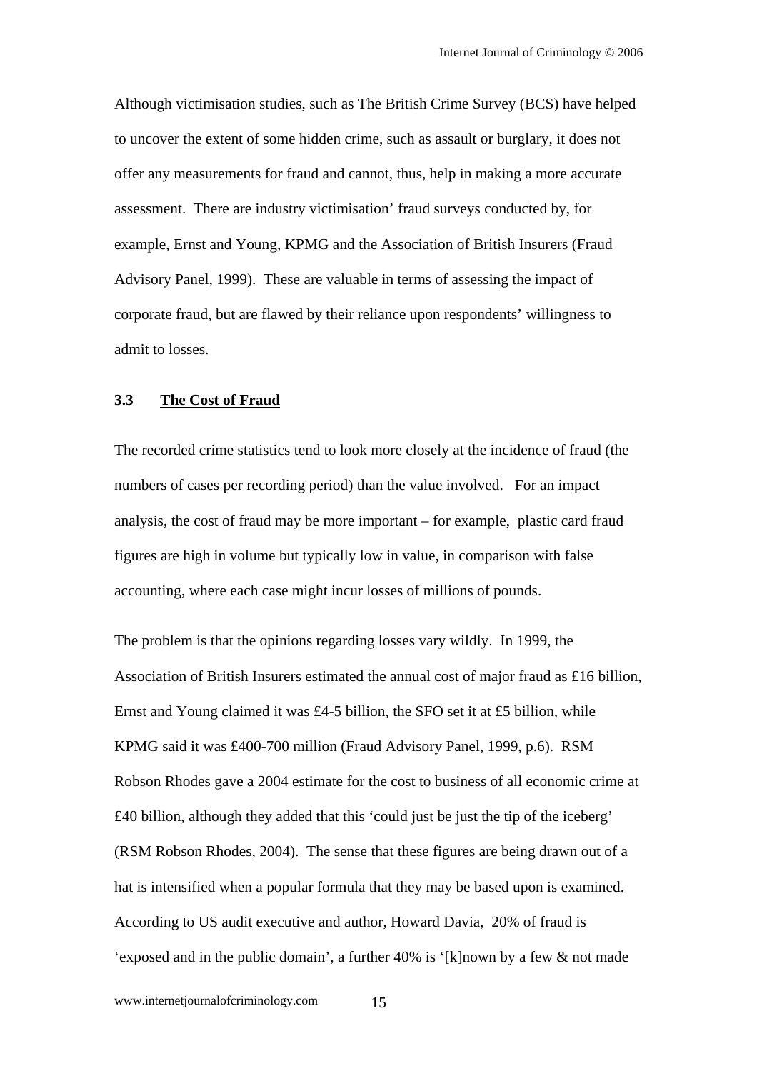Although victimisation studies, such as The British Crime Survey (BCS) have helped to uncover the extent of some hidden crime, such as assault or burglary, it does not offer any measurements for fraud and cannot, thus, help in making a more accurate assessment. There are industry victimisation' fraud surveys conducted by, for example, Ernst and Young, KPMG and the Association of British Insurers (Fraud Advisory Panel, 1999). These are valuable in terms of assessing the impact of corporate fraud, but are flawed by their reliance upon respondents' willingness to admit to losses.

### 3.3 The Cost of Fraud

The recorded crime statistics tend to look more closely at the incidence of fraud (the numbers of cases per recording period) than the value involved. For an impact analysis, the cost of fraud may be more important – for example, plastic card fraud figures are high in volume but typically low in value, in comparison with false accounting, where each case might incur losses of millions of pounds.

The problem is that the opinions regarding losses vary wildly. In 1999, the Association of British Insurers estimated the annual cost of major fraud as £16 billion, Ernst and Young claimed it was £4-5 billion, the SFO set it at £5 billion, while KPMG said it was £400-700 million (Fraud Advisory Panel, 1999, p.6). RSM Robson Rhodes gave a 2004 estimate for the cost to business of all economic crime at £40 billion, although they added that this 'could just be just the tip of the iceberg' (RSM Robson Rhodes, 2004). The sense that these figures are being drawn out of a hat is intensified when a popular formula that they may be based upon is examined. According to US audit executive and author, Howard Davia, 20% of fraud is 'exposed and in the public domain', a further 40% is '[k]nown by a few & not made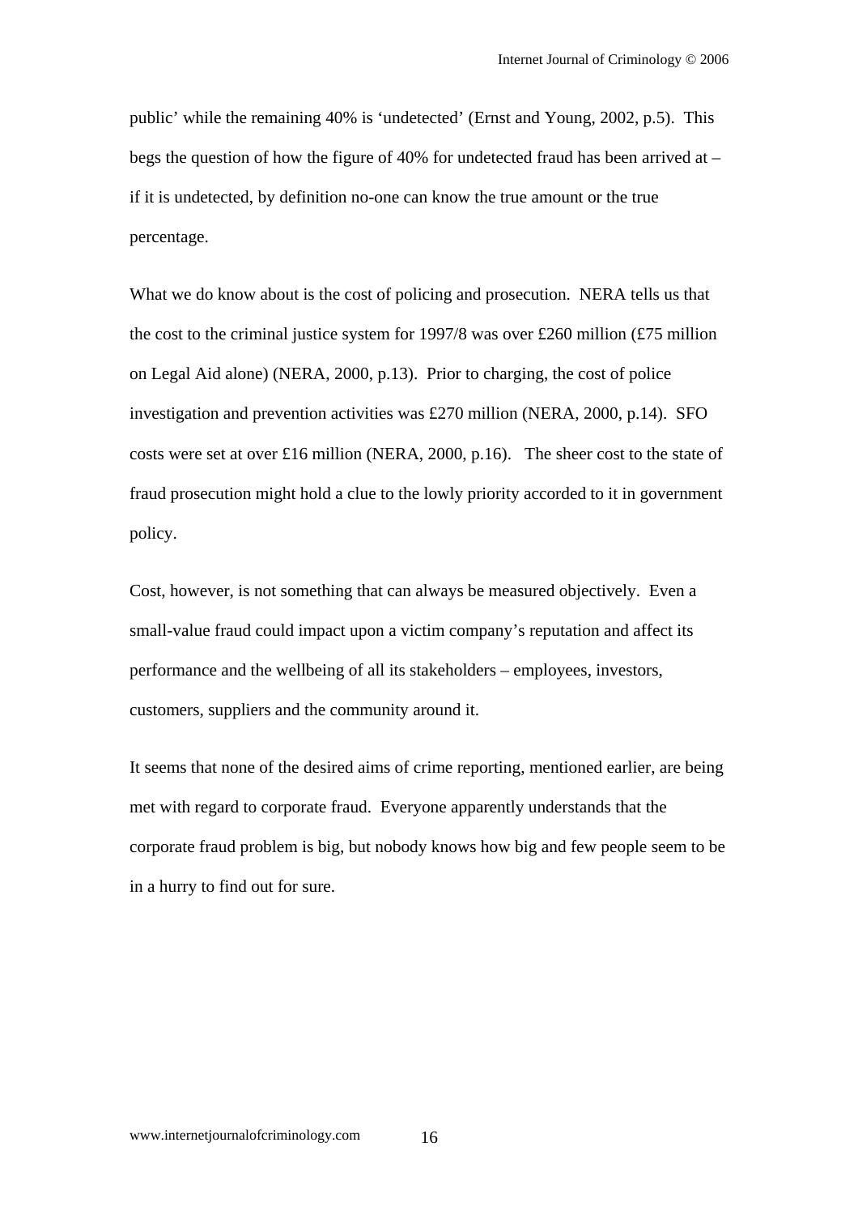public' while the remaining 40% is 'undetected' (Ernst and Young, 2002, p.5). This begs the question of how the figure of 40% for undetected fraud has been arrived at – if it is undetected, by definition no-one can know the true amount or the true percentage.

What we do know about is the cost of policing and prosecution. NERA tells us that the cost to the criminal justice system for 1997/8 was over £260 million (£75 million on Legal Aid alone) (NERA, 2000, p.13). Prior to charging, the cost of police investigation and prevention activities was £270 million (NERA, 2000, p.14). SFO costs were set at over £16 million (NERA, 2000, p.16). The sheer cost to the state of fraud prosecution might hold a clue to the lowly priority accorded to it in government policy.

Cost, however, is not something that can always be measured objectively. Even a small-value fraud could impact upon a victim company's reputation and affect its performance and the wellbeing of all its stakeholders – employees, investors, customers, suppliers and the community around it.

It seems that none of the desired aims of crime reporting, mentioned earlier, are being met with regard to corporate fraud. Everyone apparently understands that the corporate fraud problem is big, but nobody knows how big and few people seem to be in a hurry to find out for sure.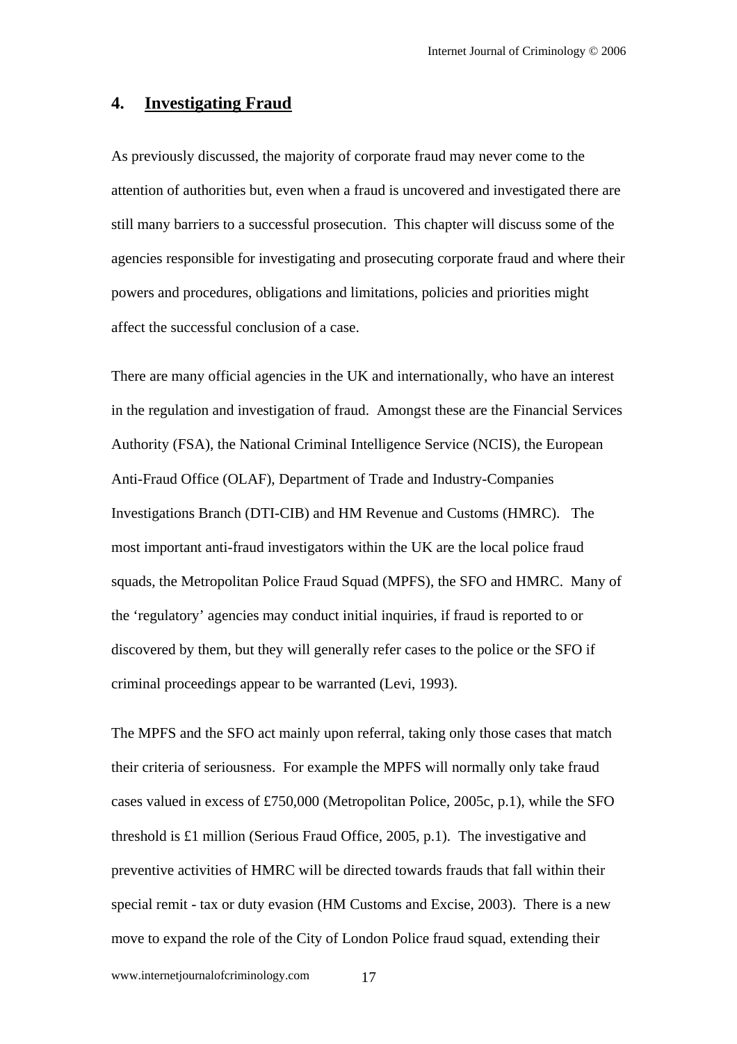## 4. Investigating Fraud

As previously discussed, the majority of corporate fraud may never come to the attention of authorities but, even when a fraud is uncovered and investigated there are still many barriers to a successful prosecution. This chapter will discuss some of the agencies responsible for investigating and prosecuting corporate fraud and where their powers and procedures, obligations and limitations, policies and priorities might affect the successful conclusion of a case.

There are many official agencies in the UK and internationally, who have an interest in the regulation and investigation of fraud. Amongst these are the Financial Services Authority (FSA), the National Criminal Intelligence Service (NCIS), the European Anti-Fraud Office (OLAF), Department of Trade and Industry-Companies Investigations Branch (DTI-CIB) and HM Revenue and Customs (HMRC). The most important anti-fraud investigators within the UK are the local police fraud squads, the Metropolitan Police Fraud Squad (MPFS), the SFO and HMRC. Many of the 'regulatory' agencies may conduct initial inquiries, if fraud is reported to or discovered by them, but they will generally refer cases to the police or the SFO if criminal proceedings appear to be warranted (Levi, 1993).

The MPFS and the SFO act mainly upon referral, taking only those cases that match their criteria of seriousness. For example the MPFS will normally only take fraud cases valued in excess of £750,000 (Metropolitan Police, 2005c, p.1), while the SFO threshold is £1 million (Serious Fraud Office, 2005, p.1). The investigative and preventive activities of HMRC will be directed towards frauds that fall within their special remit - tax or duty evasion (HM Customs and Excise, 2003). There is a new move to expand the role of the City of London Police fraud squad, extending their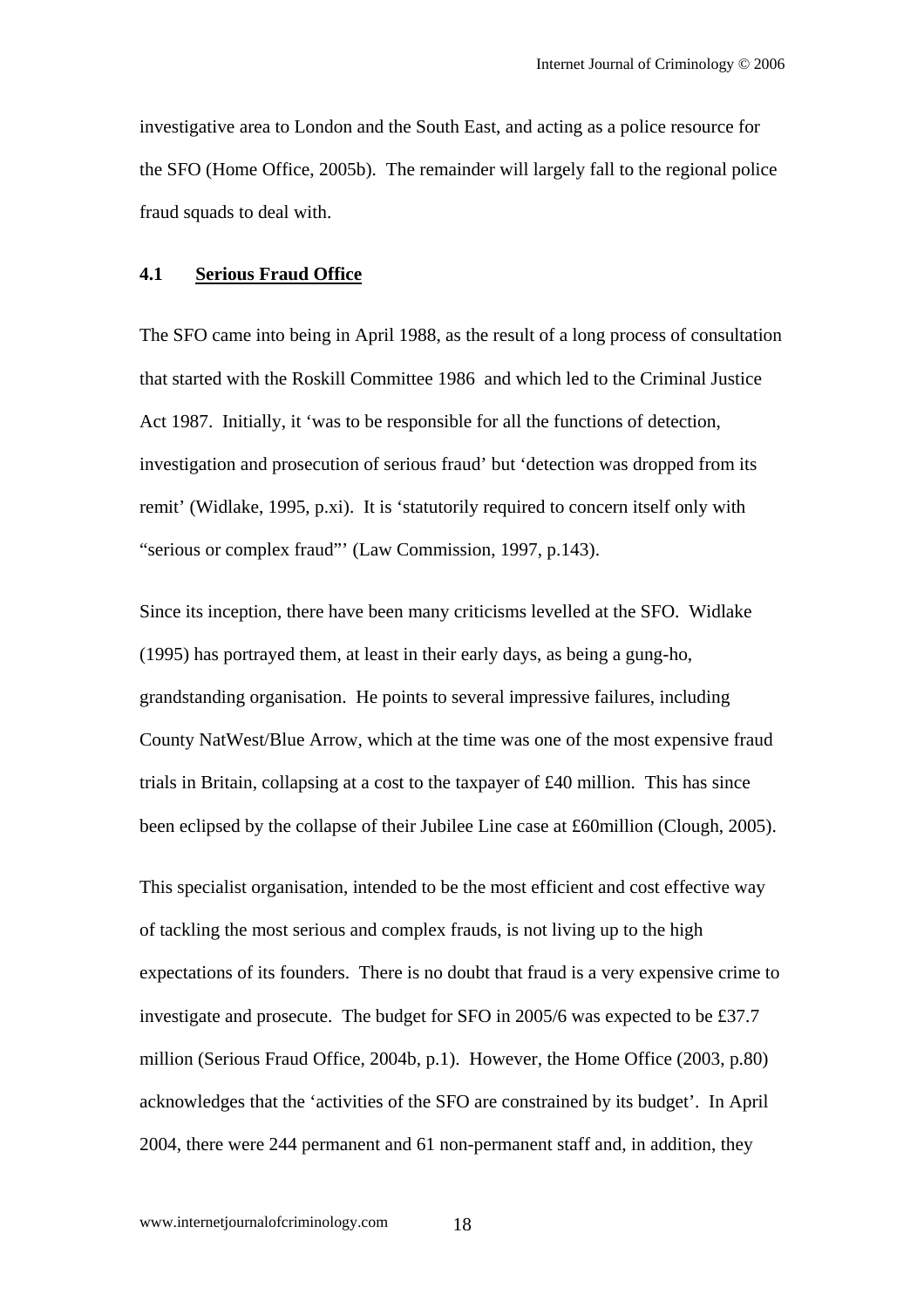investigative area to London and the South East, and acting as a police resource for the SFO (Home Office, 2005b). The remainder will largely fall to the regional police fraud squads to deal with.

## 4.1 Serious Fraud Office

The SFO came into being in April 1988, as the result of a long process of consultation that started with the Roskill Committee 1986 and which led to the Criminal Justice Act 1987. Initially, it 'was to be responsible for all the functions of detection, investigation and prosecution of serious fraud' but 'detection was dropped from its remit' (Widlake, 1995, p.xi). It is 'statutorily required to concern itself only with "serious or complex fraud"' (Law Commission, 1997, p.143).

Since its inception, there have been many criticisms levelled at the SFO. Widlake (1995) has portrayed them, at least in their early days, as being a gung-ho, grandstanding organisation. He points to several impressive failures, including County NatWest/Blue Arrow, which at the time was one of the most expensive fraud trials in Britain, collapsing at a cost to the taxpayer of £40 million. This has since been eclipsed by the collapse of their Jubilee Line case at £60million (Clough, 2005).

This specialist organisation, intended to be the most efficient and cost effective way of tackling the most serious and complex frauds, is not living up to the high expectations of its founders. There is no doubt that fraud is a very expensive crime to investigate and prosecute. The budget for SFO in 2005/6 was expected to be £37.7 million (Serious Fraud Office, 2004b, p.1). However, the Home Office (2003, p.80) acknowledges that the 'activities of the SFO are constrained by its budget'. In April 2004, there were 244 permanent and 61 non-permanent staff and, in addition, they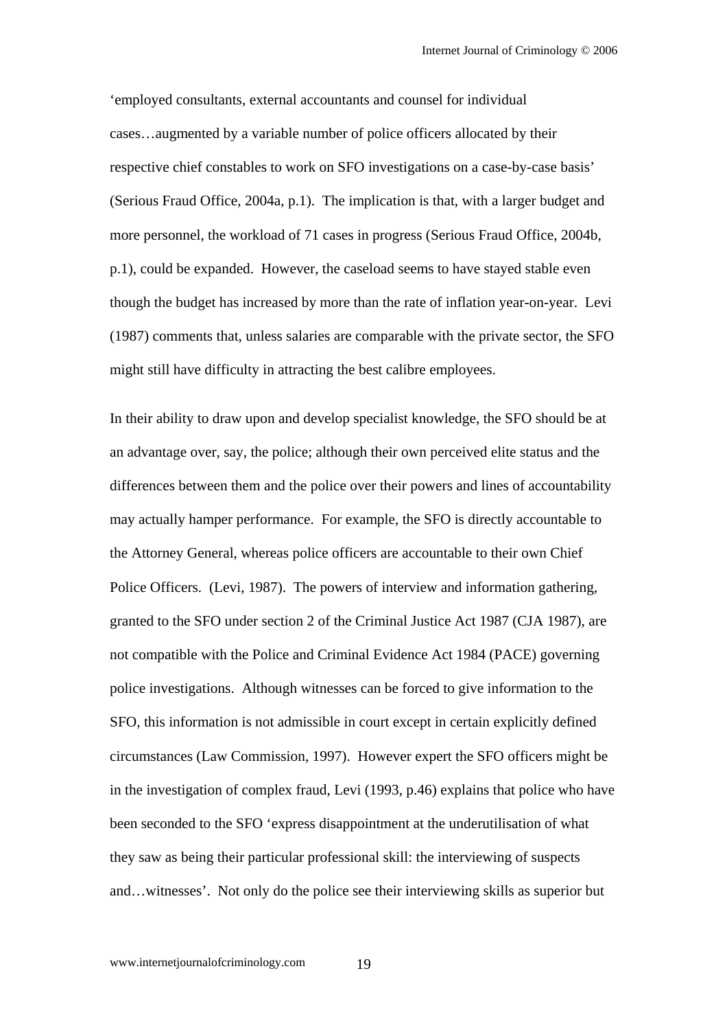'employed consultants, external accountants and counsel for individual cases…augmented by a variable number of police officers allocated by their respective chief constables to work on SFO investigations on a case-by-case basis' (Serious Fraud Office, 2004a, p.1). The implication is that, with a larger budget and more personnel, the workload of 71 cases in progress (Serious Fraud Office, 2004b, p.1), could be expanded. However, the caseload seems to have stayed stable even though the budget has increased by more than the rate of inflation year-on-year. Levi (1987) comments that, unless salaries are comparable with the private sector, the SFO might still have difficulty in attracting the best calibre employees.

In their ability to draw upon and develop specialist knowledge, the SFO should be at an advantage over, say, the police; although their own perceived elite status and the differences between them and the police over their powers and lines of accountability may actually hamper performance. For example, the SFO is directly accountable to the Attorney General, whereas police officers are accountable to their own Chief Police Officers. (Levi, 1987). The powers of interview and information gathering, granted to the SFO under section 2 of the Criminal Justice Act 1987 (CJA 1987), are not compatible with the Police and Criminal Evidence Act 1984 (PACE) governing police investigations. Although witnesses can be forced to give information to the SFO, this information is not admissible in court except in certain explicitly defined circumstances (Law Commission, 1997). However expert the SFO officers might be in the investigation of complex fraud, Levi (1993, p.46) explains that police who have been seconded to the SFO 'express disappointment at the underutilisation of what they saw as being their particular professional skill: the interviewing of suspects and…witnesses'. Not only do the police see their interviewing skills as superior but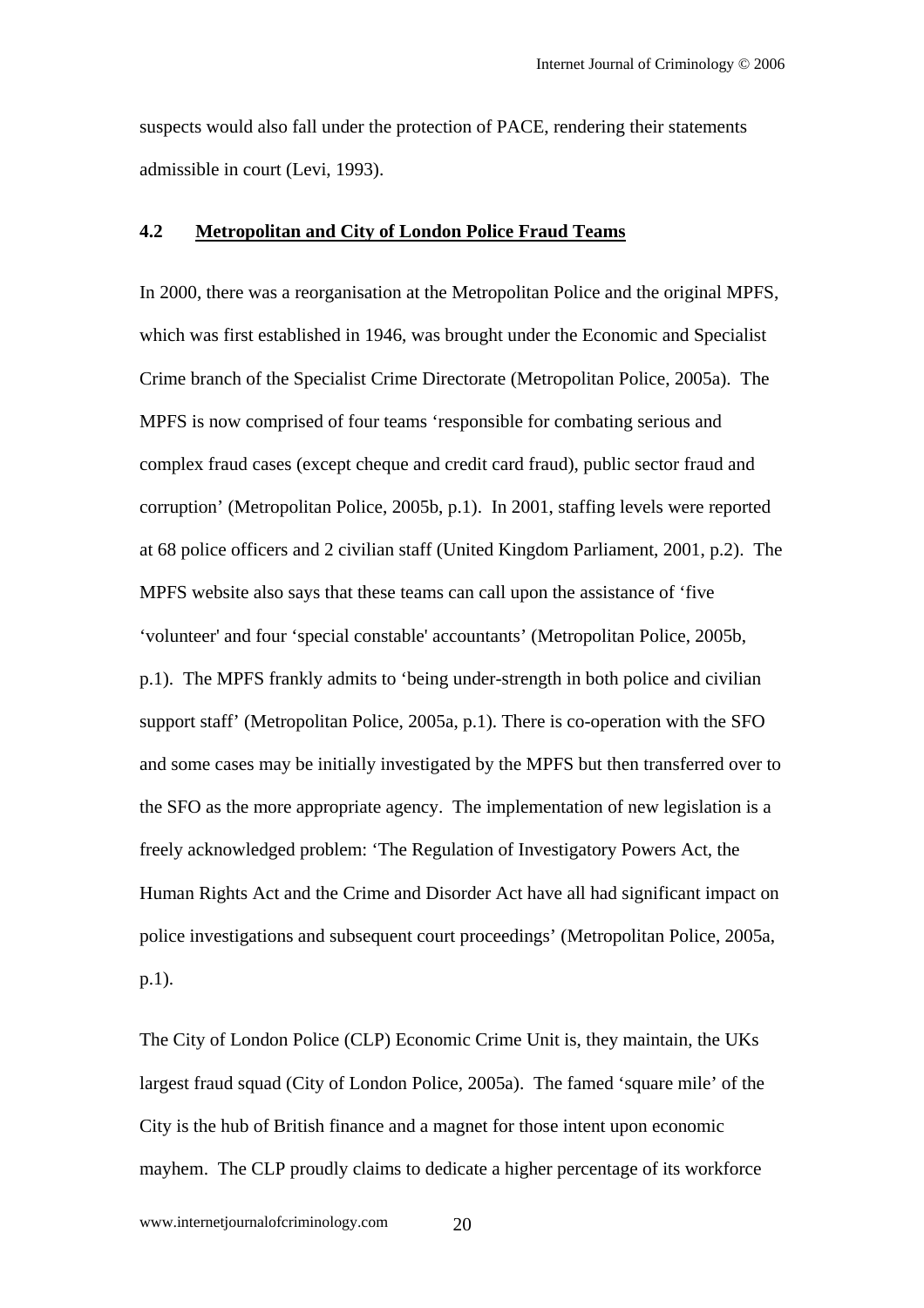suspects would also fall under the protection of PACE, rendering their statements admissible in court (Levi, 1993).

### 4.2 Metropolitan and City of London Police Fraud Teams

In 2000, there was a reorganisation at the Metropolitan Police and the original MPFS, which was first established in 1946, was brought under the Economic and Specialist Crime branch of the Specialist Crime Directorate (Metropolitan Police, 2005a). The MPFS is now comprised of four teams 'responsible for combating serious and complex fraud cases (except cheque and credit card fraud), public sector fraud and corruption' (Metropolitan Police, 2005b, p.1). In 2001, staffing levels were reported at 68 police officers and 2 civilian staff (United Kingdom Parliament, 2001, p.2). The MPFS website also says that these teams can call upon the assistance of 'five 'volunteer' and four 'special constable' accountants' (Metropolitan Police, 2005b, p.1). The MPFS frankly admits to 'being under-strength in both police and civilian support staff' (Metropolitan Police, 2005a, p.1). There is co-operation with the SFO and some cases may be initially investigated by the MPFS but then transferred over to the SFO as the more appropriate agency. The implementation of new legislation is a freely acknowledged problem: 'The Regulation of Investigatory Powers Act, the Human Rights Act and the Crime and Disorder Act have all had significant impact on police investigations and subsequent court proceedings' (Metropolitan Police, 2005a, p.1).

The City of London Police (CLP) Economic Crime Unit is, they maintain, the UKs largest fraud squad (City of London Police, 2005a). The famed 'square mile' of the City is the hub of British finance and a magnet for those intent upon economic mayhem. The CLP proudly claims to dedicate a higher percentage of its workforce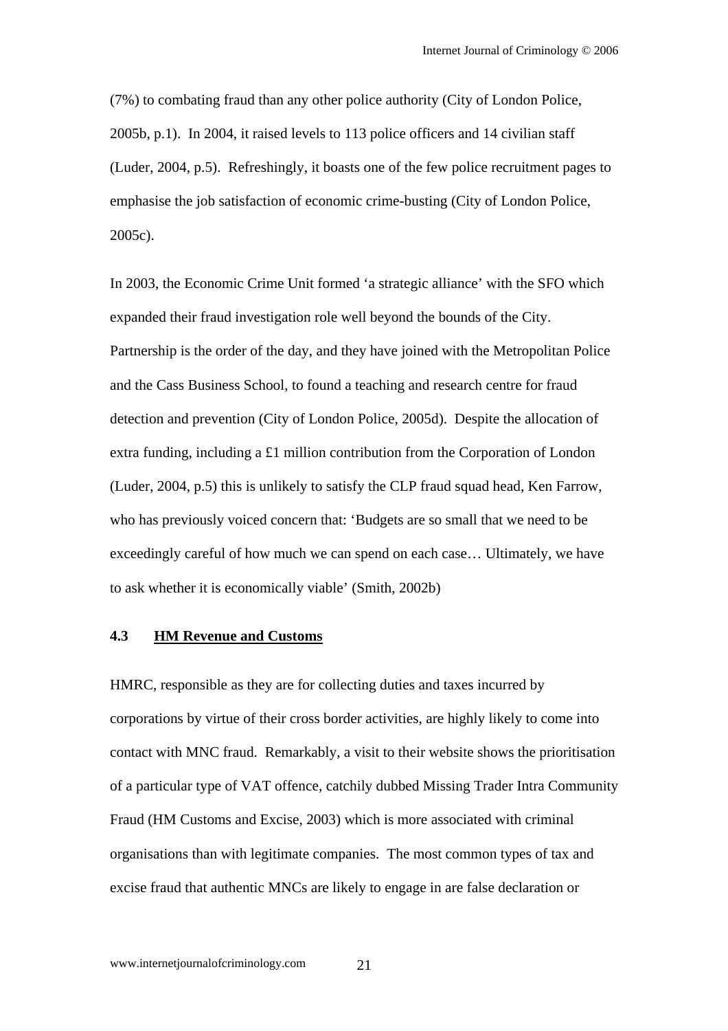(7%) to combating fraud than any other police authority (City of London Police, 2005b, p.1). In 2004, it raised levels to 113 police officers and 14 civilian staff (Luder, 2004, p.5). Refreshingly, it boasts one of the few police recruitment pages to emphasise the job satisfaction of economic crime-busting (City of London Police, 2005c).

In 2003, the Economic Crime Unit formed 'a strategic alliance' with the SFO which expanded their fraud investigation role well beyond the bounds of the City. Partnership is the order of the day, and they have joined with the Metropolitan Police and the Cass Business School, to found a teaching and research centre for fraud detection and prevention (City of London Police, 2005d). Despite the allocation of extra funding, including a £1 million contribution from the Corporation of London (Luder, 2004, p.5) this is unlikely to satisfy the CLP fraud squad head, Ken Farrow, who has previously voiced concern that: 'Budgets are so small that we need to be exceedingly careful of how much we can spend on each case… Ultimately, we have to ask whether it is economically viable' (Smith, 2002b)

### 4.3 HM Revenue and Customs

HMRC, responsible as they are for collecting duties and taxes incurred by corporations by virtue of their cross border activities, are highly likely to come into contact with MNC fraud. Remarkably, a visit to their website shows the prioritisation of a particular type of VAT offence, catchily dubbed Missing Trader Intra Community Fraud (HM Customs and Excise, 2003) which is more associated with criminal organisations than with legitimate companies. The most common types of tax and excise fraud that authentic MNCs are likely to engage in are false declaration or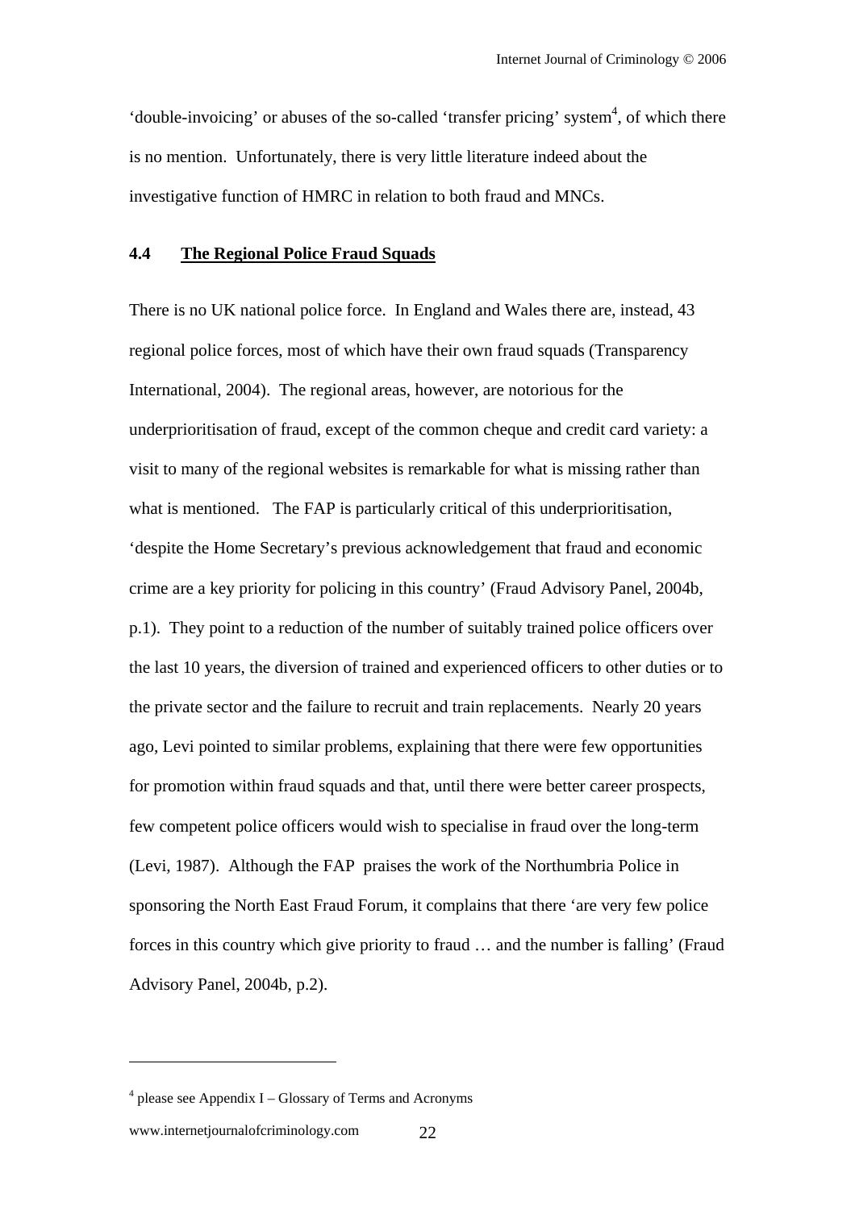'double-invoicing' or abuses of the so-called 'transfer pricing' system[4], of which there is no mention. Unfortunately, there is very little literature indeed about the investigative function of HMRC in relation to both fraud and MNCs.

### 4.4 The Regional Police Fraud Squads

There is no UK national police force. In England and Wales there are, instead, 43 regional police forces, most of which have their own fraud squads (Transparency International, 2004). The regional areas, however, are notorious for the underprioritisation of fraud, except of the common cheque and credit card variety: a visit to many of the regional websites is remarkable for what is missing rather than what is mentioned. The FAP is particularly critical of this underprioritisation, 'despite the Home Secretary's previous acknowledgement that fraud and economic crime are a key priority for policing in this country' (Fraud Advisory Panel, 2004b, p.1). They point to a reduction of the number of suitably trained police officers over the last 10 years, the diversion of trained and experienced officers to other duties or to the private sector and the failure to recruit and train replacements. Nearly 20 years ago, Levi pointed to similar problems, explaining that there were few opportunities for promotion within fraud squads and that, until there were better career prospects, few competent police officers would wish to specialise in fraud over the long-term (Levi, 1987). Although the FAP praises the work of the Northumbria Police in sponsoring the North East Fraud Forum, it complains that there 'are very few police forces in this country which give priority to fraud … and the number is falling' (Fraud Advisory Panel, 2004b, p.2).

---

[4] please see Appendix I – Glossary of Terms and Acronyms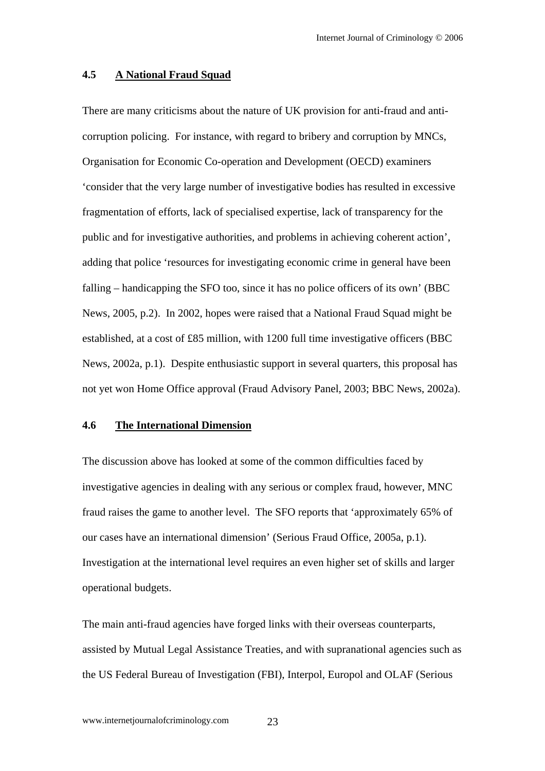### 4.5 A National Fraud Squad

There are many criticisms about the nature of UK provision for anti-fraud and anti-corruption policing. For instance, with regard to bribery and corruption by MNCs, Organisation for Economic Co-operation and Development (OECD) examiners 'consider that the very large number of investigative bodies has resulted in excessive fragmentation of efforts, lack of specialised expertise, lack of transparency for the public and for investigative authorities, and problems in achieving coherent action', adding that police 'resources for investigating economic crime in general have been falling – handicapping the SFO too, since it has no police officers of its own' (BBC News, 2005, p.2). In 2002, hopes were raised that a National Fraud Squad might be established, at a cost of £85 million, with 1200 full time investigative officers (BBC News, 2002a, p.1). Despite enthusiastic support in several quarters, this proposal has not yet won Home Office approval (Fraud Advisory Panel, 2003; BBC News, 2002a).

### 4.6 The International Dimension

The discussion above has looked at some of the common difficulties faced by investigative agencies in dealing with any serious or complex fraud, however, MNC fraud raises the game to another level. The SFO reports that 'approximately 65% of our cases have an international dimension' (Serious Fraud Office, 2005a, p.1). Investigation at the international level requires an even higher set of skills and larger operational budgets.

The main anti-fraud agencies have forged links with their overseas counterparts, assisted by Mutual Legal Assistance Treaties, and with supranational agencies such as the US Federal Bureau of Investigation (FBI), Interpol, Europol and OLAF (Serious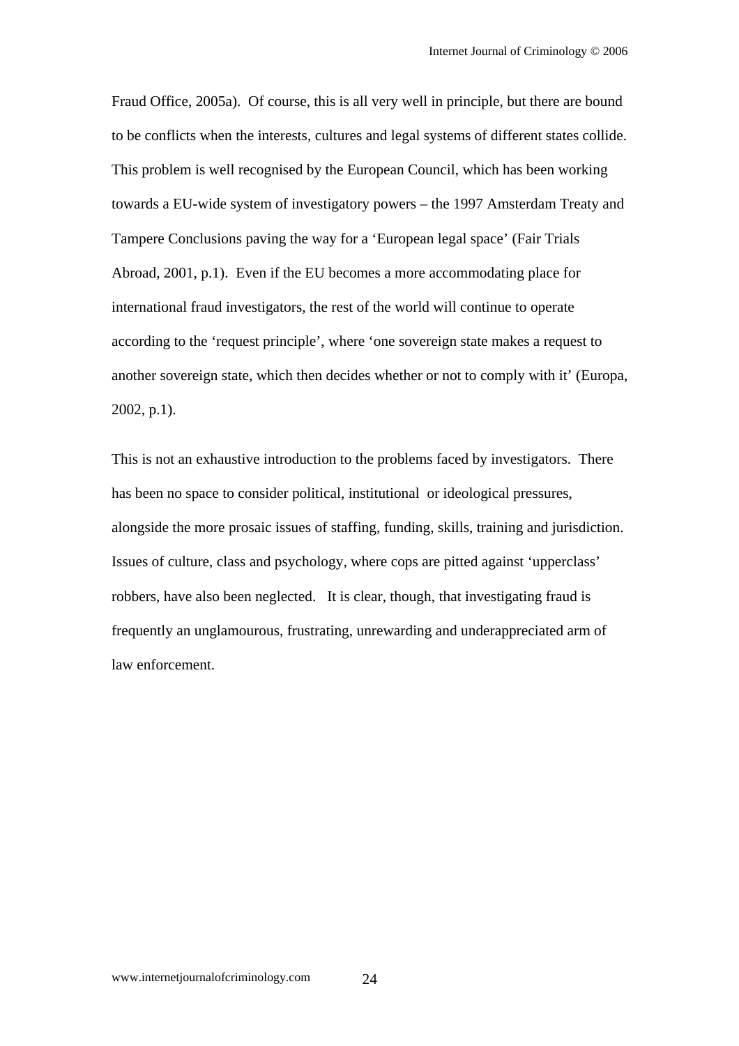Fraud Office, 2005a). Of course, this is all very well in principle, but there are bound to be conflicts when the interests, cultures and legal systems of different states collide. This problem is well recognised by the European Council, which has been working towards a EU-wide system of investigatory powers – the 1997 Amsterdam Treaty and Tampere Conclusions paving the way for a 'European legal space' (Fair Trials Abroad, 2001, p.1). Even if the EU becomes a more accommodating place for international fraud investigators, the rest of the world will continue to operate according to the 'request principle', where 'one sovereign state makes a request to another sovereign state, which then decides whether or not to comply with it' (Europa, 2002, p.1).

This is not an exhaustive introduction to the problems faced by investigators. There has been no space to consider political, institutional or ideological pressures, alongside the more prosaic issues of staffing, funding, skills, training and jurisdiction. Issues of culture, class and psychology, where cops are pitted against 'upperclass' robbers, have also been neglected. It is clear, though, that investigating fraud is frequently an unglamourous, frustrating, unrewarding and underappreciated arm of law enforcement.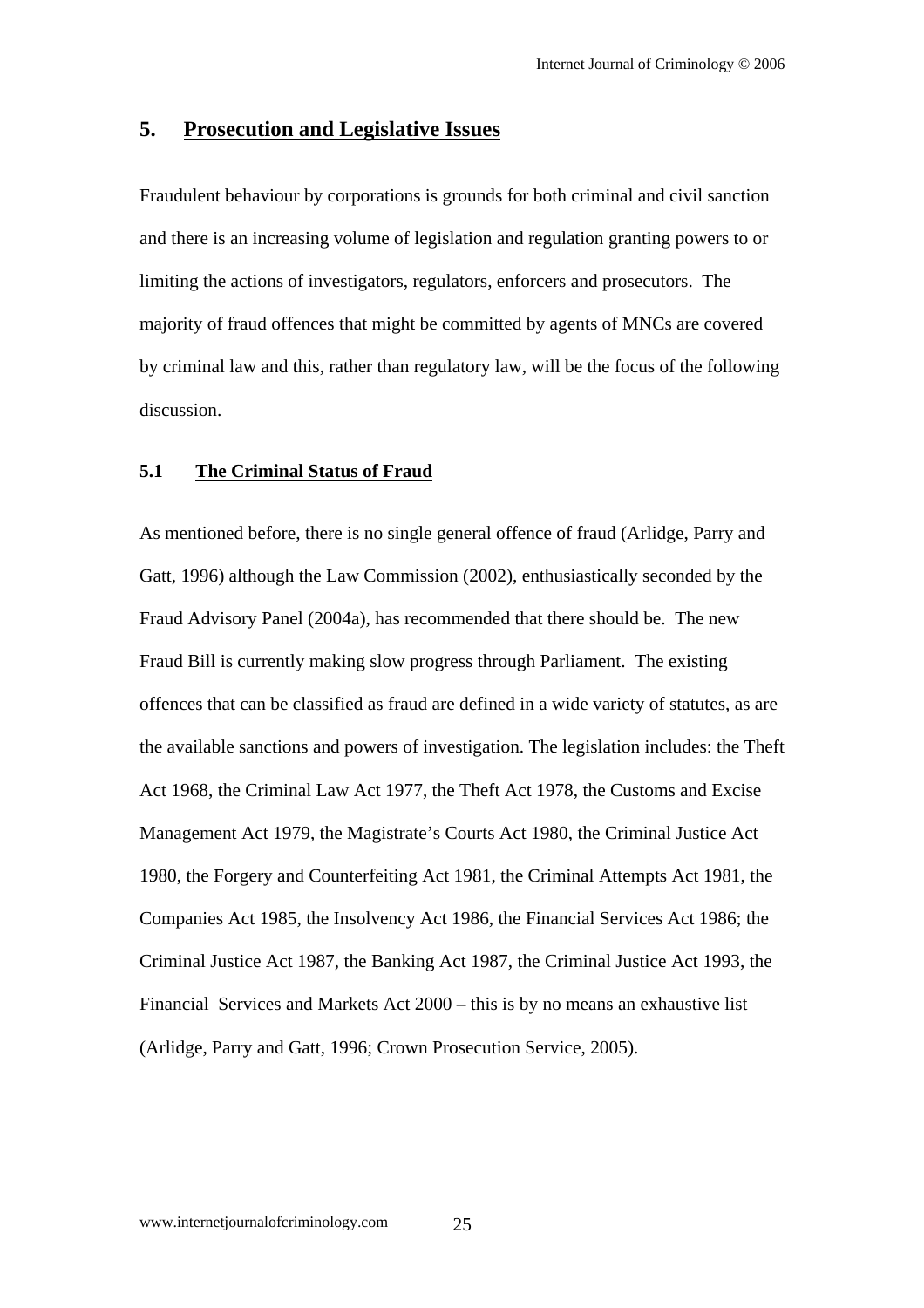## 5. Prosecution and Legislative Issues

Fraudulent behaviour by corporations is grounds for both criminal and civil sanction and there is an increasing volume of legislation and regulation granting powers to or limiting the actions of investigators, regulators, enforcers and prosecutors. The majority of fraud offences that might be committed by agents of MNCs are covered by criminal law and this, rather than regulatory law, will be the focus of the following discussion.

### 5.1 The Criminal Status of Fraud

As mentioned before, there is no single general offence of fraud (Arlidge, Parry and Gatt, 1996) although the Law Commission (2002), enthusiastically seconded by the Fraud Advisory Panel (2004a), has recommended that there should be. The new Fraud Bill is currently making slow progress through Parliament. The existing offences that can be classified as fraud are defined in a wide variety of statutes, as are the available sanctions and powers of investigation. The legislation includes: the Theft Act 1968, the Criminal Law Act 1977, the Theft Act 1978, the Customs and Excise Management Act 1979, the Magistrate's Courts Act 1980, the Criminal Justice Act 1980, the Forgery and Counterfeiting Act 1981, the Criminal Attempts Act 1981, the Companies Act 1985, the Insolvency Act 1986, the Financial Services Act 1986; the Criminal Justice Act 1987, the Banking Act 1987, the Criminal Justice Act 1993, the Financial Services and Markets Act 2000 – this is by no means an exhaustive list (Arlidge, Parry and Gatt, 1996; Crown Prosecution Service, 2005).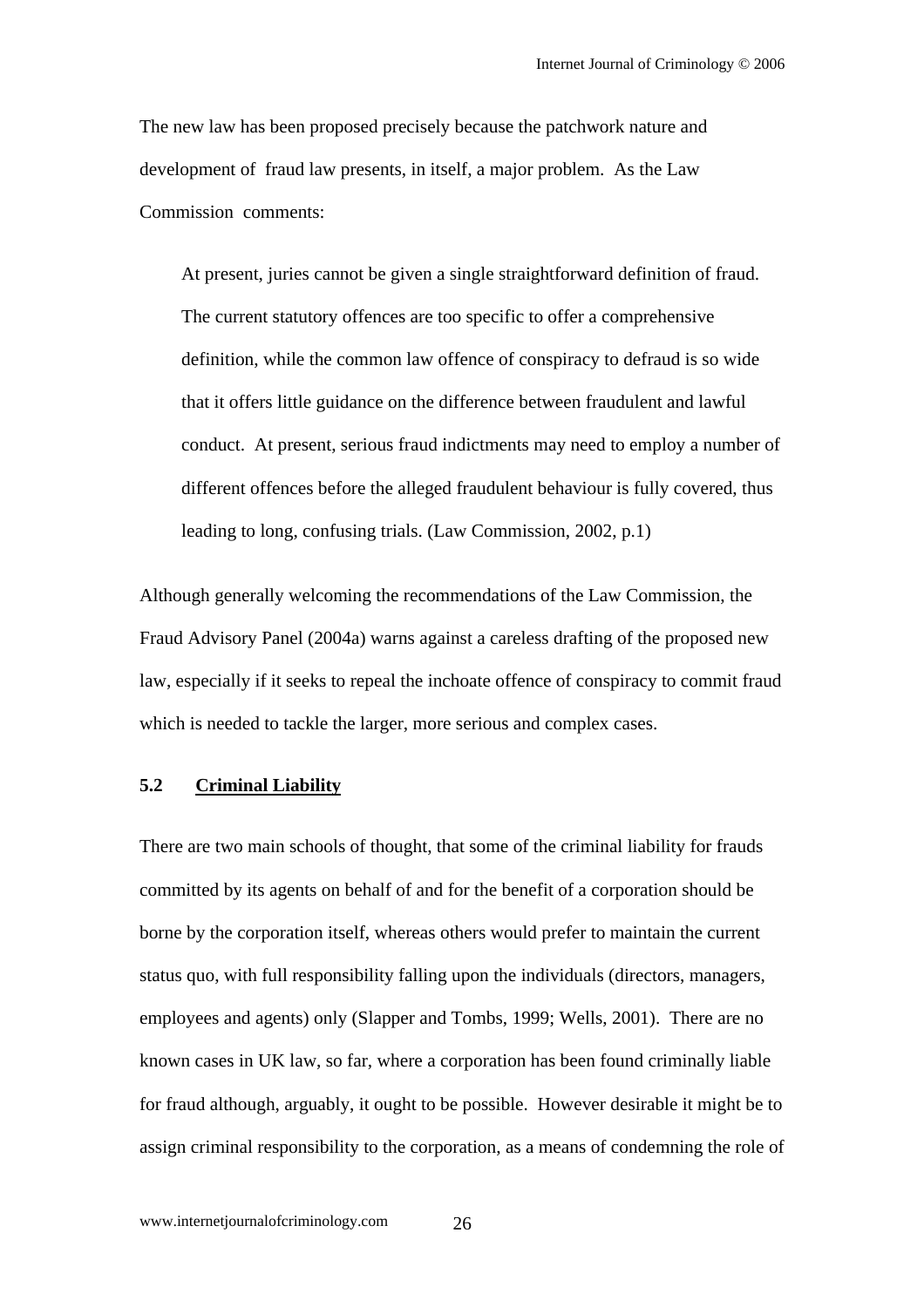The new law has been proposed precisely because the patchwork nature and development of fraud law presents, in itself, a major problem. As the Law Commission comments:

> At present, juries cannot be given a single straightforward definition of fraud. The current statutory offences are too specific to offer a comprehensive definition, while the common law offence of conspiracy to defraud is so wide that it offers little guidance on the difference between fraudulent and lawful conduct. At present, serious fraud indictments may need to employ a number of different offences before the alleged fraudulent behaviour is fully covered, thus leading to long, confusing trials. (Law Commission, 2002, p.1)

Although generally welcoming the recommendations of the Law Commission, the Fraud Advisory Panel (2004a) warns against a careless drafting of the proposed new law, especially if it seeks to repeal the inchoate offence of conspiracy to commit fraud which is needed to tackle the larger, more serious and complex cases.

### 5.2 Criminal Liability

There are two main schools of thought, that some of the criminal liability for frauds committed by its agents on behalf of and for the benefit of a corporation should be borne by the corporation itself, whereas others would prefer to maintain the current status quo, with full responsibility falling upon the individuals (directors, managers, employees and agents) only (Slapper and Tombs, 1999; Wells, 2001). There are no known cases in UK law, so far, where a corporation has been found criminally liable for fraud although, arguably, it ought to be possible. However desirable it might be to assign criminal responsibility to the corporation, as a means of condemning the role of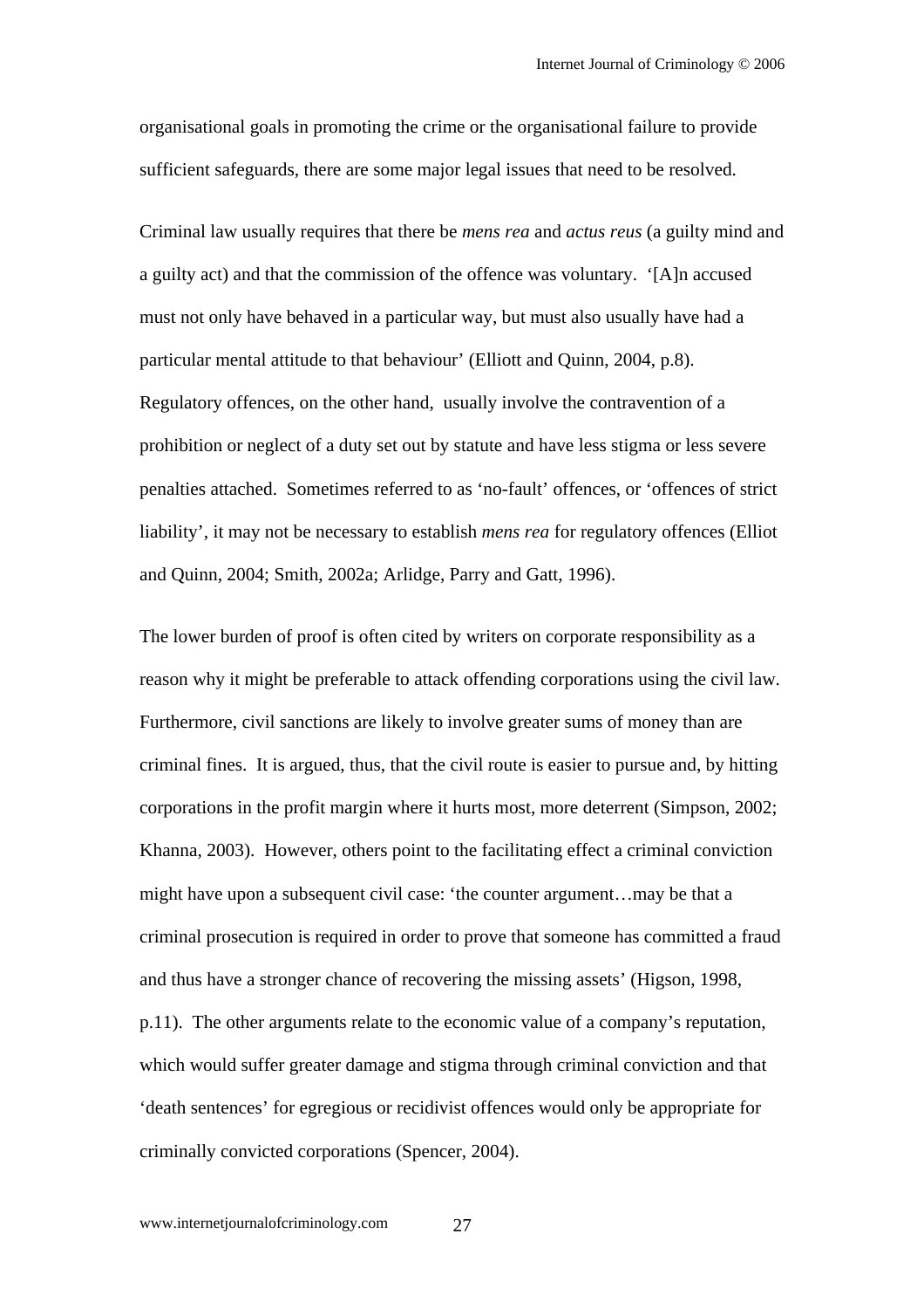organisational goals in promoting the crime or the organisational failure to provide sufficient safeguards, there are some major legal issues that need to be resolved.

Criminal law usually requires that there be *mens rea* and *actus reus* (a guilty mind and a guilty act) and that the commission of the offence was voluntary. '[A]n accused must not only have behaved in a particular way, but must also usually have had a particular mental attitude to that behaviour' (Elliott and Quinn, 2004, p.8). Regulatory offences, on the other hand, usually involve the contravention of a prohibition or neglect of a duty set out by statute and have less stigma or less severe penalties attached. Sometimes referred to as 'no-fault' offences, or 'offences of strict liability', it may not be necessary to establish *mens rea* for regulatory offences (Elliot and Quinn, 2004; Smith, 2002a; Arlidge, Parry and Gatt, 1996).

The lower burden of proof is often cited by writers on corporate responsibility as a reason why it might be preferable to attack offending corporations using the civil law. Furthermore, civil sanctions are likely to involve greater sums of money than are criminal fines. It is argued, thus, that the civil route is easier to pursue and, by hitting corporations in the profit margin where it hurts most, more deterrent (Simpson, 2002; Khanna, 2003). However, others point to the facilitating effect a criminal conviction might have upon a subsequent civil case: 'the counter argument…may be that a criminal prosecution is required in order to prove that someone has committed a fraud and thus have a stronger chance of recovering the missing assets' (Higson, 1998, p.11). The other arguments relate to the economic value of a company's reputation, which would suffer greater damage and stigma through criminal conviction and that 'death sentences' for egregious or recidivist offences would only be appropriate for criminally convicted corporations (Spencer, 2004).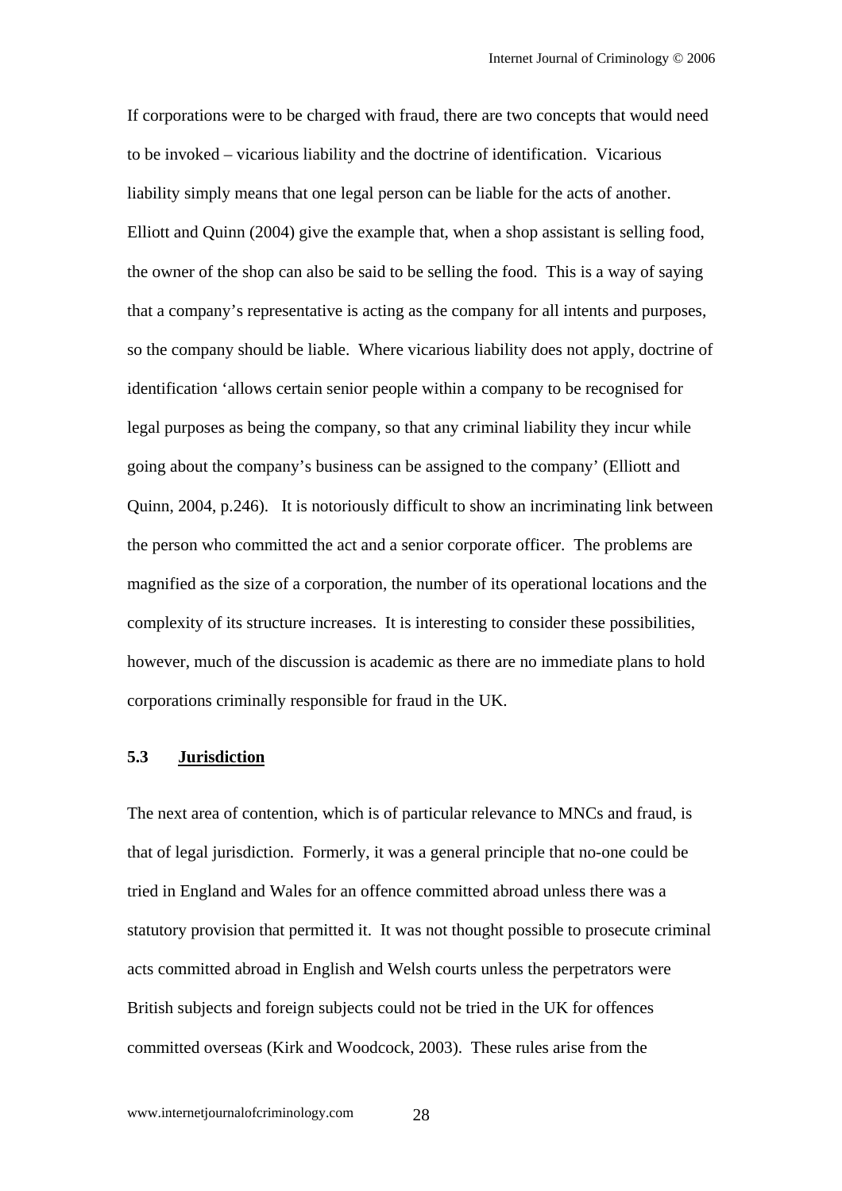If corporations were to be charged with fraud, there are two concepts that would need to be invoked – vicarious liability and the doctrine of identification. Vicarious liability simply means that one legal person can be liable for the acts of another. Elliott and Quinn (2004) give the example that, when a shop assistant is selling food, the owner of the shop can also be said to be selling the food. This is a way of saying that a company's representative is acting as the company for all intents and purposes, so the company should be liable. Where vicarious liability does not apply, doctrine of identification 'allows certain senior people within a company to be recognised for legal purposes as being the company, so that any criminal liability they incur while going about the company's business can be assigned to the company' (Elliott and Quinn, 2004, p.246). It is notoriously difficult to show an incriminating link between the person who committed the act and a senior corporate officer. The problems are magnified as the size of a corporation, the number of its operational locations and the complexity of its structure increases. It is interesting to consider these possibilities, however, much of the discussion is academic as there are no immediate plans to hold corporations criminally responsible for fraud in the UK.

### 5.3 Jurisdiction

The next area of contention, which is of particular relevance to MNCs and fraud, is that of legal jurisdiction. Formerly, it was a general principle that no-one could be tried in England and Wales for an offence committed abroad unless there was a statutory provision that permitted it. It was not thought possible to prosecute criminal acts committed abroad in English and Welsh courts unless the perpetrators were British subjects and foreign subjects could not be tried in the UK for offences committed overseas (Kirk and Woodcock, 2003). These rules arise from the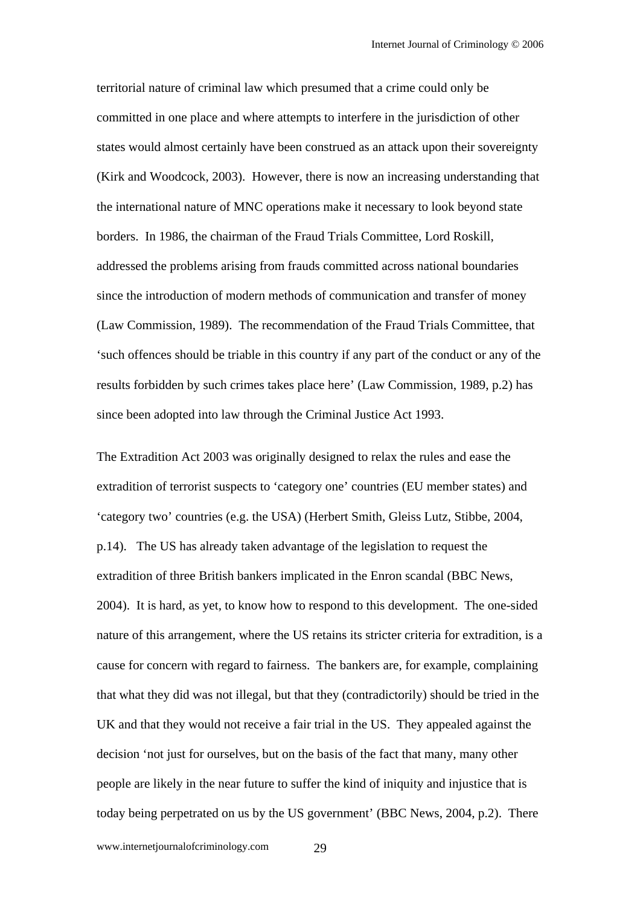territorial nature of criminal law which presumed that a crime could only be committed in one place and where attempts to interfere in the jurisdiction of other states would almost certainly have been construed as an attack upon their sovereignty (Kirk and Woodcock, 2003). However, there is now an increasing understanding that the international nature of MNC operations make it necessary to look beyond state borders. In 1986, the chairman of the Fraud Trials Committee, Lord Roskill, addressed the problems arising from frauds committed across national boundaries since the introduction of modern methods of communication and transfer of money (Law Commission, 1989). The recommendation of the Fraud Trials Committee, that 'such offences should be triable in this country if any part of the conduct or any of the results forbidden by such crimes takes place here' (Law Commission, 1989, p.2) has since been adopted into law through the Criminal Justice Act 1993.

The Extradition Act 2003 was originally designed to relax the rules and ease the extradition of terrorist suspects to 'category one' countries (EU member states) and 'category two' countries (e.g. the USA) (Herbert Smith, Gleiss Lutz, Stibbe, 2004, p.14). The US has already taken advantage of the legislation to request the extradition of three British bankers implicated in the Enron scandal (BBC News, 2004). It is hard, as yet, to know how to respond to this development. The one-sided nature of this arrangement, where the US retains its stricter criteria for extradition, is a cause for concern with regard to fairness. The bankers are, for example, complaining that what they did was not illegal, but that they (contradictorily) should be tried in the UK and that they would not receive a fair trial in the US. They appealed against the decision 'not just for ourselves, but on the basis of the fact that many, many other people are likely in the near future to suffer the kind of iniquity and injustice that is today being perpetrated on us by the US government' (BBC News, 2004, p.2). There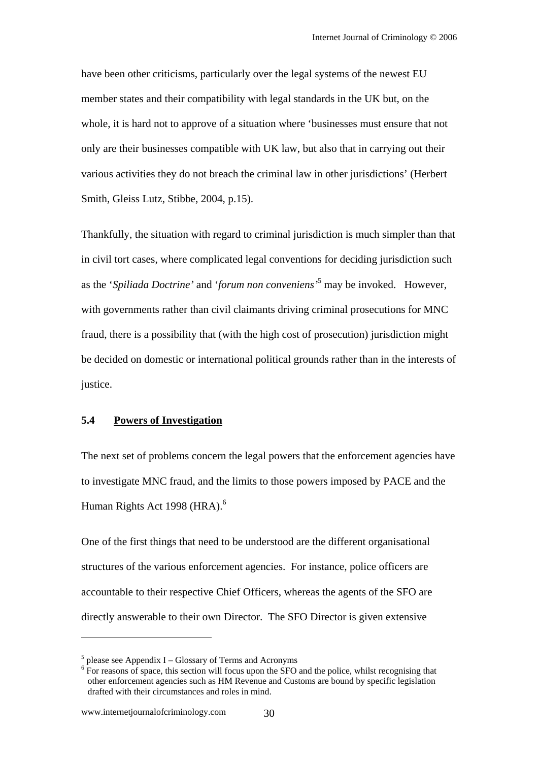have been other criticisms, particularly over the legal systems of the newest EU member states and their compatibility with legal standards in the UK but, on the whole, it is hard not to approve of a situation where 'businesses must ensure that not only are their businesses compatible with UK law, but also that in carrying out their various activities they do not breach the criminal law in other jurisdictions' (Herbert Smith, Gleiss Lutz, Stibbe, 2004, p.15).

Thankfully, the situation with regard to criminal jurisdiction is much simpler than that in civil tort cases, where complicated legal conventions for deciding jurisdiction such as the '*Spiliada Doctrine'* and '*forum non conveniens'*[5] may be invoked. However, with governments rather than civil claimants driving criminal prosecutions for MNC fraud, there is a possibility that (with the high cost of prosecution) jurisdiction might be decided on domestic or international political grounds rather than in the interests of justice.

## 5.4 Powers of Investigation

The next set of problems concern the legal powers that the enforcement agencies have to investigate MNC fraud, and the limits to those powers imposed by PACE and the Human Rights Act 1998 (HRA).[6]

One of the first things that need to be understood are the different organisational structures of the various enforcement agencies. For instance, police officers are accountable to their respective Chief Officers, whereas the agents of the SFO are directly answerable to their own Director. The SFO Director is given extensive

---

[5] please see Appendix I – Glossary of Terms and Acronyms

[6] For reasons of space, this section will focus upon the SFO and the police, whilst recognising that other enforcement agencies such as HM Revenue and Customs are bound by specific legislation drafted with their circumstances and roles in mind.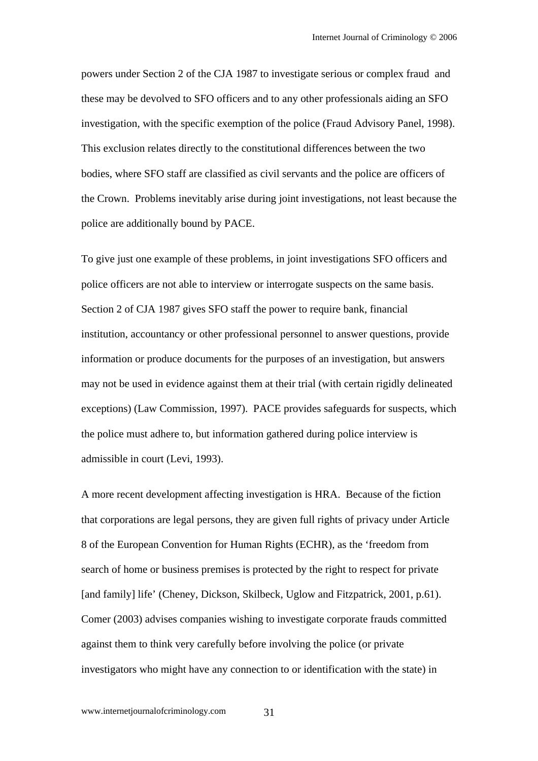powers under Section 2 of the CJA 1987 to investigate serious or complex fraud and these may be devolved to SFO officers and to any other professionals aiding an SFO investigation, with the specific exemption of the police (Fraud Advisory Panel, 1998). This exclusion relates directly to the constitutional differences between the two bodies, where SFO staff are classified as civil servants and the police are officers of the Crown. Problems inevitably arise during joint investigations, not least because the police are additionally bound by PACE.

To give just one example of these problems, in joint investigations SFO officers and police officers are not able to interview or interrogate suspects on the same basis. Section 2 of CJA 1987 gives SFO staff the power to require bank, financial institution, accountancy or other professional personnel to answer questions, provide information or produce documents for the purposes of an investigation, but answers may not be used in evidence against them at their trial (with certain rigidly delineated exceptions) (Law Commission, 1997). PACE provides safeguards for suspects, which the police must adhere to, but information gathered during police interview is admissible in court (Levi, 1993).

A more recent development affecting investigation is HRA. Because of the fiction that corporations are legal persons, they are given full rights of privacy under Article 8 of the European Convention for Human Rights (ECHR), as the 'freedom from search of home or business premises is protected by the right to respect for private [and family] life' (Cheney, Dickson, Skilbeck, Uglow and Fitzpatrick, 2001, p.61). Comer (2003) advises companies wishing to investigate corporate frauds committed against them to think very carefully before involving the police (or private investigators who might have any connection to or identification with the state) in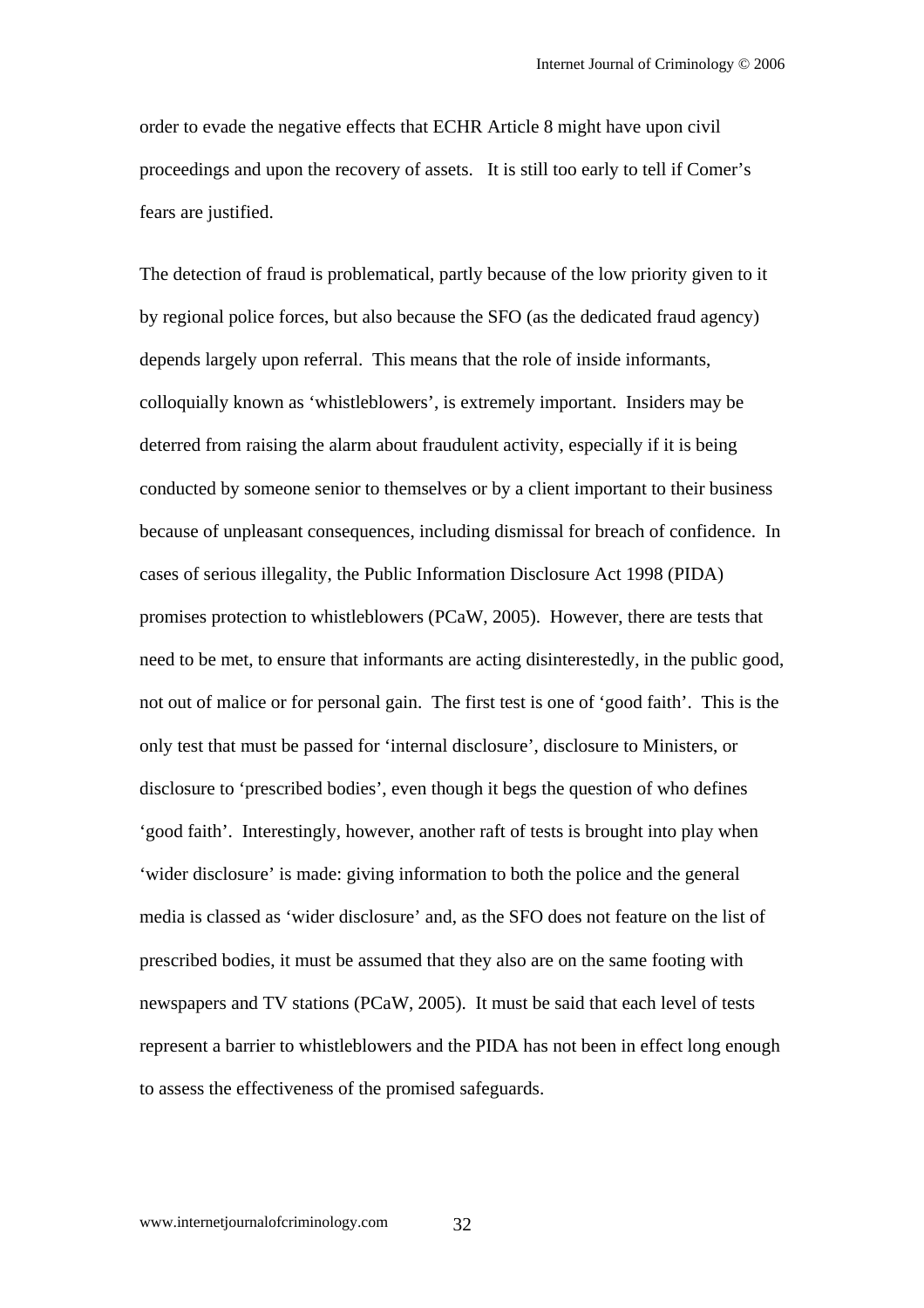order to evade the negative effects that ECHR Article 8 might have upon civil proceedings and upon the recovery of assets. It is still too early to tell if Comer's fears are justified.

The detection of fraud is problematical, partly because of the low priority given to it by regional police forces, but also because the SFO (as the dedicated fraud agency) depends largely upon referral. This means that the role of inside informants, colloquially known as 'whistleblowers', is extremely important. Insiders may be deterred from raising the alarm about fraudulent activity, especially if it is being conducted by someone senior to themselves or by a client important to their business because of unpleasant consequences, including dismissal for breach of confidence. In cases of serious illegality, the Public Information Disclosure Act 1998 (PIDA) promises protection to whistleblowers (PCaW, 2005). However, there are tests that need to be met, to ensure that informants are acting disinterestedly, in the public good, not out of malice or for personal gain. The first test is one of 'good faith'. This is the only test that must be passed for 'internal disclosure', disclosure to Ministers, or disclosure to 'prescribed bodies', even though it begs the question of who defines 'good faith'. Interestingly, however, another raft of tests is brought into play when 'wider disclosure' is made: giving information to both the police and the general media is classed as 'wider disclosure' and, as the SFO does not feature on the list of prescribed bodies, it must be assumed that they also are on the same footing with newspapers and TV stations (PCaW, 2005). It must be said that each level of tests represent a barrier to whistleblowers and the PIDA has not been in effect long enough to assess the effectiveness of the promised safeguards.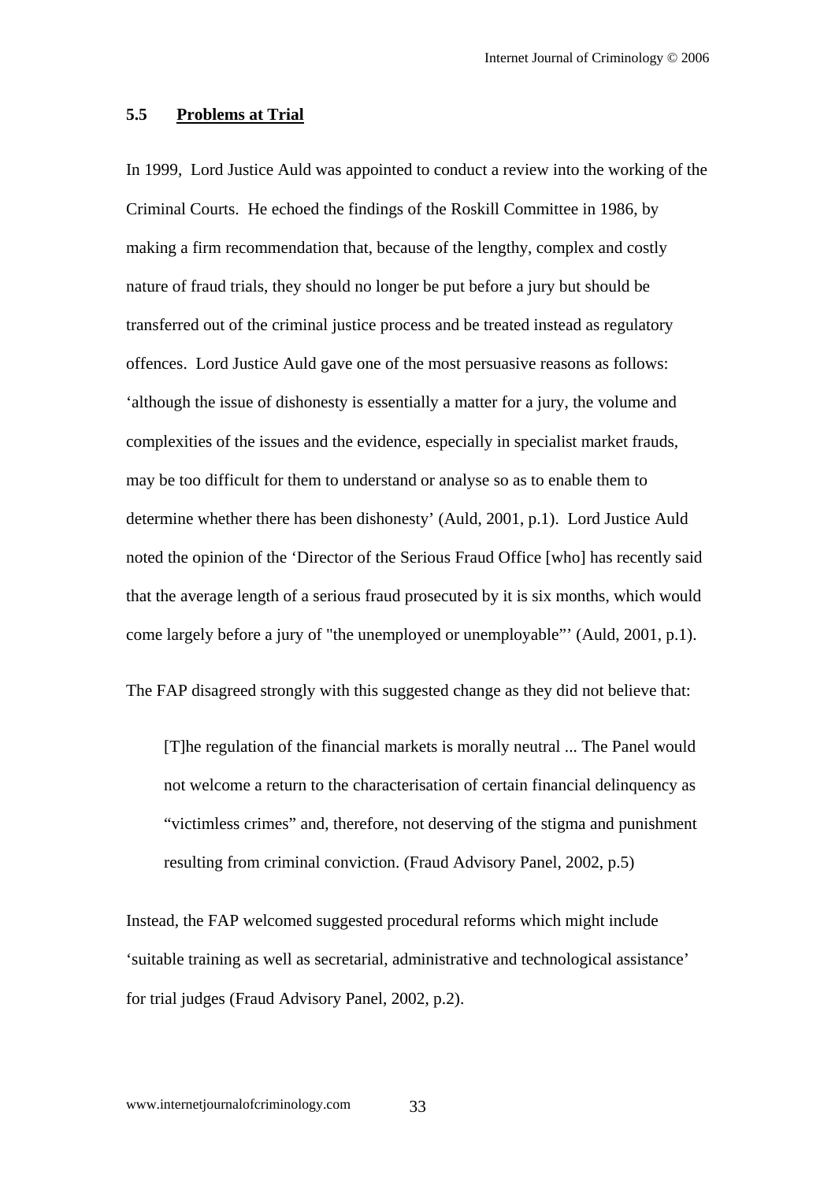## 5.5 <u>Problems at Trial</u>

In 1999, Lord Justice Auld was appointed to conduct a review into the working of the Criminal Courts. He echoed the findings of the Roskill Committee in 1986, by making a firm recommendation that, because of the lengthy, complex and costly nature of fraud trials, they should no longer be put before a jury but should be transferred out of the criminal justice process and be treated instead as regulatory offences. Lord Justice Auld gave one of the most persuasive reasons as follows: 'although the issue of dishonesty is essentially a matter for a jury, the volume and complexities of the issues and the evidence, especially in specialist market frauds, may be too difficult for them to understand or analyse so as to enable them to determine whether there has been dishonesty' (Auld, 2001, p.1). Lord Justice Auld noted the opinion of the 'Director of the Serious Fraud Office [who] has recently said that the average length of a serious fraud prosecuted by it is six months, which would come largely before a jury of "the unemployed or unemployable"' (Auld, 2001, p.1).

The FAP disagreed strongly with this suggested change as they did not believe that:

> [T]he regulation of the financial markets is morally neutral ... The Panel would not welcome a return to the characterisation of certain financial delinquency as "victimless crimes" and, therefore, not deserving of the stigma and punishment resulting from criminal conviction. (Fraud Advisory Panel, 2002, p.5)

Instead, the FAP welcomed suggested procedural reforms which might include 'suitable training as well as secretarial, administrative and technological assistance' for trial judges (Fraud Advisory Panel, 2002, p.2).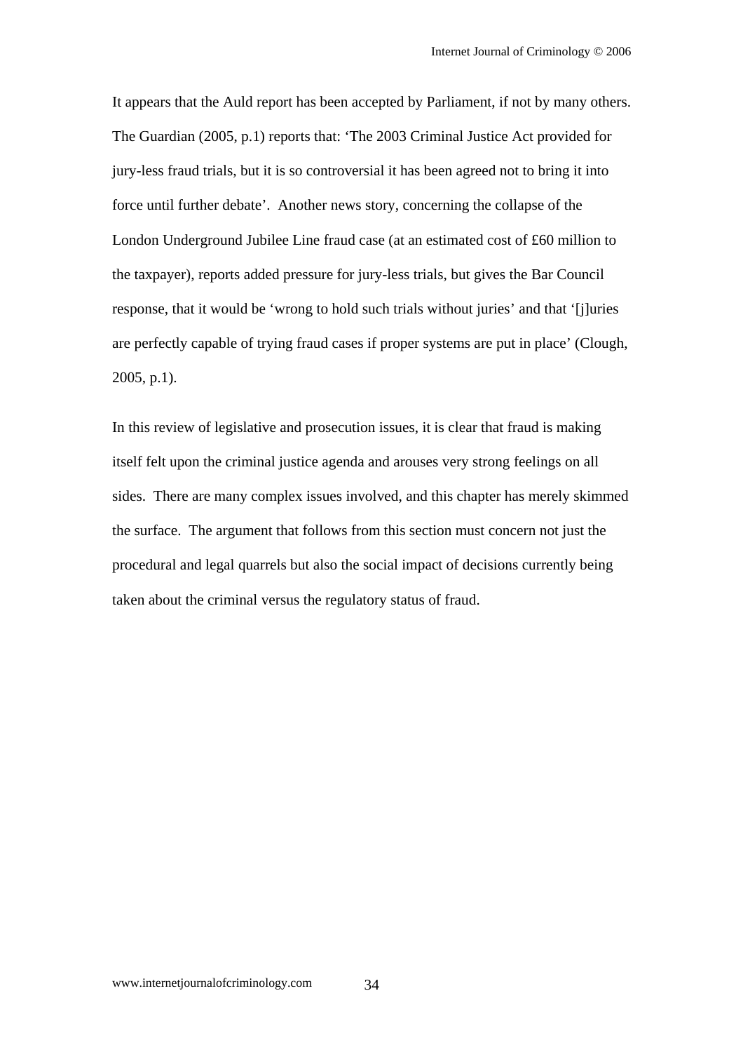It appears that the Auld report has been accepted by Parliament, if not by many others. The Guardian (2005, p.1) reports that: 'The 2003 Criminal Justice Act provided for jury-less fraud trials, but it is so controversial it has been agreed not to bring it into force until further debate'. Another news story, concerning the collapse of the London Underground Jubilee Line fraud case (at an estimated cost of £60 million to the taxpayer), reports added pressure for jury-less trials, but gives the Bar Council response, that it would be 'wrong to hold such trials without juries' and that '[j]uries are perfectly capable of trying fraud cases if proper systems are put in place' (Clough, 2005, p.1).

In this review of legislative and prosecution issues, it is clear that fraud is making itself felt upon the criminal justice agenda and arouses very strong feelings on all sides. There are many complex issues involved, and this chapter has merely skimmed the surface. The argument that follows from this section must concern not just the procedural and legal quarrels but also the social impact of decisions currently being taken about the criminal versus the regulatory status of fraud.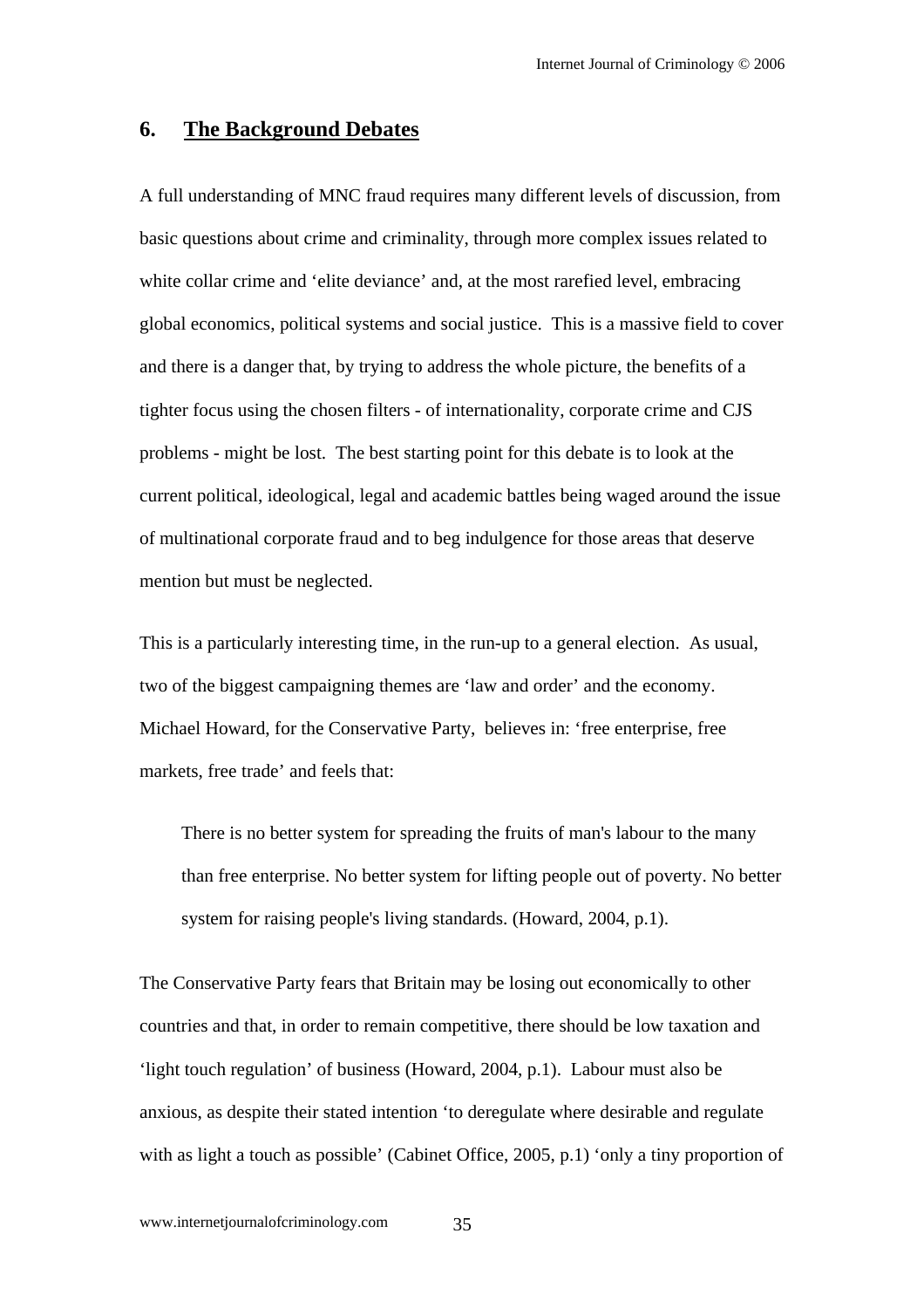## 6. The Background Debates

A full understanding of MNC fraud requires many different levels of discussion, from basic questions about crime and criminality, through more complex issues related to white collar crime and 'elite deviance' and, at the most rarefied level, embracing global economics, political systems and social justice. This is a massive field to cover and there is a danger that, by trying to address the whole picture, the benefits of a tighter focus using the chosen filters - of internationality, corporate crime and CJS problems - might be lost. The best starting point for this debate is to look at the current political, ideological, legal and academic battles being waged around the issue of multinational corporate fraud and to beg indulgence for those areas that deserve mention but must be neglected.

This is a particularly interesting time, in the run-up to a general election. As usual, two of the biggest campaigning themes are 'law and order' and the economy. Michael Howard, for the Conservative Party, believes in: 'free enterprise, free markets, free trade' and feels that:

> There is no better system for spreading the fruits of man's labour to the many than free enterprise. No better system for lifting people out of poverty. No better system for raising people's living standards. (Howard, 2004, p.1).

The Conservative Party fears that Britain may be losing out economically to other countries and that, in order to remain competitive, there should be low taxation and 'light touch regulation' of business (Howard, 2004, p.1). Labour must also be anxious, as despite their stated intention 'to deregulate where desirable and regulate with as light a touch as possible' (Cabinet Office, 2005, p.1) 'only a tiny proportion of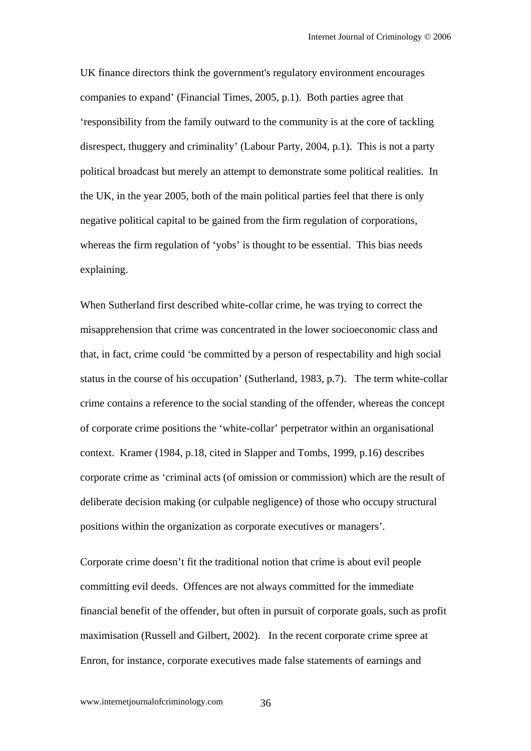UK finance directors think the government's regulatory environment encourages companies to expand' (Financial Times, 2005, p.1). Both parties agree that 'responsibility from the family outward to the community is at the core of tackling disrespect, thuggery and criminality' (Labour Party, 2004, p.1). This is not a party political broadcast but merely an attempt to demonstrate some political realities. In the UK, in the year 2005, both of the main political parties feel that there is only negative political capital to be gained from the firm regulation of corporations, whereas the firm regulation of 'yobs' is thought to be essential. This bias needs explaining.

When Sutherland first described white-collar crime, he was trying to correct the misapprehension that crime was concentrated in the lower socioeconomic class and that, in fact, crime could 'be committed by a person of respectability and high social status in the course of his occupation' (Sutherland, 1983, p.7). The term white-collar crime contains a reference to the social standing of the offender, whereas the concept of corporate crime positions the 'white-collar' perpetrator within an organisational context. Kramer (1984, p.18, cited in Slapper and Tombs, 1999, p.16) describes corporate crime as 'criminal acts (of omission or commission) which are the result of deliberate decision making (or culpable negligence) of those who occupy structural positions within the organization as corporate executives or managers'.

Corporate crime doesn't fit the traditional notion that crime is about evil people committing evil deeds. Offences are not always committed for the immediate financial benefit of the offender, but often in pursuit of corporate goals, such as profit maximisation (Russell and Gilbert, 2002). In the recent corporate crime spree at Enron, for instance, corporate executives made false statements of earnings and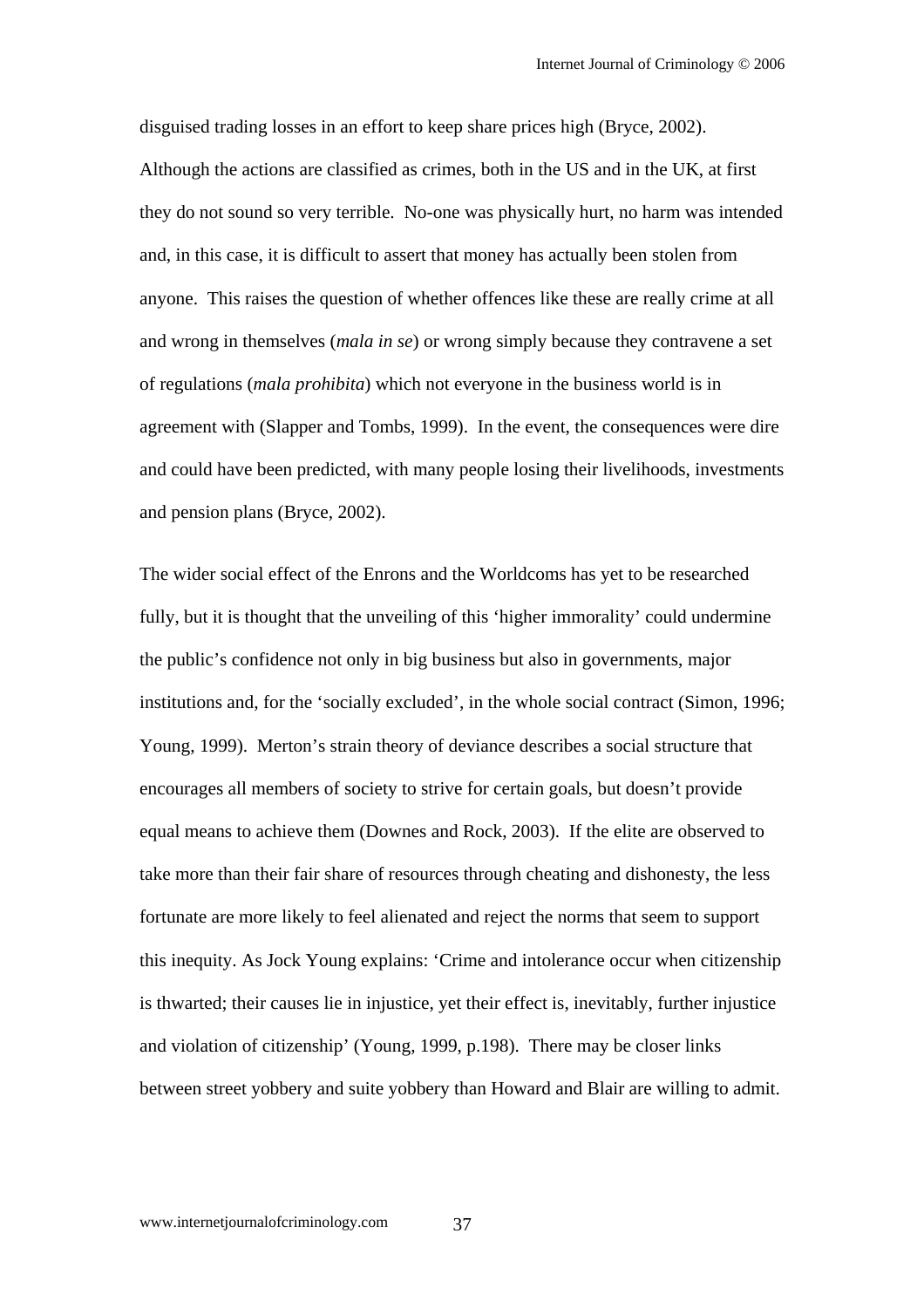disguised trading losses in an effort to keep share prices high (Bryce, 2002). Although the actions are classified as crimes, both in the US and in the UK, at first they do not sound so very terrible. No-one was physically hurt, no harm was intended and, in this case, it is difficult to assert that money has actually been stolen from anyone. This raises the question of whether offences like these are really crime at all and wrong in themselves (*mala in se*) or wrong simply because they contravene a set of regulations (*mala prohibita*) which not everyone in the business world is in agreement with (Slapper and Tombs, 1999). In the event, the consequences were dire and could have been predicted, with many people losing their livelihoods, investments and pension plans (Bryce, 2002).

The wider social effect of the Enrons and the Worldcoms has yet to be researched fully, but it is thought that the unveiling of this 'higher immorality' could undermine the public's confidence not only in big business but also in governments, major institutions and, for the 'socially excluded', in the whole social contract (Simon, 1996; Young, 1999). Merton's strain theory of deviance describes a social structure that encourages all members of society to strive for certain goals, but doesn't provide equal means to achieve them (Downes and Rock, 2003). If the elite are observed to take more than their fair share of resources through cheating and dishonesty, the less fortunate are more likely to feel alienated and reject the norms that seem to support this inequity. As Jock Young explains: 'Crime and intolerance occur when citizenship is thwarted; their causes lie in injustice, yet their effect is, inevitably, further injustice and violation of citizenship' (Young, 1999, p.198). There may be closer links between street yobbery and suite yobbery than Howard and Blair are willing to admit.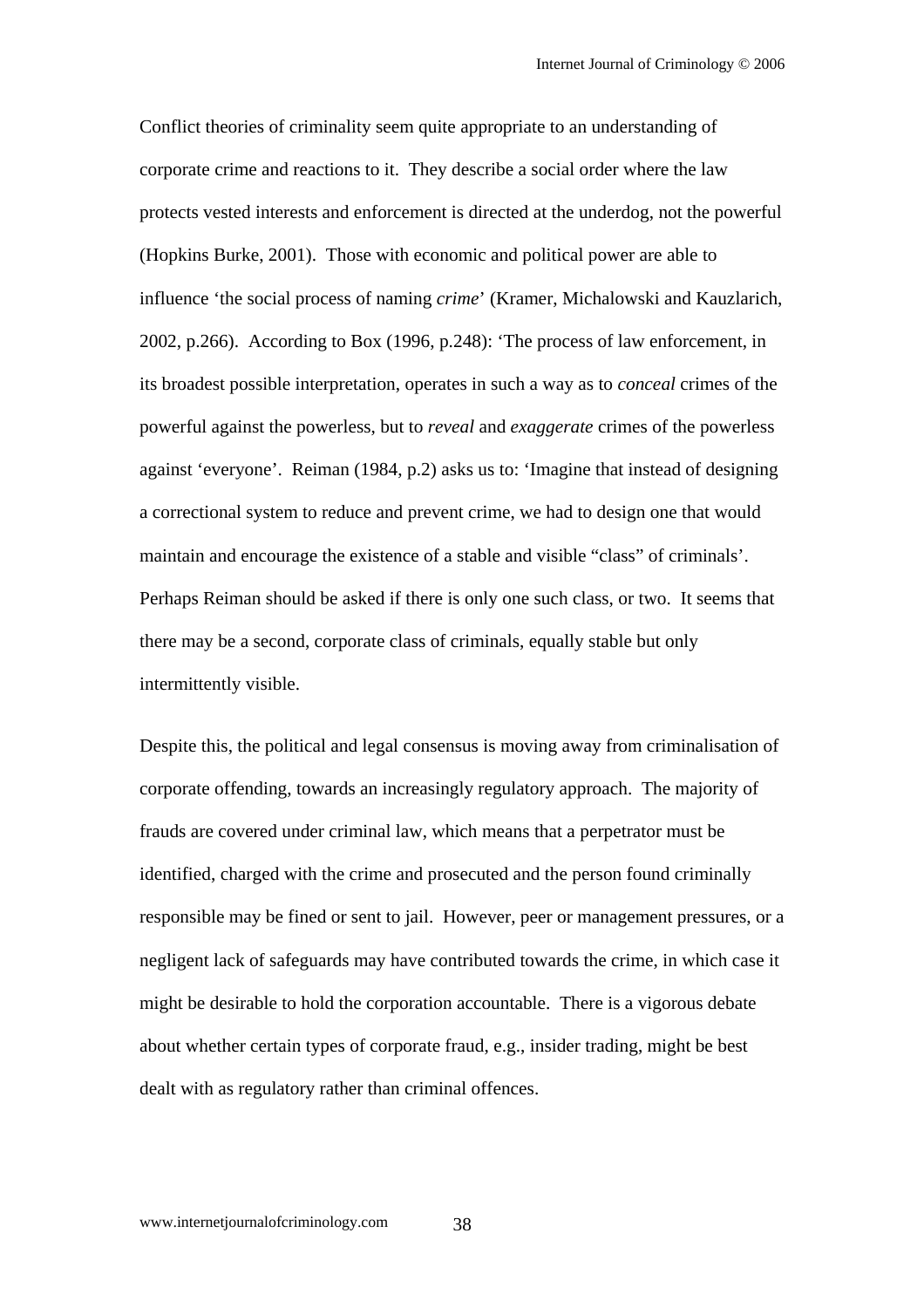Conflict theories of criminality seem quite appropriate to an understanding of corporate crime and reactions to it. They describe a social order where the law protects vested interests and enforcement is directed at the underdog, not the powerful (Hopkins Burke, 2001). Those with economic and political power are able to influence 'the social process of naming *crime*' (Kramer, Michalowski and Kauzlarich, 2002, p.266). According to Box (1996, p.248): 'The process of law enforcement, in its broadest possible interpretation, operates in such a way as to *conceal* crimes of the powerful against the powerless, but to *reveal* and *exaggerate* crimes of the powerless against 'everyone'. Reiman (1984, p.2) asks us to: 'Imagine that instead of designing a correctional system to reduce and prevent crime, we had to design one that would maintain and encourage the existence of a stable and visible "class" of criminals'. Perhaps Reiman should be asked if there is only one such class, or two. It seems that there may be a second, corporate class of criminals, equally stable but only intermittently visible.

Despite this, the political and legal consensus is moving away from criminalisation of corporate offending, towards an increasingly regulatory approach. The majority of frauds are covered under criminal law, which means that a perpetrator must be identified, charged with the crime and prosecuted and the person found criminally responsible may be fined or sent to jail. However, peer or management pressures, or a negligent lack of safeguards may have contributed towards the crime, in which case it might be desirable to hold the corporation accountable. There is a vigorous debate about whether certain types of corporate fraud, e.g., insider trading, might be best dealt with as regulatory rather than criminal offences.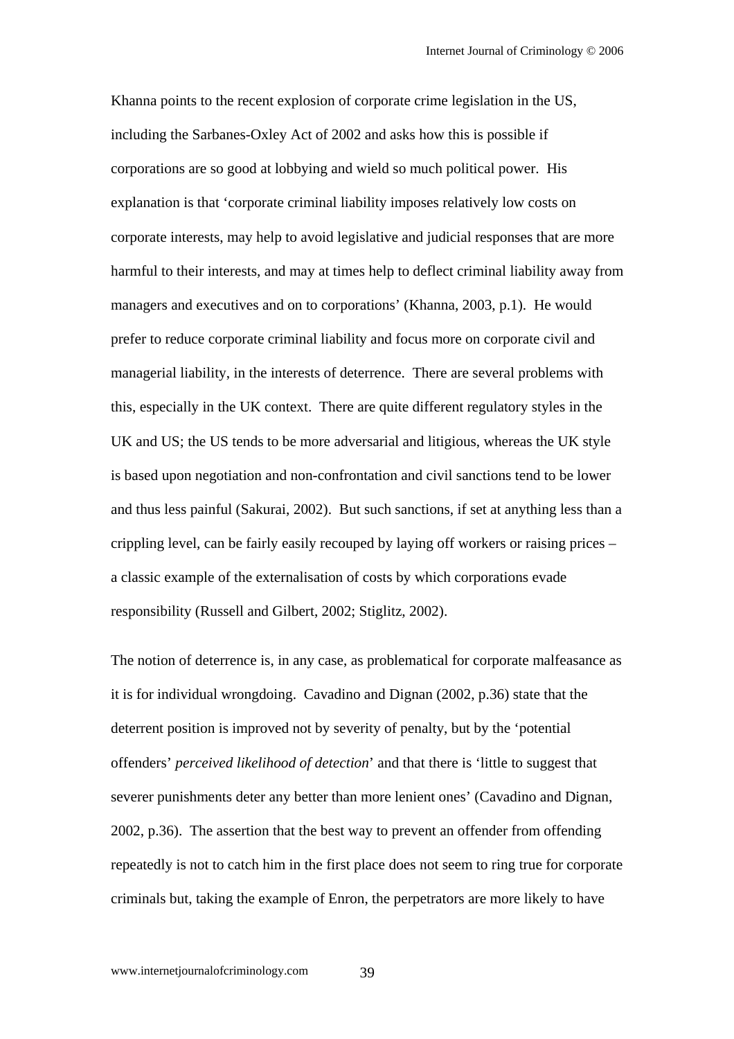Khanna points to the recent explosion of corporate crime legislation in the US, including the Sarbanes-Oxley Act of 2002 and asks how this is possible if corporations are so good at lobbying and wield so much political power. His explanation is that 'corporate criminal liability imposes relatively low costs on corporate interests, may help to avoid legislative and judicial responses that are more harmful to their interests, and may at times help to deflect criminal liability away from managers and executives and on to corporations' (Khanna, 2003, p.1). He would prefer to reduce corporate criminal liability and focus more on corporate civil and managerial liability, in the interests of deterrence. There are several problems with this, especially in the UK context. There are quite different regulatory styles in the UK and US; the US tends to be more adversarial and litigious, whereas the UK style is based upon negotiation and non-confrontation and civil sanctions tend to be lower and thus less painful (Sakurai, 2002). But such sanctions, if set at anything less than a crippling level, can be fairly easily recouped by laying off workers or raising prices – a classic example of the externalisation of costs by which corporations evade responsibility (Russell and Gilbert, 2002; Stiglitz, 2002).

The notion of deterrence is, in any case, as problematical for corporate malfeasance as it is for individual wrongdoing. Cavadino and Dignan (2002, p.36) state that the deterrent position is improved not by severity of penalty, but by the 'potential offenders' *perceived likelihood of detection*' and that there is 'little to suggest that severer punishments deter any better than more lenient ones' (Cavadino and Dignan, 2002, p.36). The assertion that the best way to prevent an offender from offending repeatedly is not to catch him in the first place does not seem to ring true for corporate criminals but, taking the example of Enron, the perpetrators are more likely to have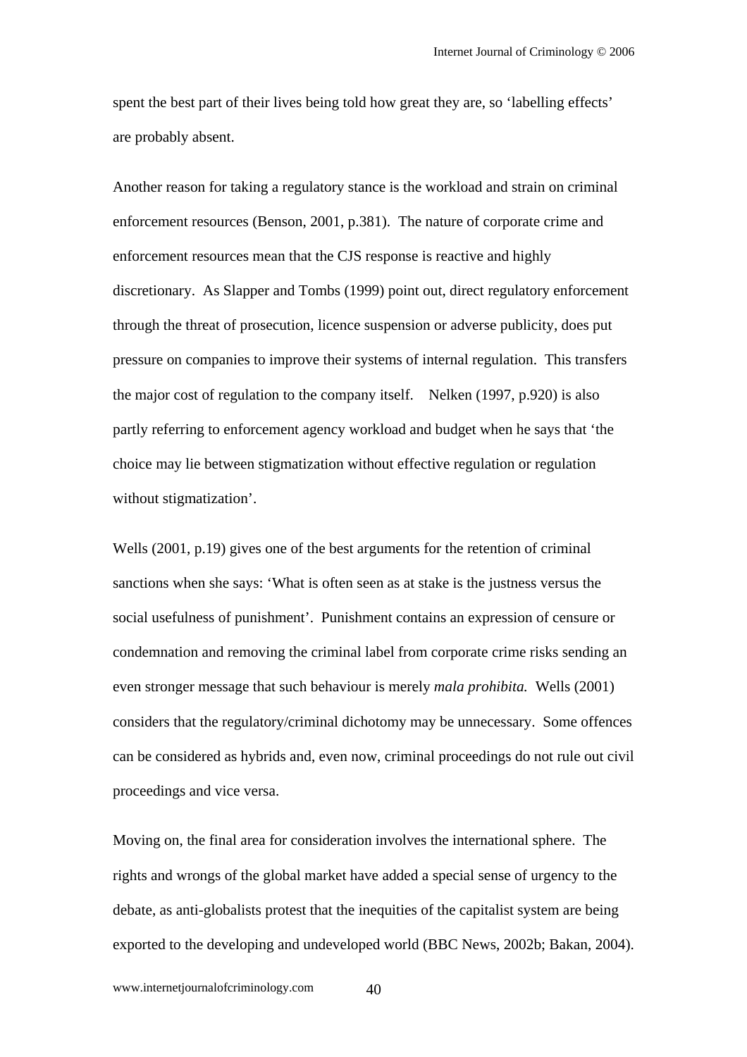spent the best part of their lives being told how great they are, so 'labelling effects' are probably absent.

Another reason for taking a regulatory stance is the workload and strain on criminal enforcement resources (Benson, 2001, p.381). The nature of corporate crime and enforcement resources mean that the CJS response is reactive and highly discretionary. As Slapper and Tombs (1999) point out, direct regulatory enforcement through the threat of prosecution, licence suspension or adverse publicity, does put pressure on companies to improve their systems of internal regulation. This transfers the major cost of regulation to the company itself. Nelken (1997, p.920) is also partly referring to enforcement agency workload and budget when he says that 'the choice may lie between stigmatization without effective regulation or regulation without stigmatization'.

Wells (2001, p.19) gives one of the best arguments for the retention of criminal sanctions when she says: 'What is often seen as at stake is the justness versus the social usefulness of punishment'. Punishment contains an expression of censure or condemnation and removing the criminal label from corporate crime risks sending an even stronger message that such behaviour is merely *mala prohibita.* Wells (2001) considers that the regulatory/criminal dichotomy may be unnecessary. Some offences can be considered as hybrids and, even now, criminal proceedings do not rule out civil proceedings and vice versa.

Moving on, the final area for consideration involves the international sphere. The rights and wrongs of the global market have added a special sense of urgency to the debate, as anti-globalists protest that the inequities of the capitalist system are being exported to the developing and undeveloped world (BBC News, 2002b; Bakan, 2004).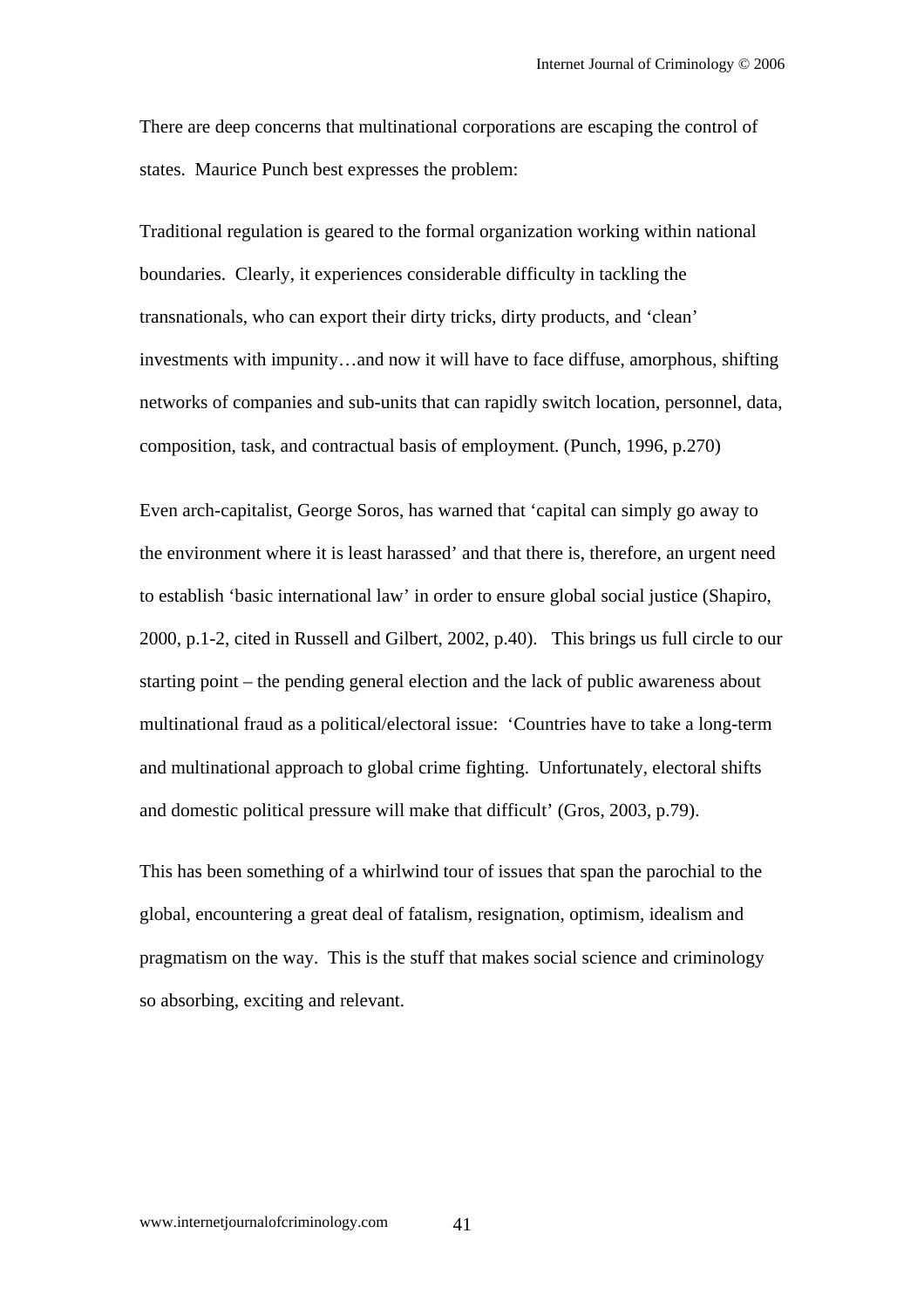There are deep concerns that multinational corporations are escaping the control of states. Maurice Punch best expresses the problem:

> Traditional regulation is geared to the formal organization working within national boundaries. Clearly, it experiences considerable difficulty in tackling the transnationals, who can export their dirty tricks, dirty products, and 'clean' investments with impunity…and now it will have to face diffuse, amorphous, shifting networks of companies and sub-units that can rapidly switch location, personnel, data, composition, task, and contractual basis of employment. (Punch, 1996, p.270)

Even arch-capitalist, George Soros, has warned that 'capital can simply go away to the environment where it is least harassed' and that there is, therefore, an urgent need to establish 'basic international law' in order to ensure global social justice (Shapiro, 2000, p.1-2, cited in Russell and Gilbert, 2002, p.40). This brings us full circle to our starting point – the pending general election and the lack of public awareness about multinational fraud as a political/electoral issue: 'Countries have to take a long-term and multinational approach to global crime fighting. Unfortunately, electoral shifts and domestic political pressure will make that difficult' (Gros, 2003, p.79).

This has been something of a whirlwind tour of issues that span the parochial to the global, encountering a great deal of fatalism, resignation, optimism, idealism and pragmatism on the way. This is the stuff that makes social science and criminology so absorbing, exciting and relevant.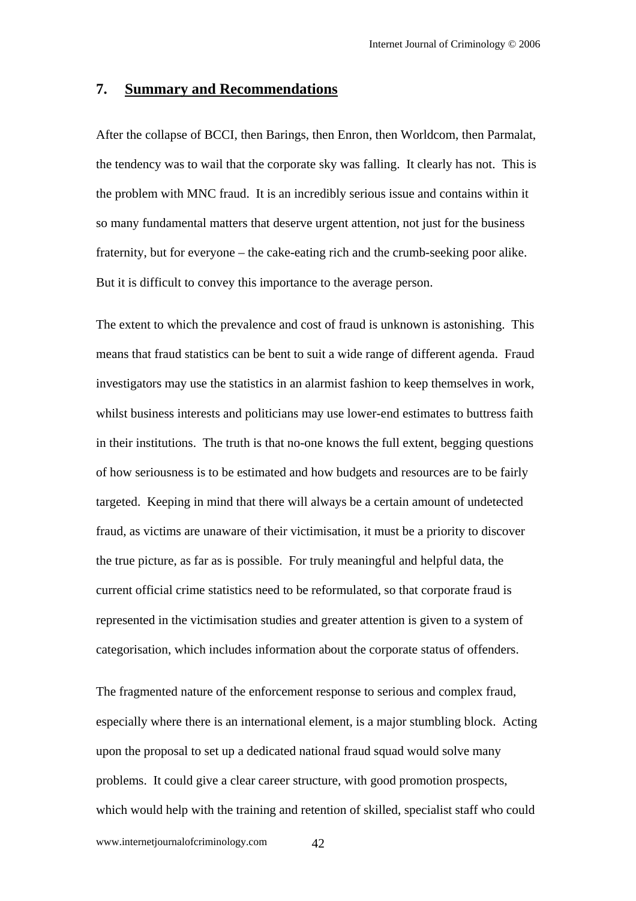## 7. Summary and Recommendations

After the collapse of BCCI, then Barings, then Enron, then Worldcom, then Parmalat, the tendency was to wail that the corporate sky was falling. It clearly has not. This is the problem with MNC fraud. It is an incredibly serious issue and contains within it so many fundamental matters that deserve urgent attention, not just for the business fraternity, but for everyone – the cake-eating rich and the crumb-seeking poor alike. But it is difficult to convey this importance to the average person.

The extent to which the prevalence and cost of fraud is unknown is astonishing. This means that fraud statistics can be bent to suit a wide range of different agenda. Fraud investigators may use the statistics in an alarmist fashion to keep themselves in work, whilst business interests and politicians may use lower-end estimates to buttress faith in their institutions. The truth is that no-one knows the full extent, begging questions of how seriousness is to be estimated and how budgets and resources are to be fairly targeted. Keeping in mind that there will always be a certain amount of undetected fraud, as victims are unaware of their victimisation, it must be a priority to discover the true picture, as far as is possible. For truly meaningful and helpful data, the current official crime statistics need to be reformulated, so that corporate fraud is represented in the victimisation studies and greater attention is given to a system of categorisation, which includes information about the corporate status of offenders.

The fragmented nature of the enforcement response to serious and complex fraud, especially where there is an international element, is a major stumbling block. Acting upon the proposal to set up a dedicated national fraud squad would solve many problems. It could give a clear career structure, with good promotion prospects, which would help with the training and retention of skilled, specialist staff who could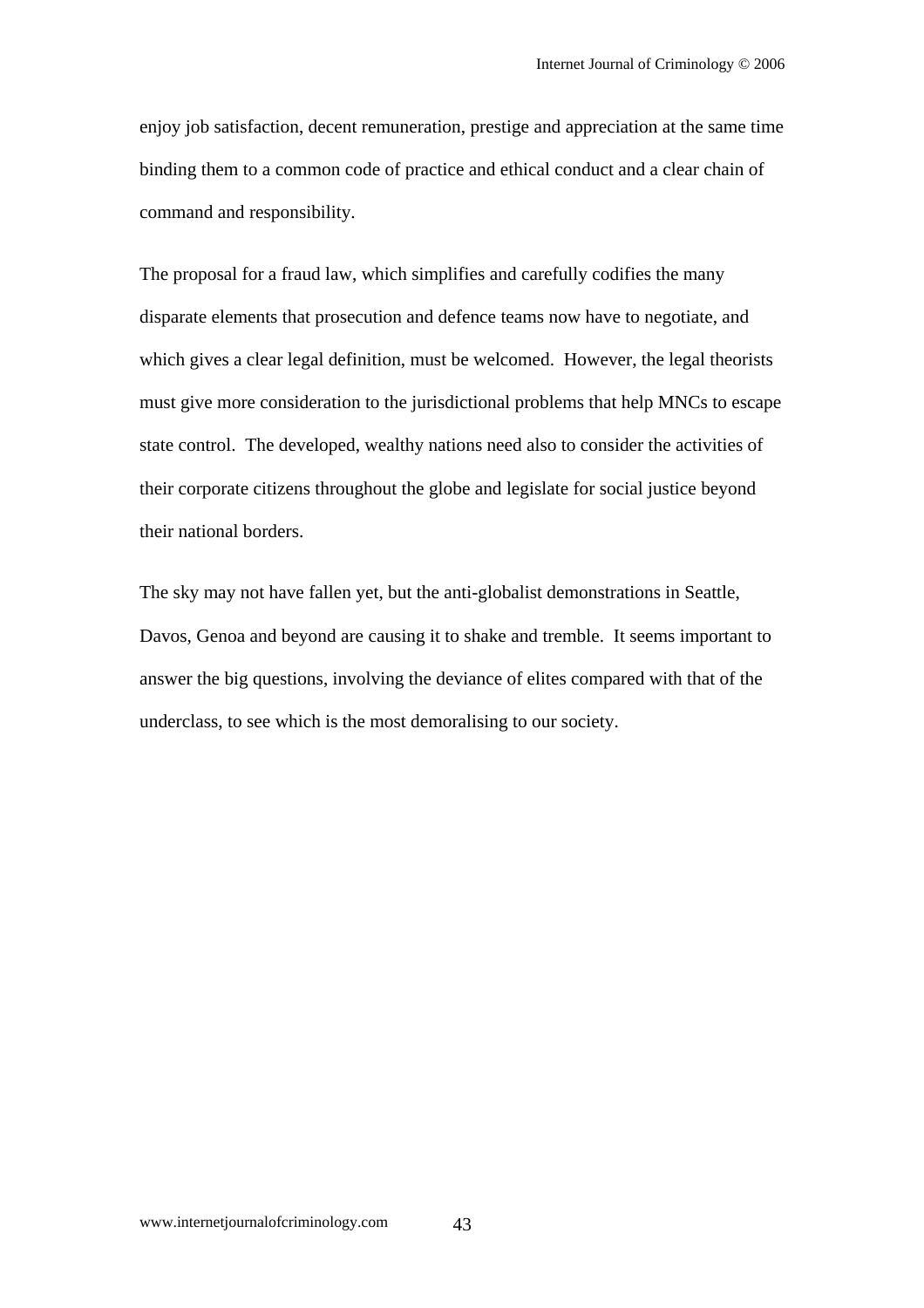enjoy job satisfaction, decent remuneration, prestige and appreciation at the same time binding them to a common code of practice and ethical conduct and a clear chain of command and responsibility.

The proposal for a fraud law, which simplifies and carefully codifies the many disparate elements that prosecution and defence teams now have to negotiate, and which gives a clear legal definition, must be welcomed. However, the legal theorists must give more consideration to the jurisdictional problems that help MNCs to escape state control. The developed, wealthy nations need also to consider the activities of their corporate citizens throughout the globe and legislate for social justice beyond their national borders.

The sky may not have fallen yet, but the anti-globalist demonstrations in Seattle, Davos, Genoa and beyond are causing it to shake and tremble. It seems important to answer the big questions, involving the deviance of elites compared with that of the underclass, to see which is the most demoralising to our society.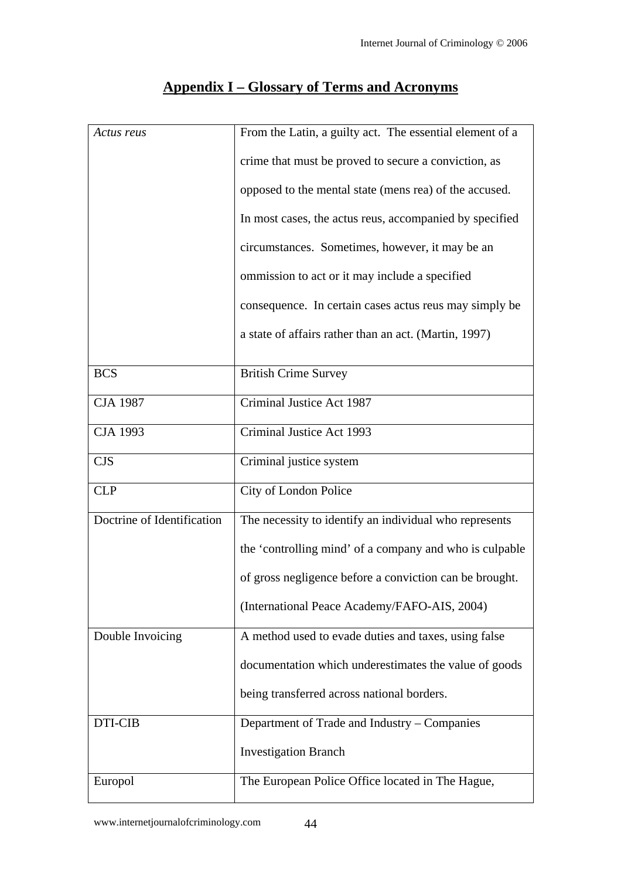## Appendix I – Glossary of Terms and Acronyms

| | |
|---|---|
| *Actus reus* | From the Latin, a guilty act. The essential element of a crime that must be proved to secure a conviction, as opposed to the mental state (mens rea) of the accused. In most cases, the actus reus, accompanied by specified circumstances. Sometimes, however, it may be an ommission to act or it may include a specified consequence. In certain cases actus reus may simply be a state of affairs rather than an act. (Martin, 1997) |
| BCS | British Crime Survey |
| CJA 1987 | Criminal Justice Act 1987 |
| CJA 1993 | Criminal Justice Act 1993 |
| CJS | Criminal justice system |
| CLP | City of London Police |
| Doctrine of Identification | The necessity to identify an individual who represents the 'controlling mind' of a company and who is culpable of gross negligence before a conviction can be brought. (International Peace Academy/FAFO-AIS, 2004) |
| Double Invoicing | A method used to evade duties and taxes, using false documentation which underestimates the value of goods being transferred across national borders. |
| DTI-CIB | Department of Trade and Industry – Companies Investigation Branch |
| Europol | The European Police Office located in The Hague, |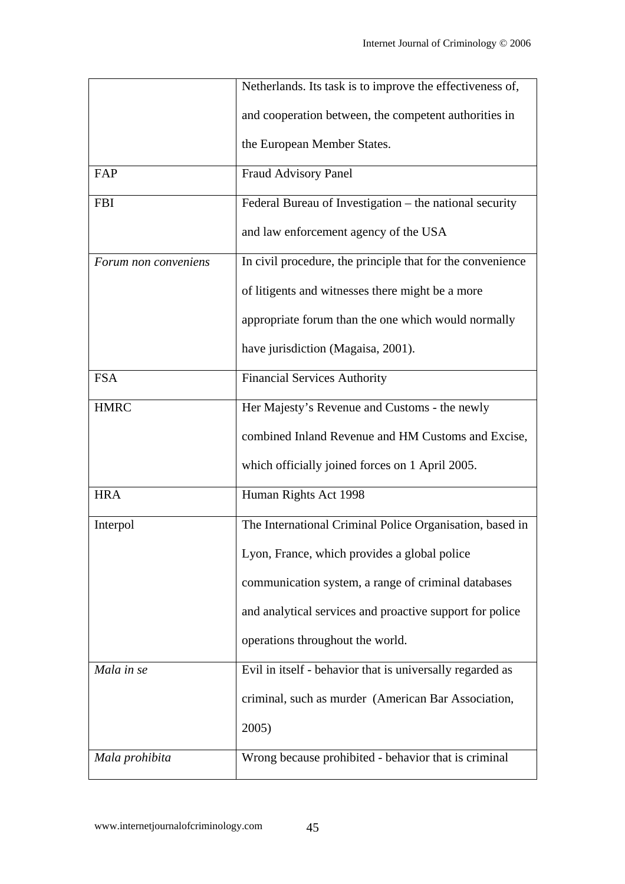| | |
|---|---|
| | Netherlands. Its task is to improve the effectiveness of, and cooperation between, the competent authorities in the European Member States. |
| FAP | Fraud Advisory Panel |
| FBI | Federal Bureau of Investigation – the national security and law enforcement agency of the USA |
| *Forum non conveniens* | In civil procedure, the principle that for the convenience of litigents and witnesses there might be a more appropriate forum than the one which would normally have jurisdiction (Magaisa, 2001). |
| FSA | Financial Services Authority |
| HMRC | Her Majesty's Revenue and Customs - the newly combined Inland Revenue and HM Customs and Excise, which officially joined forces on 1 April 2005. |
| HRA | Human Rights Act 1998 |
| Interpol | The International Criminal Police Organisation, based in Lyon, France, which provides a global police communication system, a range of criminal databases and analytical services and proactive support for police operations throughout the world. |
| *Mala in se* | Evil in itself - behavior that is universally regarded as criminal, such as murder (American Bar Association, 2005) |
| *Mala prohibita* | Wrong because prohibited - behavior that is criminal |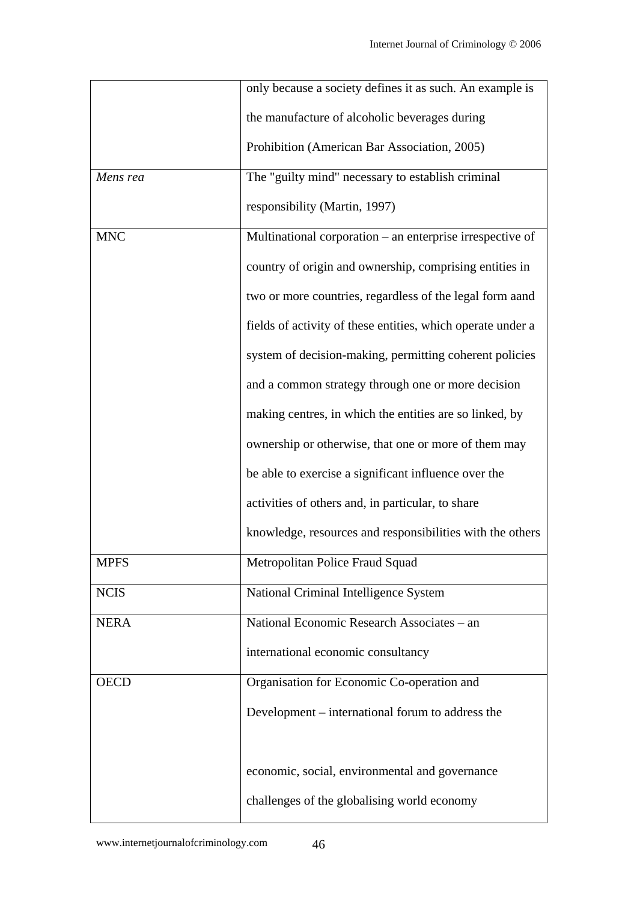| | |
|---|---|
| | only because a society defines it as such. An example is the manufacture of alcoholic beverages during Prohibition (American Bar Association, 2005) |
| *Mens rea* | The "guilty mind" necessary to establish criminal responsibility (Martin, 1997) |
| MNC | Multinational corporation – an enterprise irrespective of country of origin and ownership, comprising entities in two or more countries, regardless of the legal form aand fields of activity of these entities, which operate under a system of decision-making, permitting coherent policies and a common strategy through one or more decision making centres, in which the entities are so linked, by ownership or otherwise, that one or more of them may be able to exercise a significant influence over the activities of others and, in particular, to share knowledge, resources and responsibilities with the others |
| MPFS | Metropolitan Police Fraud Squad |
| NCIS | National Criminal Intelligence System |
| NERA | National Economic Research Associates – an international economic consultancy |
| OECD | Organisation for Economic Co-operation and Development – international forum to address the economic, social, environmental and governance challenges of the globalising world economy |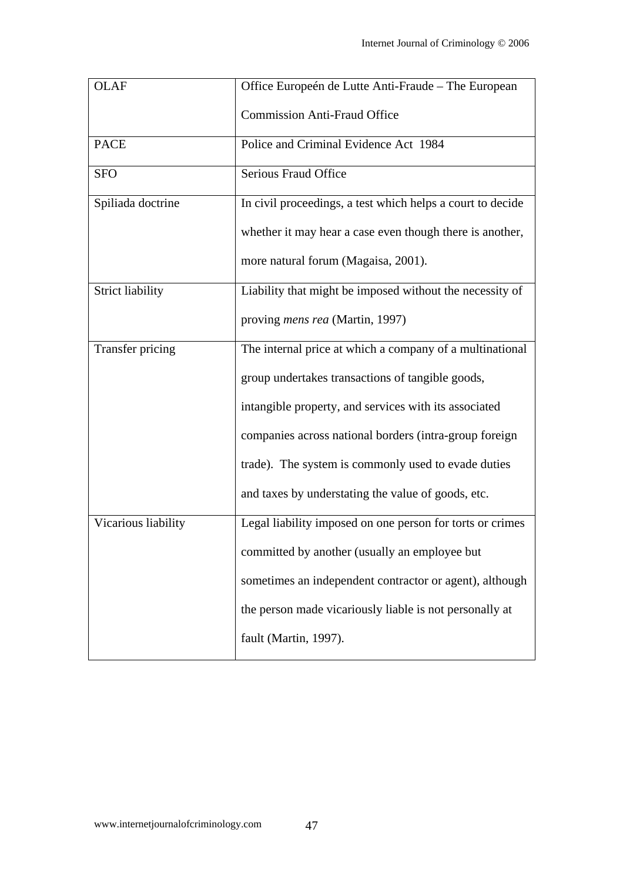| | |
|---|---|
| OLAF | Office Europeén de Lutte Anti-Fraude – The European Commission Anti-Fraud Office |
| PACE | Police and Criminal Evidence Act 1984 |
| SFO | Serious Fraud Office |
| Spiliada doctrine | In civil proceedings, a test which helps a court to decide whether it may hear a case even though there is another, more natural forum (Magaisa, 2001). |
| Strict liability | Liability that might be imposed without the necessity of proving *mens rea* (Martin, 1997) |
| Transfer pricing | The internal price at which a company of a multinational group undertakes transactions of tangible goods, intangible property, and services with its associated companies across national borders (intra-group foreign trade). The system is commonly used to evade duties and taxes by understating the value of goods, etc. |
| Vicarious liability | Legal liability imposed on one person for torts or crimes committed by another (usually an employee but sometimes an independent contractor or agent), although the person made vicariously liable is not personally at fault (Martin, 1997). |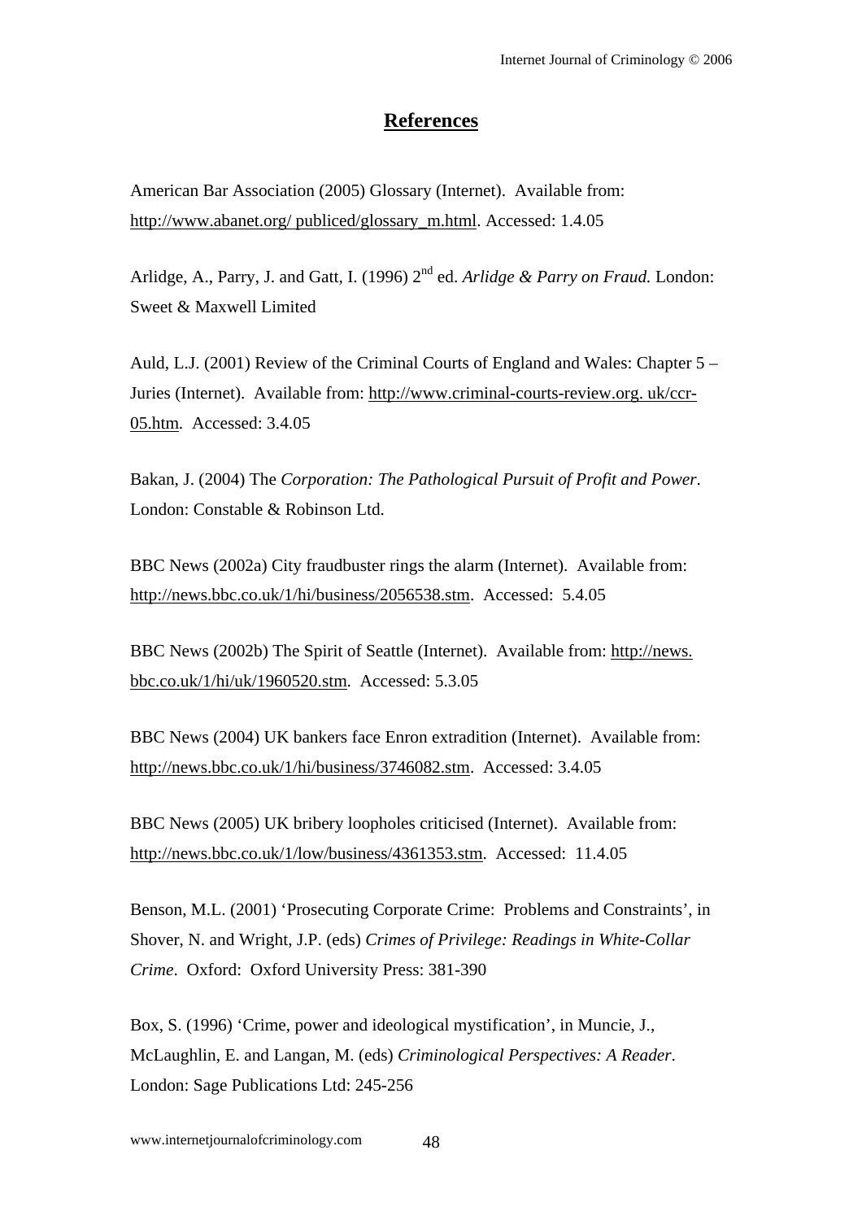## References

American Bar Association (2005) Glossary (Internet). Available from: http://www.abanet.org/ publiced/glossary_m.html. Accessed: 1.4.05

Arlidge, A., Parry, J. and Gatt, I. (1996) 2nd ed. *Arlidge & Parry on Fraud.* London: Sweet & Maxwell Limited

Auld, L.J. (2001) Review of the Criminal Courts of England and Wales: Chapter 5 – Juries (Internet). Available from: http://www.criminal-courts-review.org. uk/ccr-05.htm. Accessed: 3.4.05

Bakan, J. (2004) The *Corporation: The Pathological Pursuit of Profit and Power*. London: Constable & Robinson Ltd.

BBC News (2002a) City fraudbuster rings the alarm (Internet). Available from: http://news.bbc.co.uk/1/hi/business/2056538.stm. Accessed: 5.4.05

BBC News (2002b) The Spirit of Seattle (Internet). Available from: http://news. bbc.co.uk/1/hi/uk/1960520.stm. Accessed: 5.3.05

BBC News (2004) UK bankers face Enron extradition (Internet). Available from: http://news.bbc.co.uk/1/hi/business/3746082.stm. Accessed: 3.4.05

BBC News (2005) UK bribery loopholes criticised (Internet). Available from: http://news.bbc.co.uk/1/low/business/4361353.stm. Accessed: 11.4.05

Benson, M.L. (2001) 'Prosecuting Corporate Crime: Problems and Constraints', in Shover, N. and Wright, J.P. (eds) *Crimes of Privilege: Readings in White-Collar Crime*. Oxford: Oxford University Press: 381-390

Box, S. (1996) 'Crime, power and ideological mystification', in Muncie, J., McLaughlin, E. and Langan, M. (eds) *Criminological Perspectives: A Reader*. London: Sage Publications Ltd: 245-256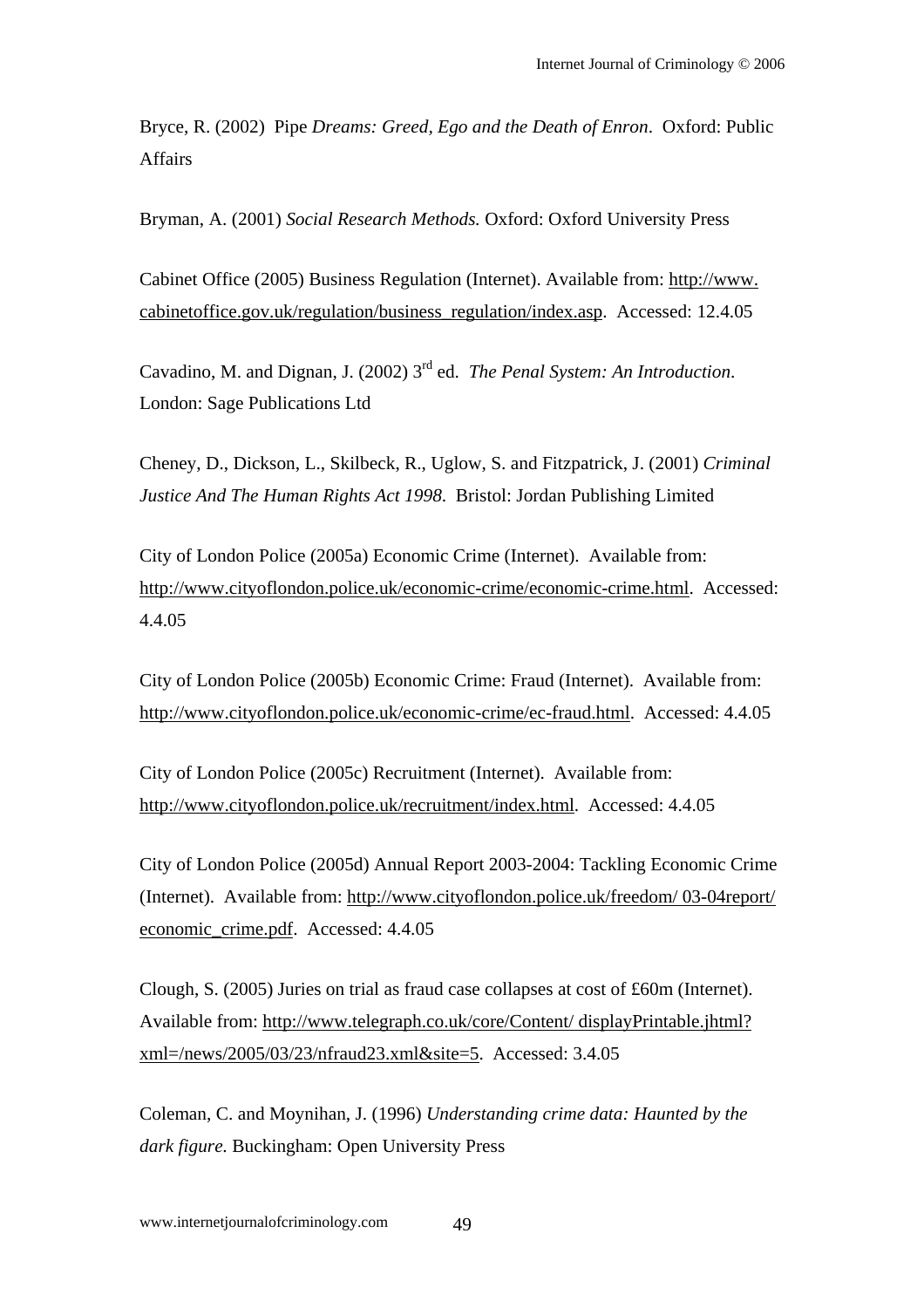Bryce, R. (2002) Pipe *Dreams: Greed, Ego and the Death of Enron*. Oxford: Public Affairs

Bryman, A. (2001) *Social Research Methods.* Oxford: Oxford University Press

Cabinet Office (2005) Business Regulation (Internet). Available from: http://www.cabinetoffice.gov.uk/regulation/business_regulation/index.asp. Accessed: 12.4.05

Cavadino, M. and Dignan, J. (2002) 3rd ed. *The Penal System: An Introduction.* London: Sage Publications Ltd

Cheney, D., Dickson, L., Skilbeck, R., Uglow, S. and Fitzpatrick, J. (2001) *Criminal Justice And The Human Rights Act 1998.* Bristol: Jordan Publishing Limited

City of London Police (2005a) Economic Crime (Internet). Available from: http://www.cityoflondon.police.uk/economic-crime/economic-crime.html. Accessed: 4.4.05

City of London Police (2005b) Economic Crime: Fraud (Internet). Available from: http://www.cityoflondon.police.uk/economic-crime/ec-fraud.html. Accessed: 4.4.05

City of London Police (2005c) Recruitment (Internet). Available from: http://www.cityoflondon.police.uk/recruitment/index.html. Accessed: 4.4.05

City of London Police (2005d) Annual Report 2003-2004: Tackling Economic Crime (Internet). Available from: http://www.cityoflondon.police.uk/freedom/ 03-04report/economic_crime.pdf. Accessed: 4.4.05

Clough, S. (2005) Juries on trial as fraud case collapses at cost of £60m (Internet). Available from: http://www.telegraph.co.uk/core/Content/ displayPrintable.jhtml?xml=/news/2005/03/23/nfraud23.xml&site=5. Accessed: 3.4.05

Coleman, C. and Moynihan, J. (1996) *Understanding crime data: Haunted by the dark figure.* Buckingham: Open University Press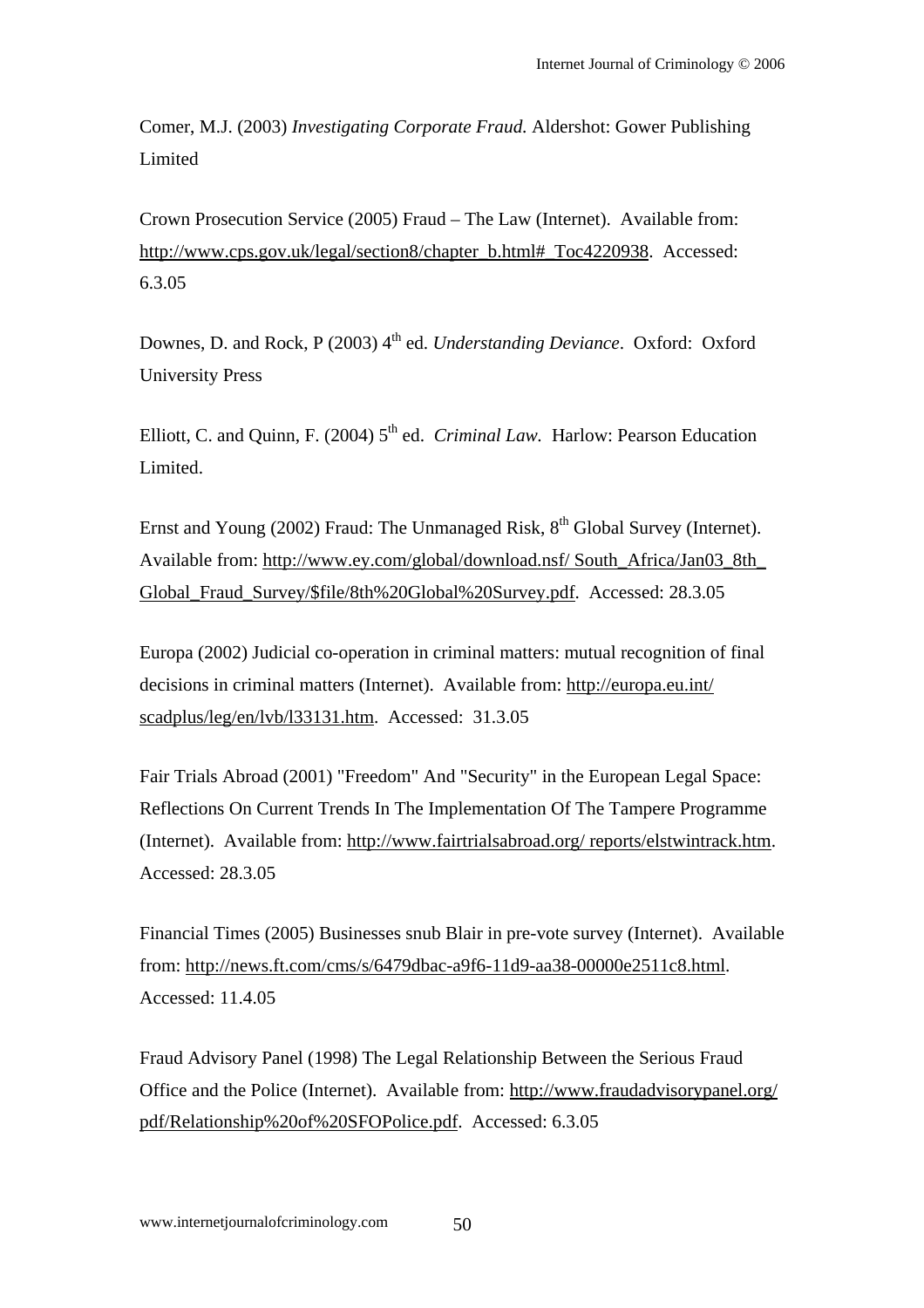Comer, M.J. (2003) *Investigating Corporate Fraud.* Aldershot: Gower Publishing Limited

Crown Prosecution Service (2005) Fraud – The Law (Internet). Available from: http://www.cps.gov.uk/legal/section8/chapter_b.html#_Toc4220938. Accessed: 6.3.05

Downes, D. and Rock, P (2003) 4th ed. *Understanding Deviance*. Oxford: Oxford University Press

Elliott, C. and Quinn, F. (2004) 5th ed. *Criminal Law*. Harlow: Pearson Education Limited.

Ernst and Young (2002) Fraud: The Unmanaged Risk, 8th Global Survey (Internet). Available from: http://www.ey.com/global/download.nsf/ South_Africa/Jan03_8th_Global_Fraud_Survey/$file/8th%20Global%20Survey.pdf. Accessed: 28.3.05

Europa (2002) Judicial co-operation in criminal matters: mutual recognition of final decisions in criminal matters (Internet). Available from: http://europa.eu.int/scadplus/leg/en/lvb/l33131.htm. Accessed: 31.3.05

Fair Trials Abroad (2001) "Freedom" And "Security" in the European Legal Space: Reflections On Current Trends In The Implementation Of The Tampere Programme (Internet). Available from: http://www.fairtrialsabroad.org/ reports/elstwintrack.htm. Accessed: 28.3.05

Financial Times (2005) Businesses snub Blair in pre-vote survey (Internet). Available from: http://news.ft.com/cms/s/6479dbac-a9f6-11d9-aa38-00000e2511c8.html. Accessed: 11.4.05

Fraud Advisory Panel (1998) The Legal Relationship Between the Serious Fraud Office and the Police (Internet). Available from: http://www.fraudadvisorypanel.org/pdf/Relationship%20of%20SFOPolice.pdf. Accessed: 6.3.05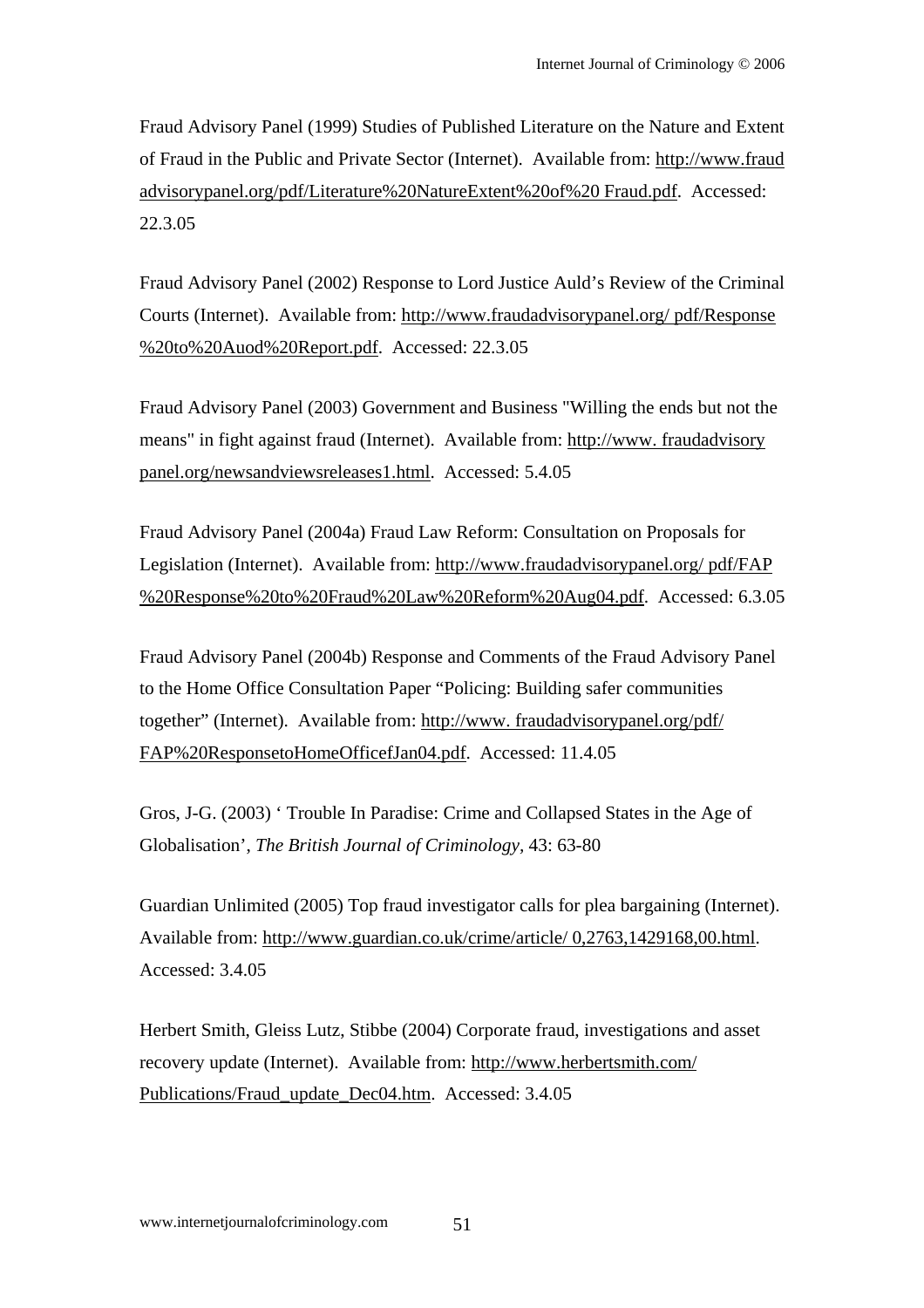Fraud Advisory Panel (1999) Studies of Published Literature on the Nature and Extent of Fraud in the Public and Private Sector (Internet). Available from: http://www.fraud advisorypanel.org/pdf/Literature%20NatureExtent%20of%20 Fraud.pdf. Accessed: 22.3.05

Fraud Advisory Panel (2002) Response to Lord Justice Auld's Review of the Criminal Courts (Internet). Available from: http://www.fraudadvisorypanel.org/ pdf/Response %20to%20Auod%20Report.pdf. Accessed: 22.3.05

Fraud Advisory Panel (2003) Government and Business "Willing the ends but not the means" in fight against fraud (Internet). Available from: http://www. fraudadvisory panel.org/newsandviewsreleases1.html. Accessed: 5.4.05

Fraud Advisory Panel (2004a) Fraud Law Reform: Consultation on Proposals for Legislation (Internet). Available from: http://www.fraudadvisorypanel.org/ pdf/FAP %20Response%20to%20Fraud%20Law%20Reform%20Aug04.pdf. Accessed: 6.3.05

Fraud Advisory Panel (2004b) Response and Comments of the Fraud Advisory Panel to the Home Office Consultation Paper "Policing: Building safer communities together" (Internet). Available from: http://www. fraudadvisorypanel.org/pdf/ FAP%20ResponsetoHomeOfficefJan04.pdf. Accessed: 11.4.05

Gros, J-G. (2003) ' Trouble In Paradise: Crime and Collapsed States in the Age of Globalisation', *The British Journal of Criminology,* 43: 63-80

Guardian Unlimited (2005) Top fraud investigator calls for plea bargaining (Internet). Available from: http://www.guardian.co.uk/crime/article/ 0,2763,1429168,00.html. Accessed: 3.4.05

Herbert Smith, Gleiss Lutz, Stibbe (2004) Corporate fraud, investigations and asset recovery update (Internet). Available from: http://www.herbertsmith.com/ Publications/Fraud_update_Dec04.htm. Accessed: 3.4.05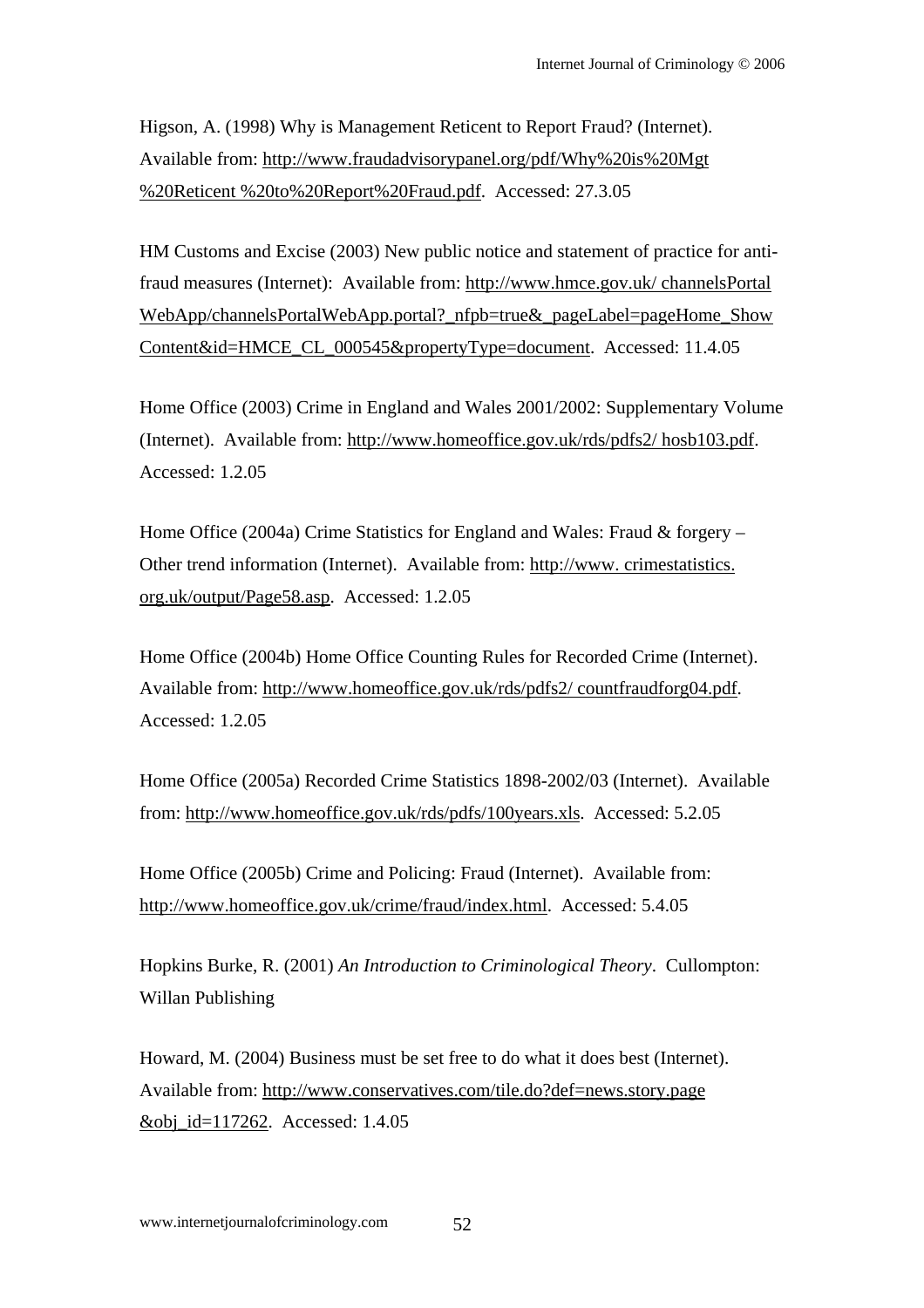Higson, A. (1998) Why is Management Reticent to Report Fraud? (Internet). Available from: http://www.fraudadvisorypanel.org/pdf/Why%20is%20Mgt%20Reticent %20to%20Report%20Fraud.pdf. Accessed: 27.3.05

HM Customs and Excise (2003) New public notice and statement of practice for anti-fraud measures (Internet): Available from: http://www.hmce.gov.uk/ channelsPortalWebApp/channelsPortalWebApp.portal?_nfpb=true&_pageLabel=pageHome_ShowContent&id=HMCE_CL_000545&propertyType=document. Accessed: 11.4.05

Home Office (2003) Crime in England and Wales 2001/2002: Supplementary Volume (Internet). Available from: http://www.homeoffice.gov.uk/rds/pdfs2/ hosb103.pdf. Accessed: 1.2.05

Home Office (2004a) Crime Statistics for England and Wales: Fraud & forgery – Other trend information (Internet). Available from: http://www. crimestatistics.org.uk/output/Page58.asp. Accessed: 1.2.05

Home Office (2004b) Home Office Counting Rules for Recorded Crime (Internet). Available from: http://www.homeoffice.gov.uk/rds/pdfs2/ countfraudforg04.pdf. Accessed: 1.2.05

Home Office (2005a) Recorded Crime Statistics 1898-2002/03 (Internet). Available from: http://www.homeoffice.gov.uk/rds/pdfs/100years.xls. Accessed: 5.2.05

Home Office (2005b) Crime and Policing: Fraud (Internet). Available from: http://www.homeoffice.gov.uk/crime/fraud/index.html. Accessed: 5.4.05

Hopkins Burke, R. (2001) *An Introduction to Criminological Theory*. Cullompton: Willan Publishing

Howard, M. (2004) Business must be set free to do what it does best (Internet). Available from: http://www.conservatives.com/tile.do?def=news.story.page&obj_id=117262. Accessed: 1.4.05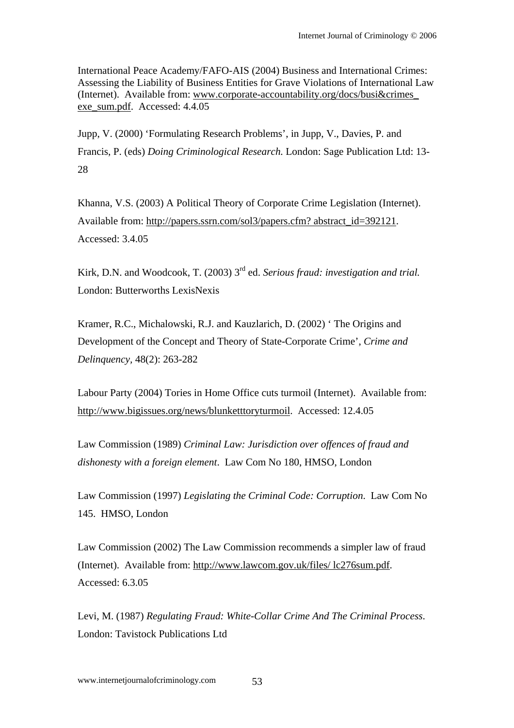International Peace Academy/FAFO-AIS (2004) Business and International Crimes: Assessing the Liability of Business Entities for Grave Violations of International Law (Internet). Available from: www.corporate-accountability.org/docs/busi&crimes_exe_sum.pdf. Accessed: 4.4.05

Jupp, V. (2000) 'Formulating Research Problems', in Jupp, V., Davies, P. and Francis, P. (eds) *Doing Criminological Research.* London: Sage Publication Ltd: 13-28

Khanna, V.S. (2003) A Political Theory of Corporate Crime Legislation (Internet). Available from: http://papers.ssrn.com/sol3/papers.cfm? abstract_id=392121. Accessed: 3.4.05

Kirk, D.N. and Woodcook, T. (2003) 3rd ed. *Serious fraud: investigation and trial.* London: Butterworths LexisNexis

Kramer, R.C., Michalowski, R.J. and Kauzlarich, D. (2002) ' The Origins and Development of the Concept and Theory of State-Corporate Crime', *Crime and Delinquency,* 48(2): 263-282

Labour Party (2004) Tories in Home Office cuts turmoil (Internet). Available from: http://www.bigissues.org/news/blunketttoryturmoil. Accessed: 12.4.05

Law Commission (1989) *Criminal Law: Jurisdiction over offences of fraud and dishonesty with a foreign element*. Law Com No 180, HMSO, London

Law Commission (1997) *Legislating the Criminal Code: Corruption.* Law Com No 145. HMSO, London

Law Commission (2002) The Law Commission recommends a simpler law of fraud (Internet). Available from: http://www.lawcom.gov.uk/files/ lc276sum.pdf. Accessed: 6.3.05

Levi, M. (1987) *Regulating Fraud: White-Collar Crime And The Criminal Process.* London: Tavistock Publications Ltd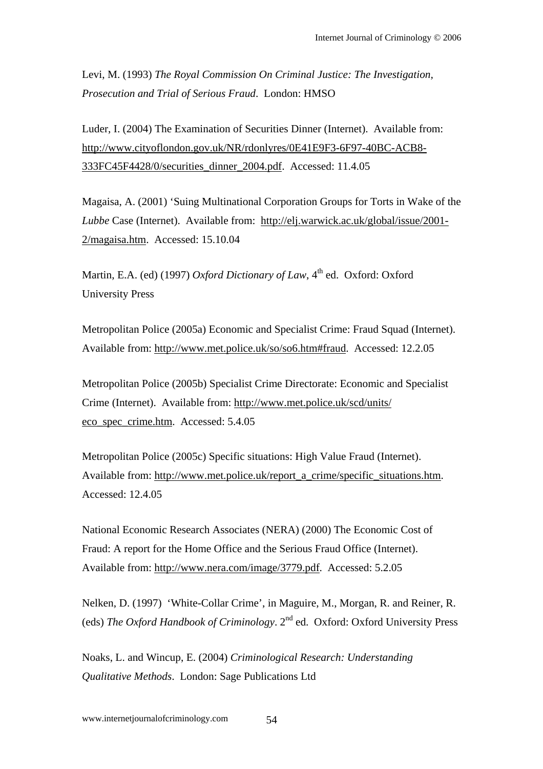Levi, M. (1993) *The Royal Commission On Criminal Justice: The Investigation, Prosecution and Trial of Serious Fraud*. London: HMSO

Luder, I. (2004) The Examination of Securities Dinner (Internet). Available from: http://www.cityoflondon.gov.uk/NR/rdonlyres/0E41E9F3-6F97-40BC-ACB8-333FC45F4428/0/securities_dinner_2004.pdf. Accessed: 11.4.05

Magaisa, A. (2001) 'Suing Multinational Corporation Groups for Torts in Wake of the *Lubbe* Case (Internet). Available from: http://elj.warwick.ac.uk/global/issue/2001-2/magaisa.htm. Accessed: 15.10.04

Martin, E.A. (ed) (1997) *Oxford Dictionary of Law*, 4th ed. Oxford: Oxford University Press

Metropolitan Police (2005a) Economic and Specialist Crime: Fraud Squad (Internet). Available from: http://www.met.police.uk/so/so6.htm#fraud. Accessed: 12.2.05

Metropolitan Police (2005b) Specialist Crime Directorate: Economic and Specialist Crime (Internet). Available from: http://www.met.police.uk/scd/units/eco_spec_crime.htm. Accessed: 5.4.05

Metropolitan Police (2005c) Specific situations: High Value Fraud (Internet). Available from: http://www.met.police.uk/report_a_crime/specific_situations.htm. Accessed: 12.4.05

National Economic Research Associates (NERA) (2000) The Economic Cost of Fraud: A report for the Home Office and the Serious Fraud Office (Internet). Available from: http://www.nera.com/image/3779.pdf. Accessed: 5.2.05

Nelken, D. (1997) 'White-Collar Crime', in Maguire, M., Morgan, R. and Reiner, R. (eds) *The Oxford Handbook of Criminology*. 2nd ed. Oxford: Oxford University Press

Noaks, L. and Wincup, E. (2004) *Criminological Research: Understanding Qualitative Methods*. London: Sage Publications Ltd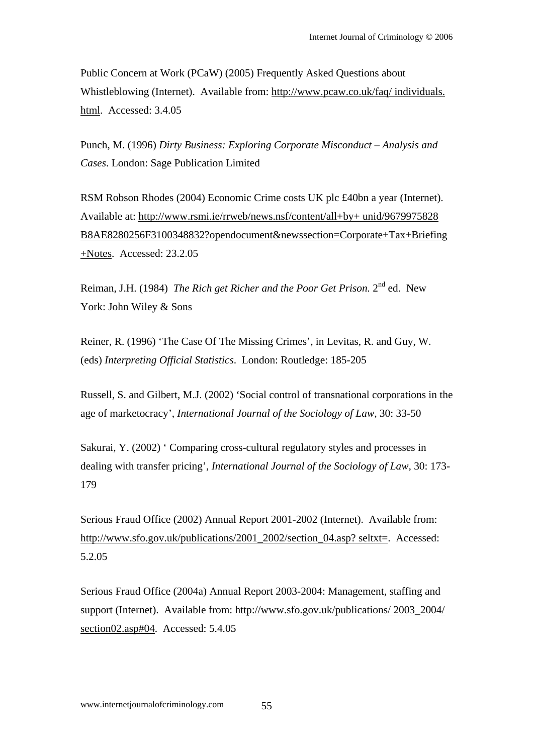Public Concern at Work (PCaW) (2005) Frequently Asked Questions about Whistleblowing (Internet). Available from: http://www.pcaw.co.uk/faq/ individuals.html. Accessed: 3.4.05

Punch, M. (1996) *Dirty Business: Exploring Corporate Misconduct – Analysis and Cases*. London: Sage Publication Limited

RSM Robson Rhodes (2004) Economic Crime costs UK plc £40bn a year (Internet). Available at: http://www.rsmi.ie/rrweb/news.nsf/content/all+by+ unid/9679975828B8AE8280256F3100348832?opendocument&newssection=Corporate+Tax+Briefing+Notes. Accessed: 23.2.05

Reiman, J.H. (1984) *The Rich get Richer and the Poor Get Prison.* 2nd ed. New York: John Wiley & Sons

Reiner, R. (1996) 'The Case Of The Missing Crimes', in Levitas, R. and Guy, W. (eds) *Interpreting Official Statistics*. London: Routledge: 185-205

Russell, S. and Gilbert, M.J. (2002) 'Social control of transnational corporations in the age of marketocracy', *International Journal of the Sociology of Law,* 30: 33-50

Sakurai, Y. (2002) ' Comparing cross-cultural regulatory styles and processes in dealing with transfer pricing', *International Journal of the Sociology of Law,* 30: 173-179

Serious Fraud Office (2002) Annual Report 2001-2002 (Internet). Available from: http://www.sfo.gov.uk/publications/2001_2002/section_04.asp? seltxt=. Accessed: 5.2.05

Serious Fraud Office (2004a) Annual Report 2003-2004: Management, staffing and support (Internet). Available from: http://www.sfo.gov.uk/publications/ 2003_2004/section02.asp#04. Accessed: 5.4.05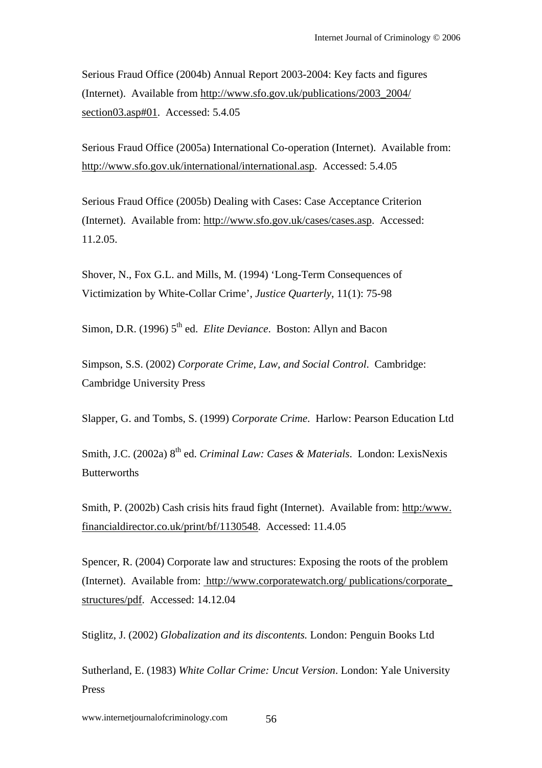Serious Fraud Office (2004b) Annual Report 2003-2004: Key facts and figures (Internet). Available from http://www.sfo.gov.uk/publications/2003_2004/section03.asp#01. Accessed: 5.4.05

Serious Fraud Office (2005a) International Co-operation (Internet). Available from: http://www.sfo.gov.uk/international/international.asp. Accessed: 5.4.05

Serious Fraud Office (2005b) Dealing with Cases: Case Acceptance Criterion (Internet). Available from: http://www.sfo.gov.uk/cases/cases.asp. Accessed: 11.2.05.

Shover, N., Fox G.L. and Mills, M. (1994) 'Long-Term Consequences of Victimization by White-Collar Crime', *Justice Quarterly*, 11(1): 75-98

Simon, D.R. (1996) 5th ed. *Elite Deviance*. Boston: Allyn and Bacon

Simpson, S.S. (2002) *Corporate Crime, Law, and Social Control*. Cambridge: Cambridge University Press

Slapper, G. and Tombs, S. (1999) *Corporate Crime*. Harlow: Pearson Education Ltd

Smith, J.C. (2002a) 8th ed. *Criminal Law: Cases & Materials*. London: LexisNexis Butterworths

Smith, P. (2002b) Cash crisis hits fraud fight (Internet). Available from: http:/www.financialdirector.co.uk/print/bf/1130548. Accessed: 11.4.05

Spencer, R. (2004) Corporate law and structures: Exposing the roots of the problem (Internet). Available from: http://www.corporatewatch.org/ publications/corporate_structures/pdf. Accessed: 14.12.04

Stiglitz, J. (2002) *Globalization and its discontents.* London: Penguin Books Ltd

Sutherland, E. (1983) *White Collar Crime: Uncut Version*. London: Yale University Press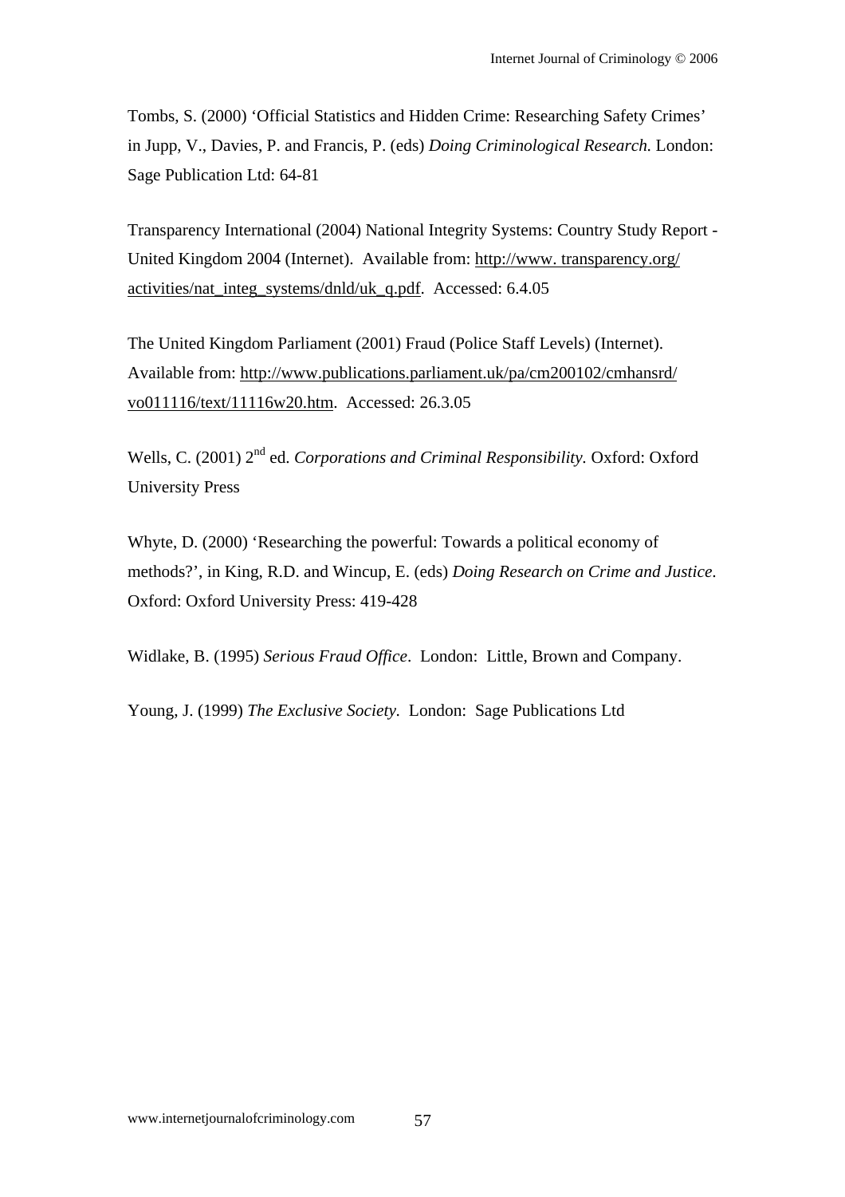Tombs, S. (2000) 'Official Statistics and Hidden Crime: Researching Safety Crimes' in Jupp, V., Davies, P. and Francis, P. (eds) *Doing Criminological Research.* London: Sage Publication Ltd: 64-81

Transparency International (2004) National Integrity Systems: Country Study Report - United Kingdom 2004 (Internet). Available from: http://www. transparency.org/ activities/nat_integ_systems/dnld/uk_q.pdf. Accessed: 6.4.05

The United Kingdom Parliament (2001) Fraud (Police Staff Levels) (Internet). Available from: http://www.publications.parliament.uk/pa/cm200102/cmhansrd/ vo011116/text/11116w20.htm. Accessed: 26.3.05

Wells, C. (2001) 2nd ed. *Corporations and Criminal Responsibility.* Oxford: Oxford University Press

Whyte, D. (2000) 'Researching the powerful: Towards a political economy of methods?', in King, R.D. and Wincup, E. (eds) *Doing Research on Crime and Justice*. Oxford: Oxford University Press: 419-428

Widlake, B. (1995) *Serious Fraud Office*. London: Little, Brown and Company.

Young, J. (1999) *The Exclusive Society*. London: Sage Publications Ltd